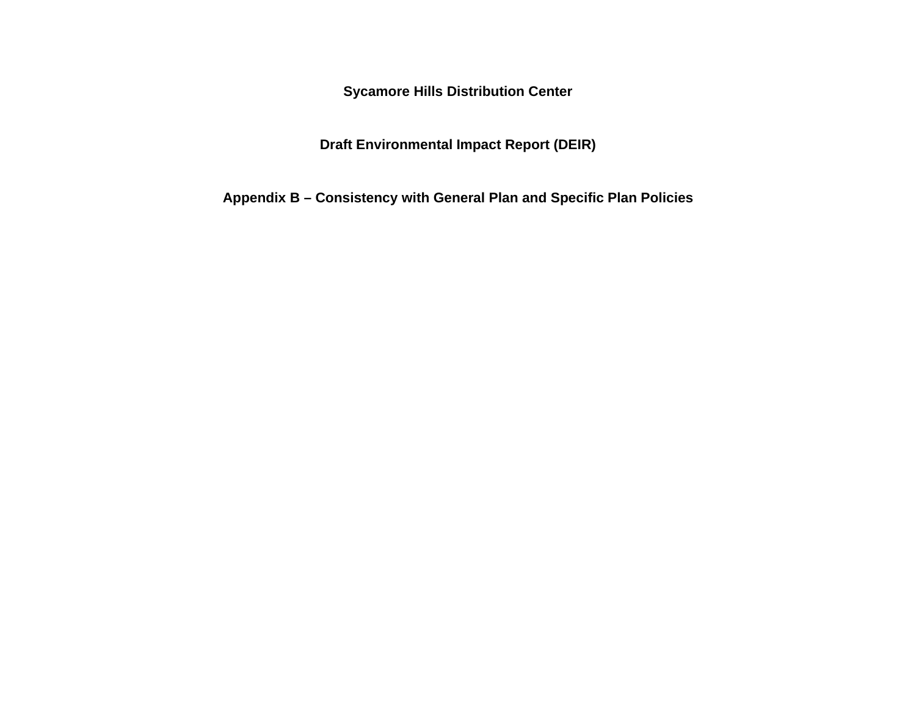# Sycamore Hills Distribution Center

## Draft Environmental Impact Report (DEIR)

## Appendix B – Consistency with General Plan and Specific Plan Policies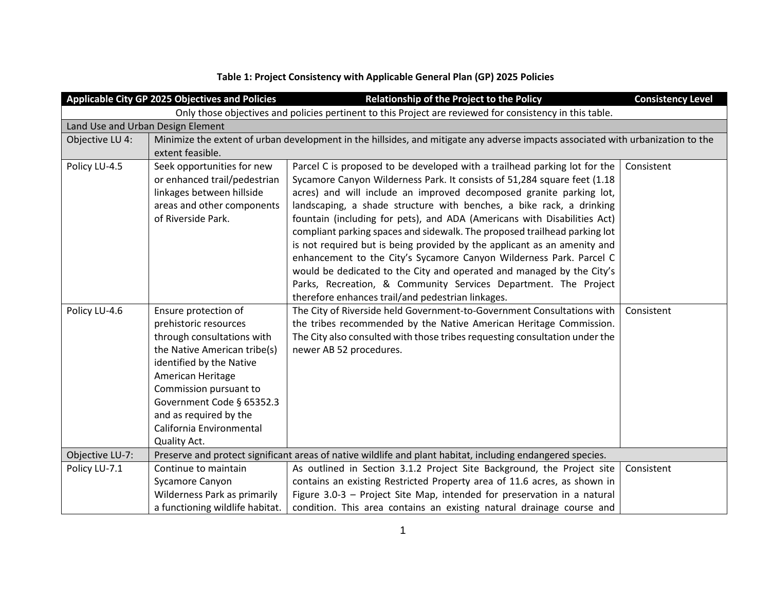**Table 1: Project Consistency with Applicable General Plan (GP) 2025 Policies**

| Applicable City GP 2025 Objectives and Policies | | Relationship of the Project to the Policy | Consistency Level |
|---|---|---|---|
| Only those objectives and policies pertinent to this Project are reviewed for consistency in this table. | | | |
| Land Use and Urban Design Element | | | |
| Objective LU 4: | Minimize the extent of urban development in the hillsides, and mitigate any adverse impacts associated with urbanization to the extent feasible. | | |
| Policy LU-4.5 | Seek opportunities for new or enhanced trail/pedestrian linkages between hillside areas and other components of Riverside Park. | Parcel C is proposed to be developed with a trailhead parking lot for the Sycamore Canyon Wilderness Park. It consists of 51,284 square feet (1.18 acres) and will include an improved decomposed granite parking lot, landscaping, a shade structure with benches, a bike rack, a drinking fountain (including for pets), and ADA (Americans with Disabilities Act) compliant parking spaces and sidewalk. The proposed trailhead parking lot is not required but is being provided by the applicant as an amenity and enhancement to the City's Sycamore Canyon Wilderness Park. Parcel C would be dedicated to the City and operated and managed by the City's Parks, Recreation, & Community Services Department. The Project therefore enhances trail/and pedestrian linkages. | Consistent |
| Policy LU-4.6 | Ensure protection of prehistoric resources through consultations with the Native American tribe(s) identified by the Native American Heritage Commission pursuant to Government Code § 65352.3 and as required by the California Environmental Quality Act. | The City of Riverside held Government-to-Government Consultations with the tribes recommended by the Native American Heritage Commission. The City also consulted with those tribes requesting consultation under the newer AB 52 procedures. | Consistent |
| Objective LU-7: | Preserve and protect significant areas of native wildlife and plant habitat, including endangered species. | | |
| Policy LU-7.1 | Continue to maintain Sycamore Canyon Wilderness Park as primarily a functioning wildlife habitat. | As outlined in Section 3.1.2 Project Site Background, the Project site contains an existing Restricted Property area of 11.6 acres, as shown in Figure 3.0-3 – Project Site Map, intended for preservation in a natural condition. This area contains an existing natural drainage course and | Consistent |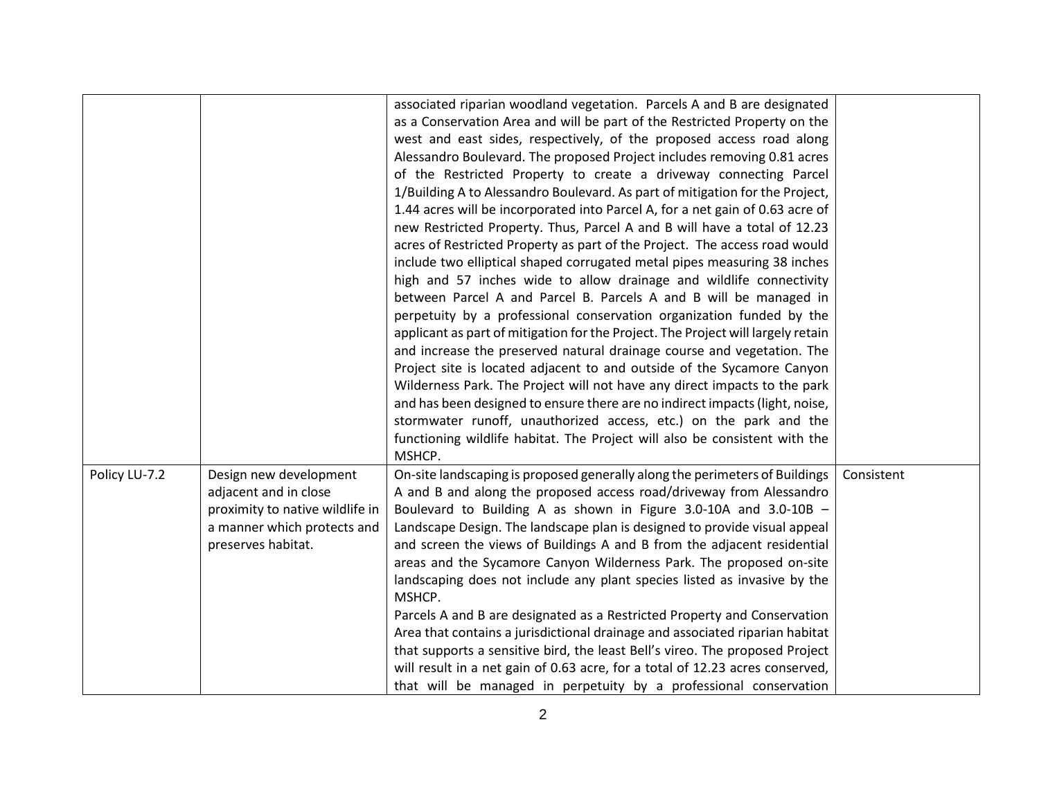| | | | |
|---|---|---|---|
| | | associated riparian woodland vegetation. Parcels A and B are designated as a Conservation Area and will be part of the Restricted Property on the west and east sides, respectively, of the proposed access road along Alessandro Boulevard. The proposed Project includes removing 0.81 acres of the Restricted Property to create a driveway connecting Parcel 1/Building A to Alessandro Boulevard. As part of mitigation for the Project, 1.44 acres will be incorporated into Parcel A, for a net gain of 0.63 acre of new Restricted Property. Thus, Parcel A and B will have a total of 12.23 acres of Restricted Property as part of the Project. The access road would include two elliptical shaped corrugated metal pipes measuring 38 inches high and 57 inches wide to allow drainage and wildlife connectivity between Parcel A and Parcel B. Parcels A and B will be managed in perpetuity by a professional conservation organization funded by the applicant as part of mitigation for the Project. The Project will largely retain and increase the preserved natural drainage course and vegetation. The Project site is located adjacent to and outside of the Sycamore Canyon Wilderness Park. The Project will not have any direct impacts to the park and has been designed to ensure there are no indirect impacts (light, noise, stormwater runoff, unauthorized access, etc.) on the park and the functioning wildlife habitat. The Project will also be consistent with the MSHCP. | |
| Policy LU-7.2 | Design new development adjacent and in close proximity to native wildlife in a manner which protects and preserves habitat. | On-site landscaping is proposed generally along the perimeters of Buildings A and B and along the proposed access road/driveway from Alessandro Boulevard to Building A as shown in Figure 3.0-10A and 3.0-10B – Landscape Design. The landscape plan is designed to provide visual appeal and screen the views of Buildings A and B from the adjacent residential areas and the Sycamore Canyon Wilderness Park. The proposed on-site landscaping does not include any plant species listed as invasive by the MSHCP.<br>Parcels A and B are designated as a Restricted Property and Conservation Area that contains a jurisdictional drainage and associated riparian habitat that supports a sensitive bird, the least Bell's vireo. The proposed Project will result in a net gain of 0.63 acre, for a total of 12.23 acres conserved, that will be managed in perpetuity by a professional conservation | Consistent |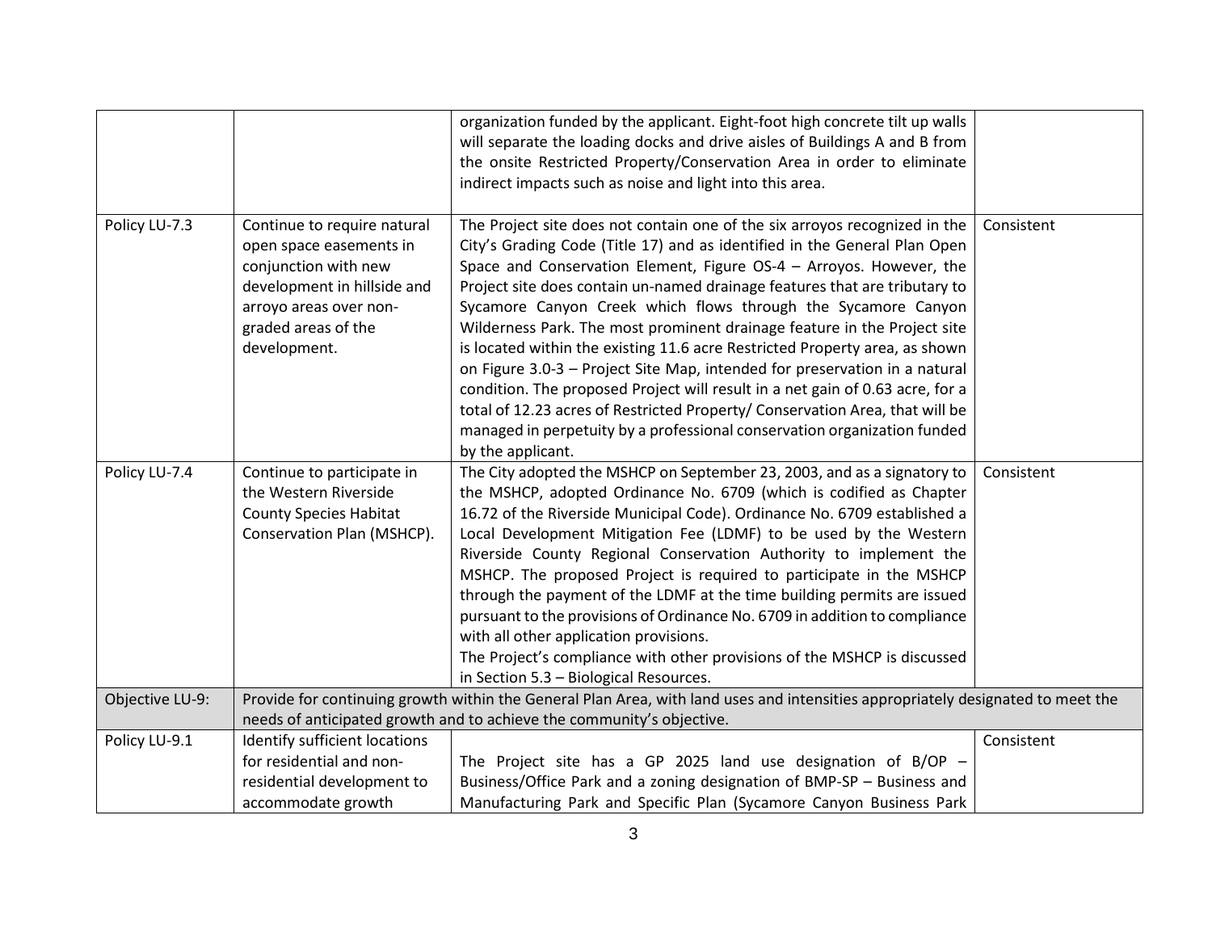| | | | |
|---|---|---|---|
| | | organization funded by the applicant. Eight-foot high concrete tilt up walls will separate the loading docks and drive aisles of Buildings A and B from the onsite Restricted Property/Conservation Area in order to eliminate indirect impacts such as noise and light into this area. | |
| Policy LU-7.3 | Continue to require natural open space easements in conjunction with new development in hillside and arroyo areas over non-graded areas of the development. | The Project site does not contain one of the six arroyos recognized in the City's Grading Code (Title 17) and as identified in the General Plan Open Space and Conservation Element, Figure OS-4 – Arroyos. However, the Project site does contain un-named drainage features that are tributary to Sycamore Canyon Creek which flows through the Sycamore Canyon Wilderness Park. The most prominent drainage feature in the Project site is located within the existing 11.6 acre Restricted Property area, as shown on Figure 3.0-3 – Project Site Map, intended for preservation in a natural condition. The proposed Project will result in a net gain of 0.63 acre, for a total of 12.23 acres of Restricted Property/ Conservation Area, that will be managed in perpetuity by a professional conservation organization funded by the applicant. | Consistent |
| Policy LU-7.4 | Continue to participate in the Western Riverside County Species Habitat Conservation Plan (MSHCP). | The City adopted the MSHCP on September 23, 2003, and as a signatory to the MSHCP, adopted Ordinance No. 6709 (which is codified as Chapter 16.72 of the Riverside Municipal Code). Ordinance No. 6709 established a Local Development Mitigation Fee (LDMF) to be used by the Western Riverside County Regional Conservation Authority to implement the MSHCP. The proposed Project is required to participate in the MSHCP through the payment of the LDMF at the time building permits are issued pursuant to the provisions of Ordinance No. 6709 in addition to compliance with all other application provisions.<br>The Project's compliance with other provisions of the MSHCP is discussed in Section 5.3 – Biological Resources. | Consistent |
| Objective LU-9: | Provide for continuing growth within the General Plan Area, with land uses and intensities appropriately designated to meet the needs of anticipated growth and to achieve the community's objective. | | |
| Policy LU-9.1 | Identify sufficient locations for residential and non-residential development to accommodate growth | The Project site has a GP 2025 land use designation of B/OP – Business/Office Park and a zoning designation of BMP-SP – Business and Manufacturing Park and Specific Plan (Sycamore Canyon Business Park | Consistent |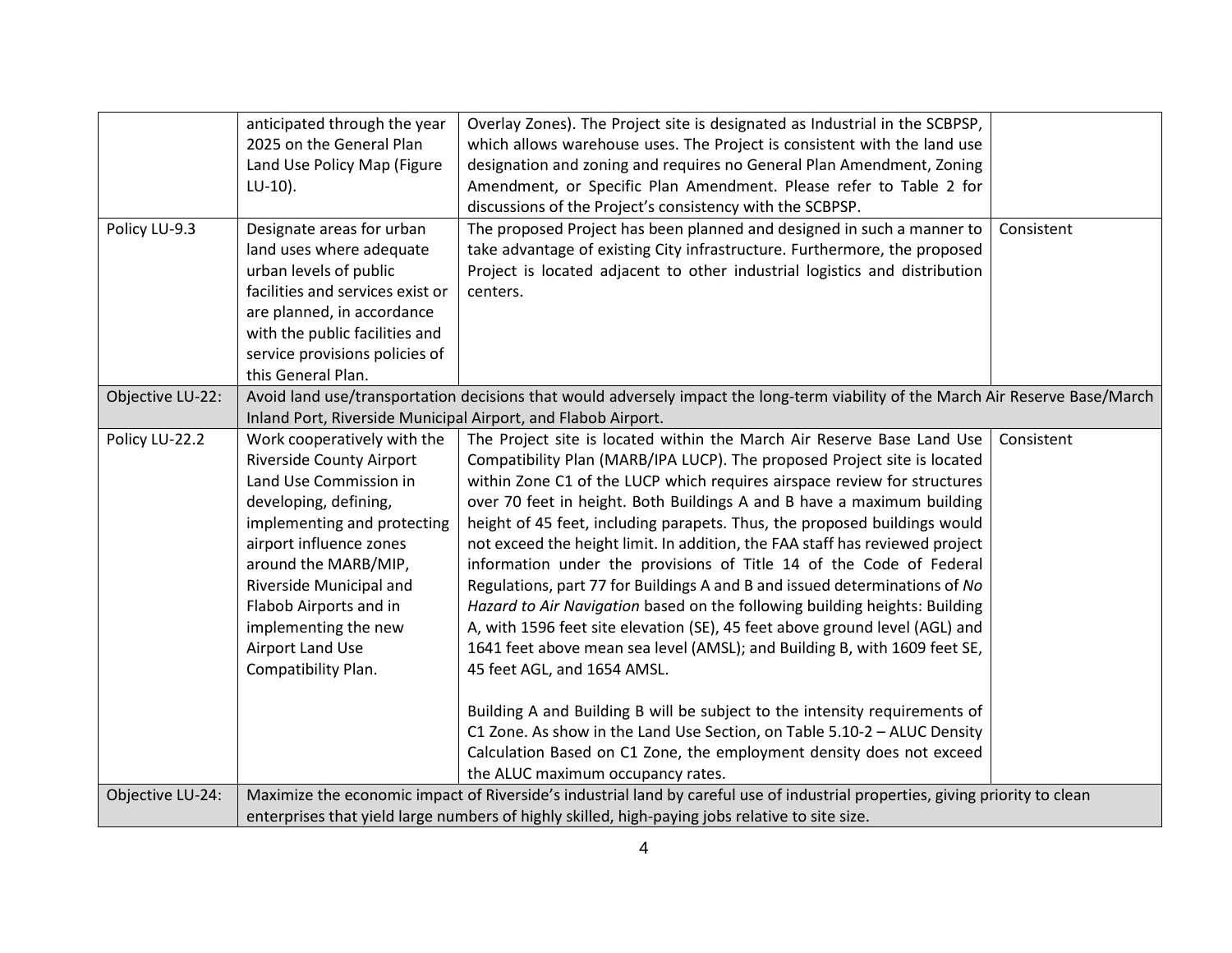| | | | |
|---|---|---|---|
| | anticipated through the year 2025 on the General Plan Land Use Policy Map (Figure LU-10). | Overlay Zones). The Project site is designated as Industrial in the SCBPSP, which allows warehouse uses. The Project is consistent with the land use designation and zoning and requires no General Plan Amendment, Zoning Amendment, or Specific Plan Amendment. Please refer to Table 2 for discussions of the Project's consistency with the SCBPSP. | |
| Policy LU-9.3 | Designate areas for urban land uses where adequate urban levels of public facilities and services exist or are planned, in accordance with the public facilities and service provisions policies of this General Plan. | The proposed Project has been planned and designed in such a manner to take advantage of existing City infrastructure. Furthermore, the proposed Project is located adjacent to other industrial logistics and distribution centers. | Consistent |
| Objective LU-22: | Avoid land use/transportation decisions that would adversely impact the long-term viability of the March Air Reserve Base/March Inland Port, Riverside Municipal Airport, and Flabob Airport. | | |
| Policy LU-22.2 | Work cooperatively with the Riverside County Airport Land Use Commission in developing, defining, implementing and protecting airport influence zones around the MARB/MIP, Riverside Municipal and Flabob Airports and in implementing the new Airport Land Use Compatibility Plan. | The Project site is located within the March Air Reserve Base Land Use Compatibility Plan (MARB/IPA LUCP). The proposed Project site is located within Zone C1 of the LUCP which requires airspace review for structures over 70 feet in height. Both Buildings A and B have a maximum building height of 45 feet, including parapets. Thus, the proposed buildings would not exceed the height limit. In addition, the FAA staff has reviewed project information under the provisions of Title 14 of the Code of Federal Regulations, part 77 for Buildings A and B and issued determinations of *No Hazard to Air Navigation* based on the following building heights: Building A, with 1596 feet site elevation (SE), 45 feet above ground level (AGL) and 1641 feet above mean sea level (AMSL); and Building B, with 1609 feet SE, 45 feet AGL, and 1654 AMSL.<br><br>Building A and Building B will be subject to the intensity requirements of C1 Zone. As show in the Land Use Section, on Table 5.10-2 – ALUC Density Calculation Based on C1 Zone, the employment density does not exceed the ALUC maximum occupancy rates. | Consistent |
| Objective LU-24: | Maximize the economic impact of Riverside's industrial land by careful use of industrial properties, giving priority to clean enterprises that yield large numbers of highly skilled, high-paying jobs relative to site size. | | |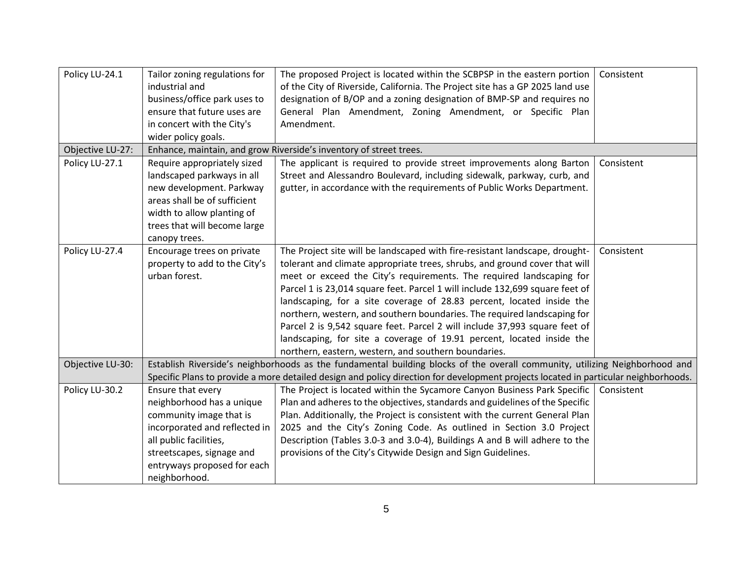| Policy LU-24.1 | Tailor zoning regulations for industrial and business/office park uses to ensure that future uses are in concert with the City's wider policy goals. | The proposed Project is located within the SCBPSP in the eastern portion of the City of Riverside, California. The Project site has a GP 2025 land use designation of B/OP and a zoning designation of BMP-SP and requires no General Plan Amendment, Zoning Amendment, or Specific Plan Amendment. | Consistent |
|---|---|---|---|
| Objective LU-27: | Enhance, maintain, and grow Riverside's inventory of street trees. | | |
| Policy LU-27.1 | Require appropriately sized landscaped parkways in all new development. Parkway areas shall be of sufficient width to allow planting of trees that will become large canopy trees. | The applicant is required to provide street improvements along Barton Street and Alessandro Boulevard, including sidewalk, parkway, curb, and gutter, in accordance with the requirements of Public Works Department. | Consistent |
| Policy LU-27.4 | Encourage trees on private property to add to the City's urban forest. | The Project site will be landscaped with fire-resistant landscape, drought-tolerant and climate appropriate trees, shrubs, and ground cover that will meet or exceed the City's requirements. The required landscaping for Parcel 1 is 23,014 square feet. Parcel 1 will include 132,699 square feet of landscaping, for a site coverage of 28.83 percent, located inside the northern, western, and southern boundaries. The required landscaping for Parcel 2 is 9,542 square feet. Parcel 2 will include 37,993 square feet of landscaping, for site a coverage of 19.91 percent, located inside the northern, eastern, western, and southern boundaries. | Consistent |
| Objective LU-30: | Establish Riverside's neighborhoods as the fundamental building blocks of the overall community, utilizing Neighborhood and Specific Plans to provide a more detailed design and policy direction for development projects located in particular neighborhoods. | | |
| Policy LU-30.2 | Ensure that every neighborhood has a unique community image that is incorporated and reflected in all public facilities, streetscapes, signage and entryways proposed for each neighborhood. | The Project is located within the Sycamore Canyon Business Park Specific Plan and adheres to the objectives, standards and guidelines of the Specific Plan. Additionally, the Project is consistent with the current General Plan 2025 and the City's Zoning Code. As outlined in Section 3.0 Project Description (Tables 3.0-3 and 3.0-4), Buildings A and B will adhere to the provisions of the City's Citywide Design and Sign Guidelines. | Consistent |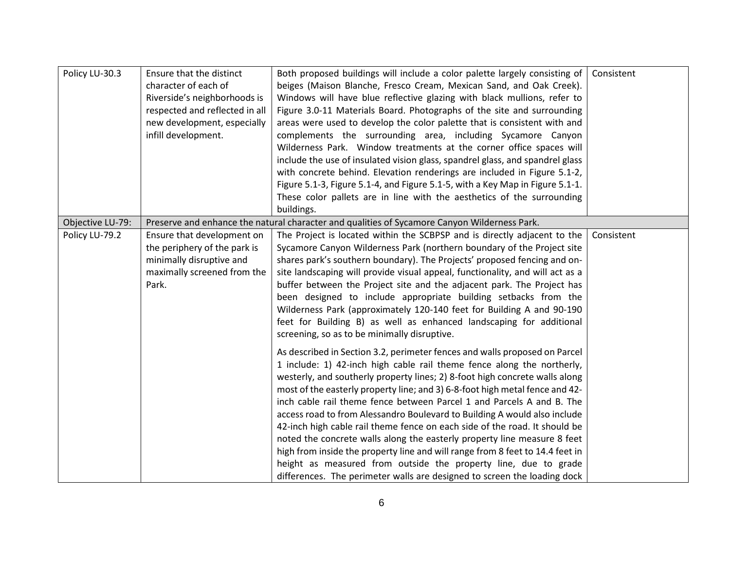| | | | |
|---|---|---|---|
| Policy LU-30.3 | Ensure that the distinct character of each of Riverside's neighborhoods is respected and reflected in all new development, especially infill development. | Both proposed buildings will include a color palette largely consisting of beiges (Maison Blanche, Fresco Cream, Mexican Sand, and Oak Creek). Windows will have blue reflective glazing with black mullions, refer to Figure 3.0-11 Materials Board. Photographs of the site and surrounding areas were used to develop the color palette that is consistent with and complements the surrounding area, including Sycamore Canyon Wilderness Park. Window treatments at the corner office spaces will include the use of insulated vision glass, spandrel glass, and spandrel glass with concrete behind. Elevation renderings are included in Figure 5.1-2, Figure 5.1-3, Figure 5.1-4, and Figure 5.1-5, with a Key Map in Figure 5.1-1. These color pallets are in line with the aesthetics of the surrounding buildings. | Consistent |
| Objective LU-79: | Preserve and enhance the natural character and qualities of Sycamore Canyon Wilderness Park. | | |
| Policy LU-79.2 | Ensure that development on the periphery of the park is minimally disruptive and maximally screened from the Park. | The Project is located within the SCBPSP and is directly adjacent to the Sycamore Canyon Wilderness Park (northern boundary of the Project site shares park's southern boundary). The Projects' proposed fencing and on-site landscaping will provide visual appeal, functionality, and will act as a buffer between the Project site and the adjacent park. The Project has been designed to include appropriate building setbacks from the Wilderness Park (approximately 120-140 feet for Building A and 90-190 feet for Building B) as well as enhanced landscaping for additional screening, so as to be minimally disruptive.<br><br>As described in Section 3.2, perimeter fences and walls proposed on Parcel 1 include: 1) 42-inch high cable rail theme fence along the northerly, westerly, and southerly property lines; 2) 8-foot high concrete walls along most of the easterly property line; and 3) 6-8-foot high metal fence and 42-inch cable rail theme fence between Parcel 1 and Parcels A and B. The access road to from Alessandro Boulevard to Building A would also include 42-inch high cable rail theme fence on each side of the road. It should be noted the concrete walls along the easterly property line measure 8 feet high from inside the property line and will range from 8 feet to 14.4 feet in height as measured from outside the property line, due to grade differences. The perimeter walls are designed to screen the loading dock | |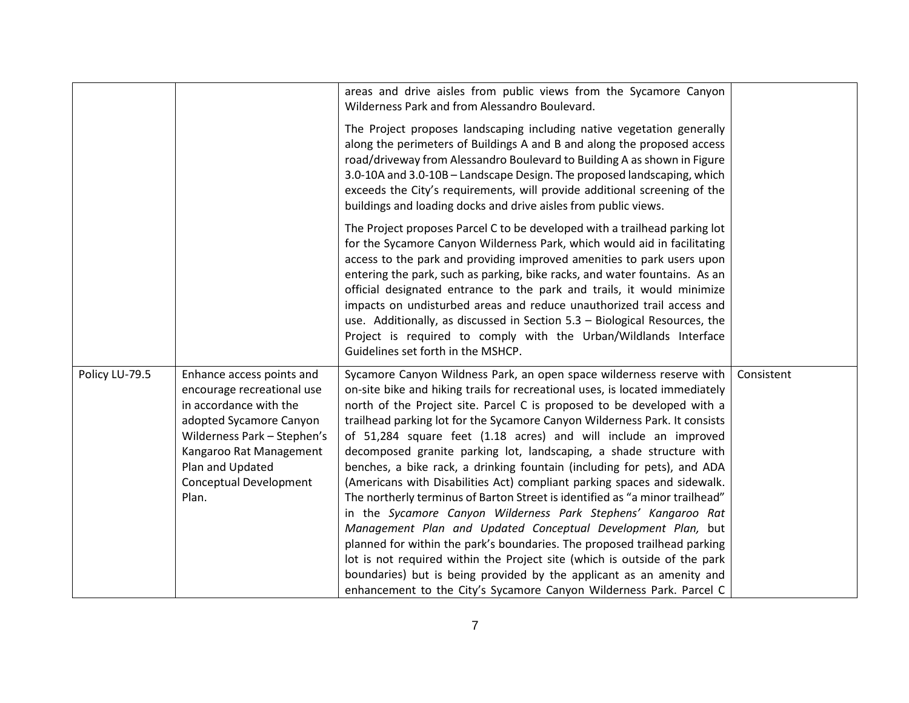| | | | |
|---|---|---|---|
| | | areas and drive aisles from public views from the Sycamore Canyon Wilderness Park and from Alessandro Boulevard.<br><br>The Project proposes landscaping including native vegetation generally along the perimeters of Buildings A and B and along the proposed access road/driveway from Alessandro Boulevard to Building A as shown in Figure 3.0-10A and 3.0-10B – Landscape Design. The proposed landscaping, which exceeds the City's requirements, will provide additional screening of the buildings and loading docks and drive aisles from public views.<br><br>The Project proposes Parcel C to be developed with a trailhead parking lot for the Sycamore Canyon Wilderness Park, which would aid in facilitating access to the park and providing improved amenities to park users upon entering the park, such as parking, bike racks, and water fountains. As an official designated entrance to the park and trails, it would minimize impacts on undisturbed areas and reduce unauthorized trail access and use. Additionally, as discussed in Section 5.3 – Biological Resources, the Project is required to comply with the Urban/Wildlands Interface Guidelines set forth in the MSHCP. | |
| Policy LU-79.5 | Enhance access points and encourage recreational use in accordance with the adopted Sycamore Canyon Wilderness Park – Stephen's Kangaroo Rat Management Plan and Updated Conceptual Development Plan. | Sycamore Canyon Wildness Park, an open space wilderness reserve with on-site bike and hiking trails for recreational uses, is located immediately north of the Project site. Parcel C is proposed to be developed with a trailhead parking lot for the Sycamore Canyon Wilderness Park. It consists of 51,284 square feet (1.18 acres) and will include an improved decomposed granite parking lot, landscaping, a shade structure with benches, a bike rack, a drinking fountain (including for pets), and ADA (Americans with Disabilities Act) compliant parking spaces and sidewalk. The northerly terminus of Barton Street is identified as "a minor trailhead" in the *Sycamore Canyon Wilderness Park Stephens' Kangaroo Rat Management Plan and Updated Conceptual Development Plan,* but planned for within the park's boundaries. The proposed trailhead parking lot is not required within the Project site (which is outside of the park boundaries) but is being provided by the applicant as an amenity and enhancement to the City's Sycamore Canyon Wilderness Park. Parcel C | Consistent |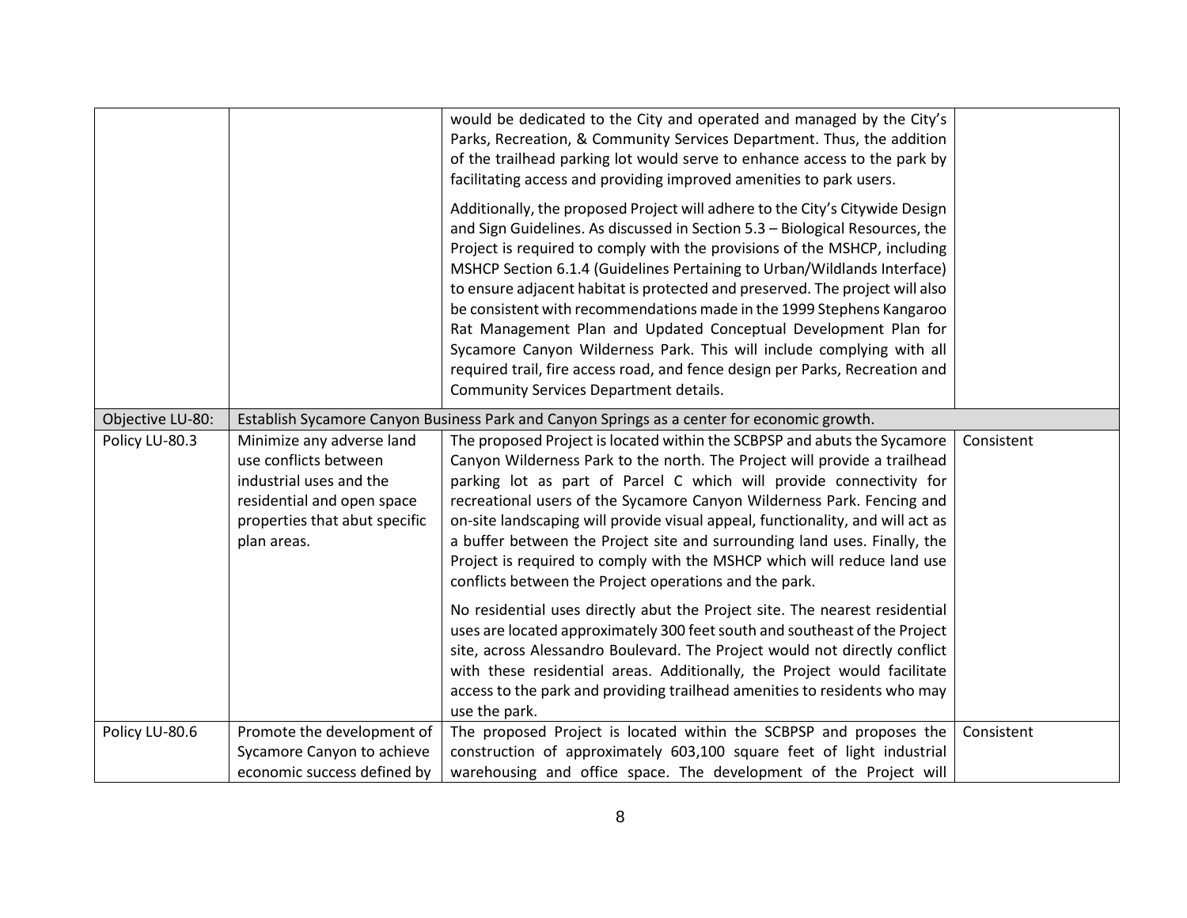| | | | |
|---|---|---|---|
| | | would be dedicated to the City and operated and managed by the City's Parks, Recreation, & Community Services Department. Thus, the addition of the trailhead parking lot would serve to enhance access to the park by facilitating access and providing improved amenities to park users.<br><br>Additionally, the proposed Project will adhere to the City's Citywide Design and Sign Guidelines. As discussed in Section 5.3 – Biological Resources, the Project is required to comply with the provisions of the MSHCP, including MSHCP Section 6.1.4 (Guidelines Pertaining to Urban/Wildlands Interface) to ensure adjacent habitat is protected and preserved. The project will also be consistent with recommendations made in the 1999 Stephens Kangaroo Rat Management Plan and Updated Conceptual Development Plan for Sycamore Canyon Wilderness Park. This will include complying with all required trail, fire access road, and fence design per Parks, Recreation and Community Services Department details. | |
| Objective LU-80: | Establish Sycamore Canyon Business Park and Canyon Springs as a center for economic growth. | | |
| Policy LU-80.3 | Minimize any adverse land use conflicts between industrial uses and the residential and open space properties that abut specific plan areas. | The proposed Project is located within the SCBPSP and abuts the Sycamore Canyon Wilderness Park to the north. The Project will provide a trailhead parking lot as part of Parcel C which will provide connectivity for recreational users of the Sycamore Canyon Wilderness Park. Fencing and on-site landscaping will provide visual appeal, functionality, and will act as a buffer between the Project site and surrounding land uses. Finally, the Project is required to comply with the MSHCP which will reduce land use conflicts between the Project operations and the park.<br><br>No residential uses directly abut the Project site. The nearest residential uses are located approximately 300 feet south and southeast of the Project site, across Alessandro Boulevard. The Project would not directly conflict with these residential areas. Additionally, the Project would facilitate access to the park and providing trailhead amenities to residents who may use the park. | Consistent |
| Policy LU-80.6 | Promote the development of Sycamore Canyon to achieve economic success defined by | The proposed Project is located within the SCBPSP and proposes the construction of approximately 603,100 square feet of light industrial warehousing and office space. The development of the Project will | Consistent |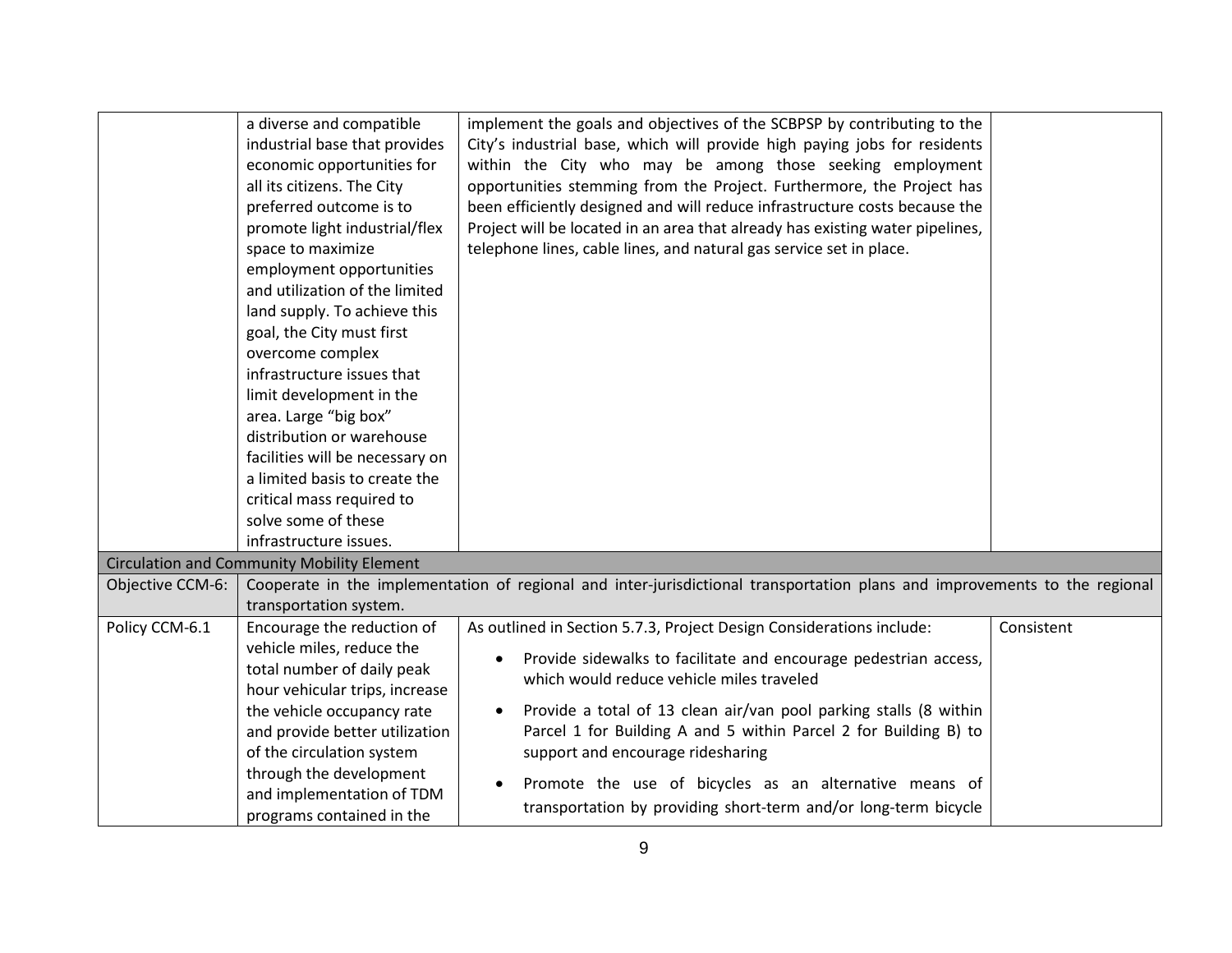|  |  |  |  |
|---|---|---|---|
|  | a diverse and compatible industrial base that provides economic opportunities for all its citizens. The City preferred outcome is to promote light industrial/flex space to maximize employment opportunities and utilization of the limited land supply. To achieve this goal, the City must first overcome complex infrastructure issues that limit development in the area. Large "big box" distribution or warehouse facilities will be necessary on a limited basis to create the critical mass required to solve some of these infrastructure issues. | implement the goals and objectives of the SCBPSP by contributing to the City's industrial base, which will provide high paying jobs for residents within the City who may be among those seeking employment opportunities stemming from the Project. Furthermore, the Project has been efficiently designed and will reduce infrastructure costs because the Project will be located in an area that already has existing water pipelines, telephone lines, cable lines, and natural gas service set in place. |  |
| **Circulation and Community Mobility Element** |  |  |  |
| Objective CCM-6: | Cooperate in the implementation of regional and inter-jurisdictional transportation plans and improvements to the regional transportation system. |  |  |
| Policy CCM-6.1 | Encourage the reduction of vehicle miles, reduce the total number of daily peak hour vehicular trips, increase the vehicle occupancy rate and provide better utilization of the circulation system through the development and implementation of TDM programs contained in the | As outlined in Section 5.7.3, Project Design Considerations include:<br>• Provide sidewalks to facilitate and encourage pedestrian access, which would reduce vehicle miles traveled<br>• Provide a total of 13 clean air/van pool parking stalls (8 within Parcel 1 for Building A and 5 within Parcel 2 for Building B) to support and encourage ridesharing<br>• Promote the use of bicycles as an alternative means of transportation by providing short-term and/or long-term bicycle | Consistent |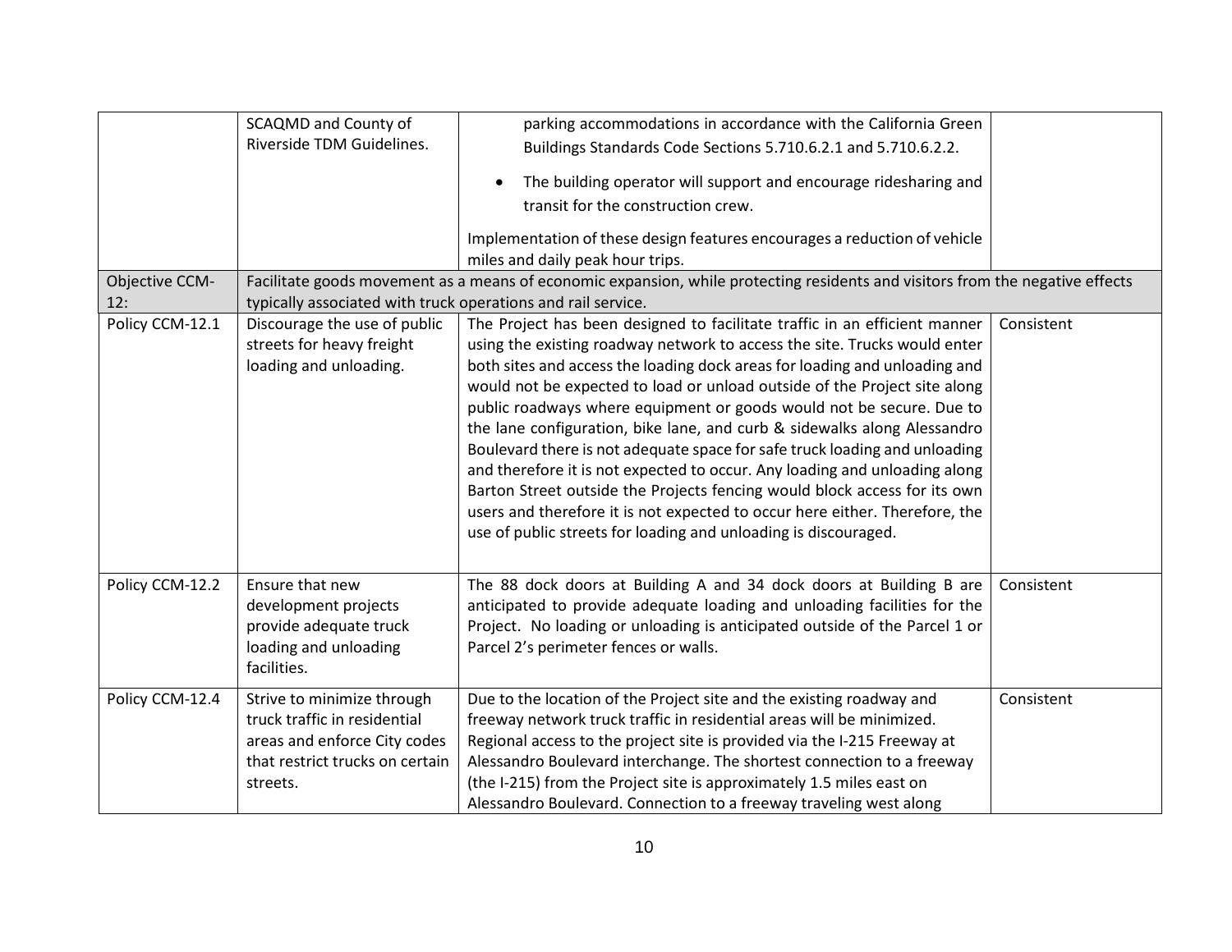| | | | |
|---|---|---|---|
| | SCAQMD and County of Riverside TDM Guidelines. | parking accommodations in accordance with the California Green Buildings Standards Code Sections 5.710.6.2.1 and 5.710.6.2.2.<br>• The building operator will support and encourage ridesharing and transit for the construction crew.<br><br>Implementation of these design features encourages a reduction of vehicle miles and daily peak hour trips. | |
| Objective CCM-12: | Facilitate goods movement as a means of economic expansion, while protecting residents and visitors from the negative effects typically associated with truck operations and rail service. | | |
| Policy CCM-12.1 | Discourage the use of public streets for heavy freight loading and unloading. | The Project has been designed to facilitate traffic in an efficient manner using the existing roadway network to access the site. Trucks would enter both sites and access the loading dock areas for loading and unloading and would not be expected to load or unload outside of the Project site along public roadways where equipment or goods would not be secure. Due to the lane configuration, bike lane, and curb & sidewalks along Alessandro Boulevard there is not adequate space for safe truck loading and unloading and therefore it is not expected to occur. Any loading and unloading along Barton Street outside the Projects fencing would block access for its own users and therefore it is not expected to occur here either. Therefore, the use of public streets for loading and unloading is discouraged. | Consistent |
| Policy CCM-12.2 | Ensure that new development projects provide adequate truck loading and unloading facilities. | The 88 dock doors at Building A and 34 dock doors at Building B are anticipated to provide adequate loading and unloading facilities for the Project. No loading or unloading is anticipated outside of the Parcel 1 or Parcel 2's perimeter fences or walls. | Consistent |
| Policy CCM-12.4 | Strive to minimize through truck traffic in residential areas and enforce City codes that restrict trucks on certain streets. | Due to the location of the Project site and the existing roadway and freeway network truck traffic in residential areas will be minimized. Regional access to the project site is provided via the I-215 Freeway at Alessandro Boulevard interchange. The shortest connection to a freeway (the I-215) from the Project site is approximately 1.5 miles east on Alessandro Boulevard. Connection to a freeway traveling west along | Consistent |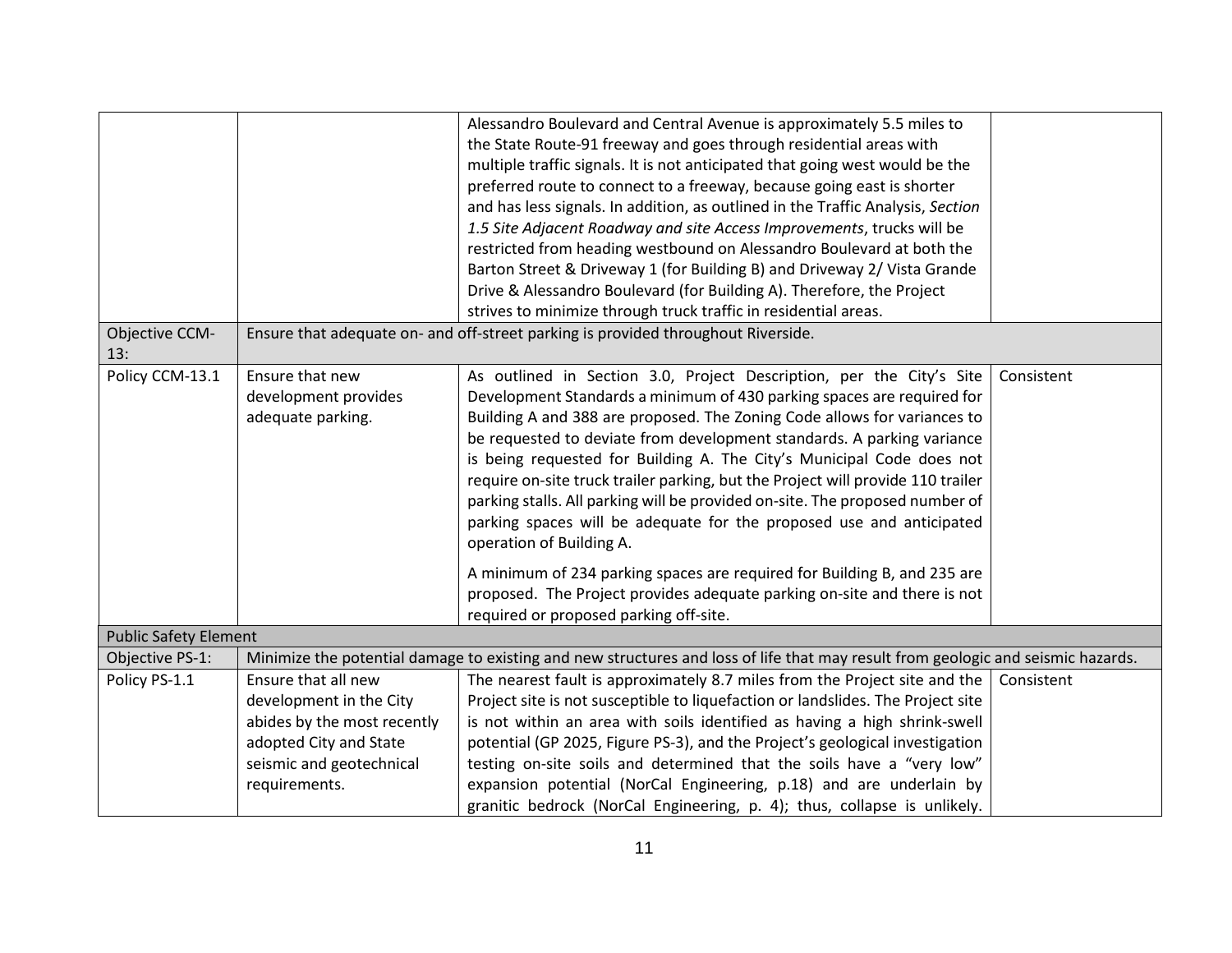| | | | |
|---|---|---|---|
| | | Alessandro Boulevard and Central Avenue is approximately 5.5 miles to the State Route-91 freeway and goes through residential areas with multiple traffic signals. It is not anticipated that going west would be the preferred route to connect to a freeway, because going east is shorter and has less signals. In addition, as outlined in the Traffic Analysis, *Section 1.5 Site Adjacent Roadway and site Access Improvements*, trucks will be restricted from heading westbound on Alessandro Boulevard at both the Barton Street & Driveway 1 (for Building B) and Driveway 2/ Vista Grande Drive & Alessandro Boulevard (for Building A). Therefore, the Project strives to minimize through truck traffic in residential areas. | |
| Objective CCM-13: | Ensure that adequate on- and off-street parking is provided throughout Riverside. | | |
| Policy CCM-13.1 | Ensure that new development provides adequate parking. | As outlined in Section 3.0, Project Description, per the City's Site Development Standards a minimum of 430 parking spaces are required for Building A and 388 are proposed. The Zoning Code allows for variances to be requested to deviate from development standards. A parking variance is being requested for Building A. The City's Municipal Code does not require on-site truck trailer parking, but the Project will provide 110 trailer parking stalls. All parking will be provided on-site. The proposed number of parking spaces will be adequate for the proposed use and anticipated operation of Building A.<br><br>A minimum of 234 parking spaces are required for Building B, and 235 are proposed. The Project provides adequate parking on-site and there is not required or proposed parking off-site. | Consistent |
| Public Safety Element | | | |
| Objective PS-1: | Minimize the potential damage to existing and new structures and loss of life that may result from geologic and seismic hazards. | | |
| Policy PS-1.1 | Ensure that all new development in the City abides by the most recently adopted City and State seismic and geotechnical requirements. | The nearest fault is approximately 8.7 miles from the Project site and the Project site is not susceptible to liquefaction or landslides. The Project site is not within an area with soils identified as having a high shrink-swell potential (GP 2025, Figure PS-3), and the Project's geological investigation testing on-site soils and determined that the soils have a "very low" expansion potential (NorCal Engineering, p.18) and are underlain by granitic bedrock (NorCal Engineering, p. 4); thus, collapse is unlikely. | Consistent |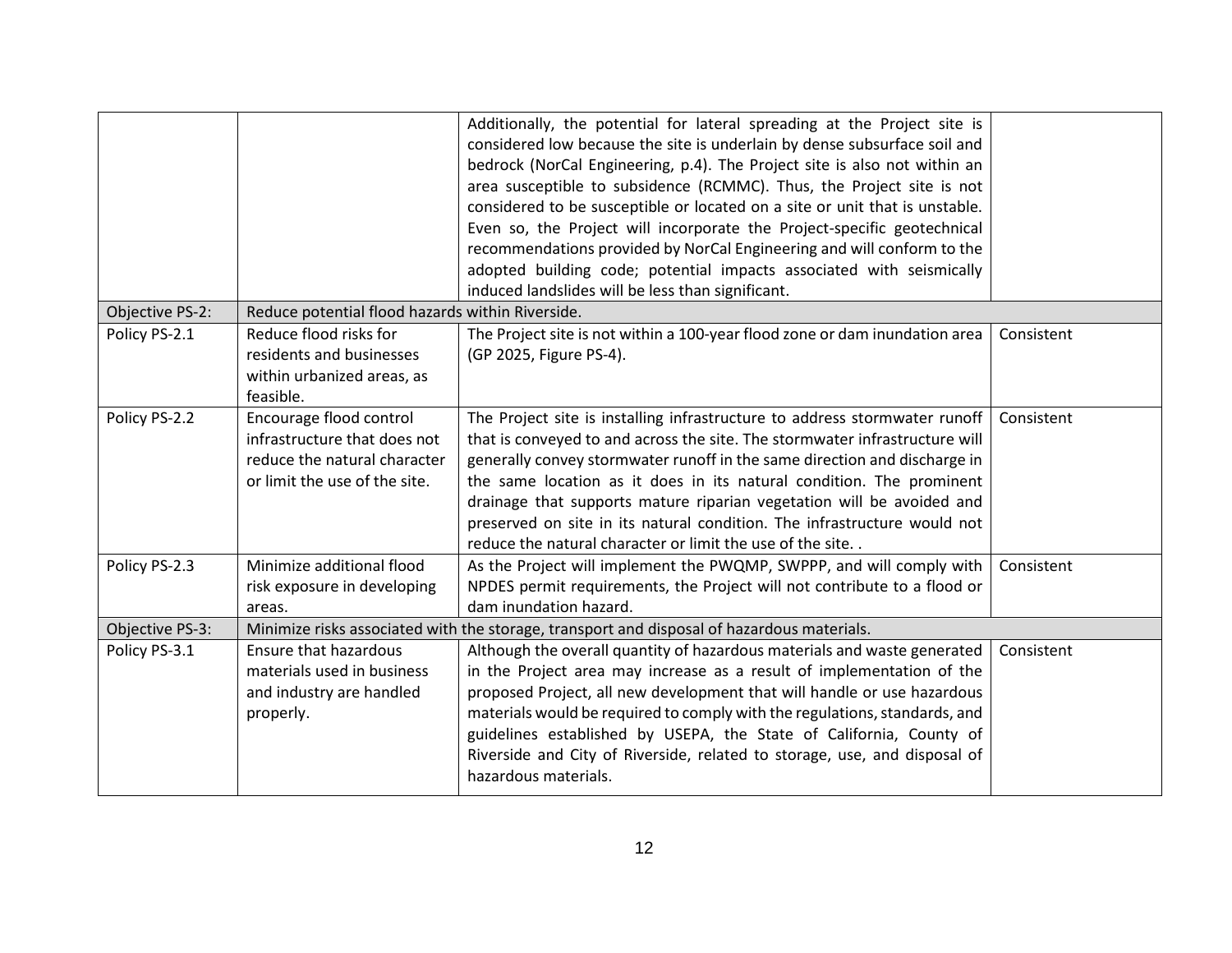| | | | |
|---|---|---|---|
| | | Additionally, the potential for lateral spreading at the Project site is considered low because the site is underlain by dense subsurface soil and bedrock (NorCal Engineering, p.4). The Project site is also not within an area susceptible to subsidence (RCMMC). Thus, the Project site is not considered to be susceptible or located on a site or unit that is unstable. Even so, the Project will incorporate the Project-specific geotechnical recommendations provided by NorCal Engineering and will conform to the adopted building code; potential impacts associated with seismically induced landslides will be less than significant. | |
| Objective PS-2: | Reduce potential flood hazards within Riverside. | | |
| Policy PS-2.1 | Reduce flood risks for residents and businesses within urbanized areas, as feasible. | The Project site is not within a 100-year flood zone or dam inundation area (GP 2025, Figure PS-4). | Consistent |
| Policy PS-2.2 | Encourage flood control infrastructure that does not reduce the natural character or limit the use of the site. | The Project site is installing infrastructure to address stormwater runoff that is conveyed to and across the site. The stormwater infrastructure will generally convey stormwater runoff in the same direction and discharge in the same location as it does in its natural condition. The prominent drainage that supports mature riparian vegetation will be avoided and preserved on site in its natural condition. The infrastructure would not reduce the natural character or limit the use of the site. . | Consistent |
| Policy PS-2.3 | Minimize additional flood risk exposure in developing areas. | As the Project will implement the PWQMP, SWPPP, and will comply with NPDES permit requirements, the Project will not contribute to a flood or dam inundation hazard. | Consistent |
| Objective PS-3: | Minimize risks associated with the storage, transport and disposal of hazardous materials. | | |
| Policy PS-3.1 | Ensure that hazardous materials used in business and industry are handled properly. | Although the overall quantity of hazardous materials and waste generated in the Project area may increase as a result of implementation of the proposed Project, all new development that will handle or use hazardous materials would be required to comply with the regulations, standards, and guidelines established by USEPA, the State of California, County of Riverside and City of Riverside, related to storage, use, and disposal of hazardous materials. | Consistent |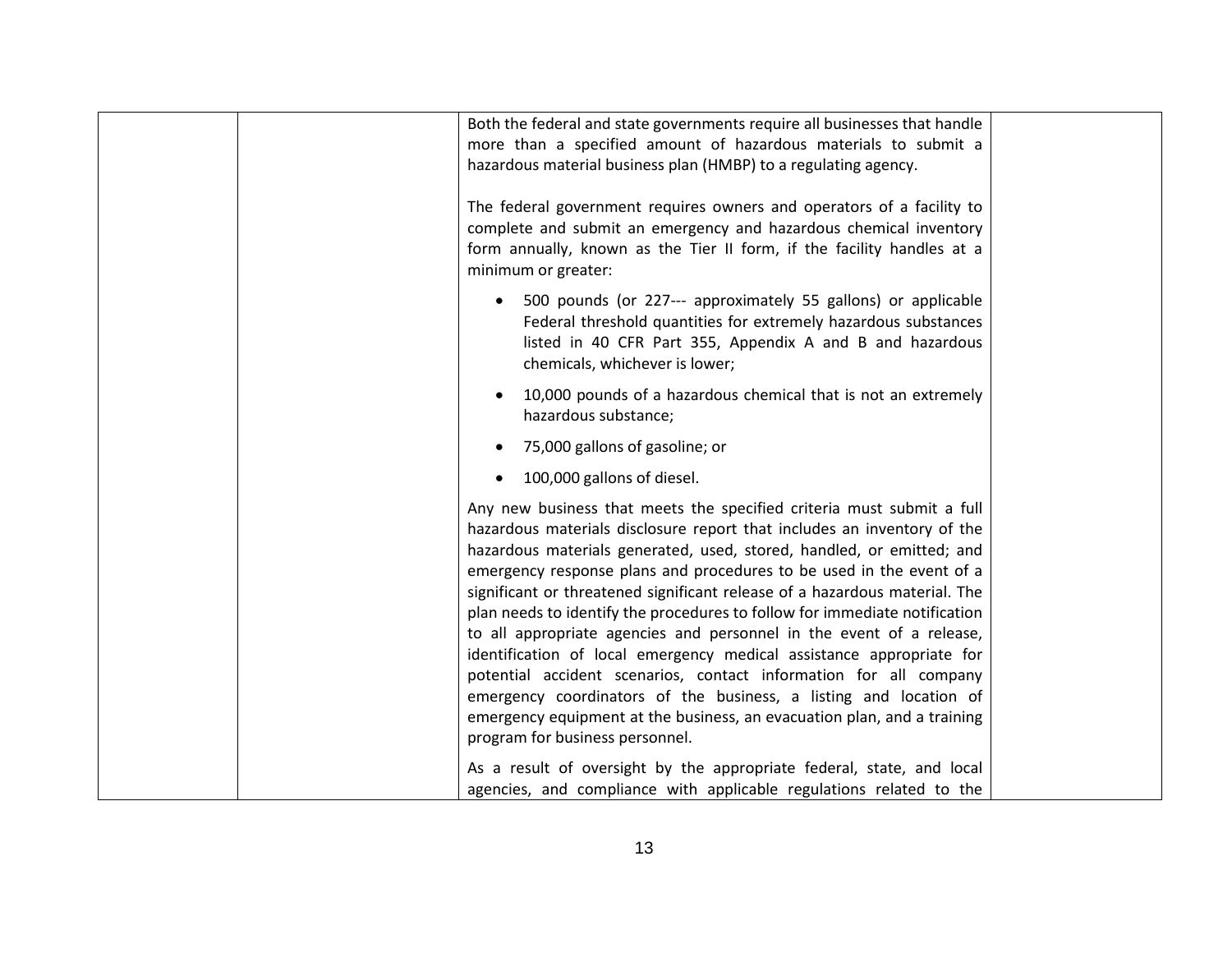| | | Both the federal and state governments require all businesses that handle more than a specified amount of hazardous materials to submit a hazardous material business plan (HMBP) to a regulating agency.<br><br>The federal government requires owners and operators of a facility to complete and submit an emergency and hazardous chemical inventory form annually, known as the Tier II form, if the facility handles at a minimum or greater:<br><br>• 500 pounds (or 227--- approximately 55 gallons) or applicable Federal threshold quantities for extremely hazardous substances listed in 40 CFR Part 355, Appendix A and B and hazardous chemicals, whichever is lower;<br>• 10,000 pounds of a hazardous chemical that is not an extremely hazardous substance;<br>• 75,000 gallons of gasoline; or<br>• 100,000 gallons of diesel.<br><br>Any new business that meets the specified criteria must submit a full hazardous materials disclosure report that includes an inventory of the hazardous materials generated, used, stored, handled, or emitted; and emergency response plans and procedures to be used in the event of a significant or threatened significant release of a hazardous material. The plan needs to identify the procedures to follow for immediate notification to all appropriate agencies and personnel in the event of a release, identification of local emergency medical assistance appropriate for potential accident scenarios, contact information for all company emergency coordinators of the business, a listing and location of emergency equipment at the business, an evacuation plan, and a training program for business personnel.<br><br>As a result of oversight by the appropriate federal, state, and local agencies, and compliance with applicable regulations related to the | |
|---|---|---|---|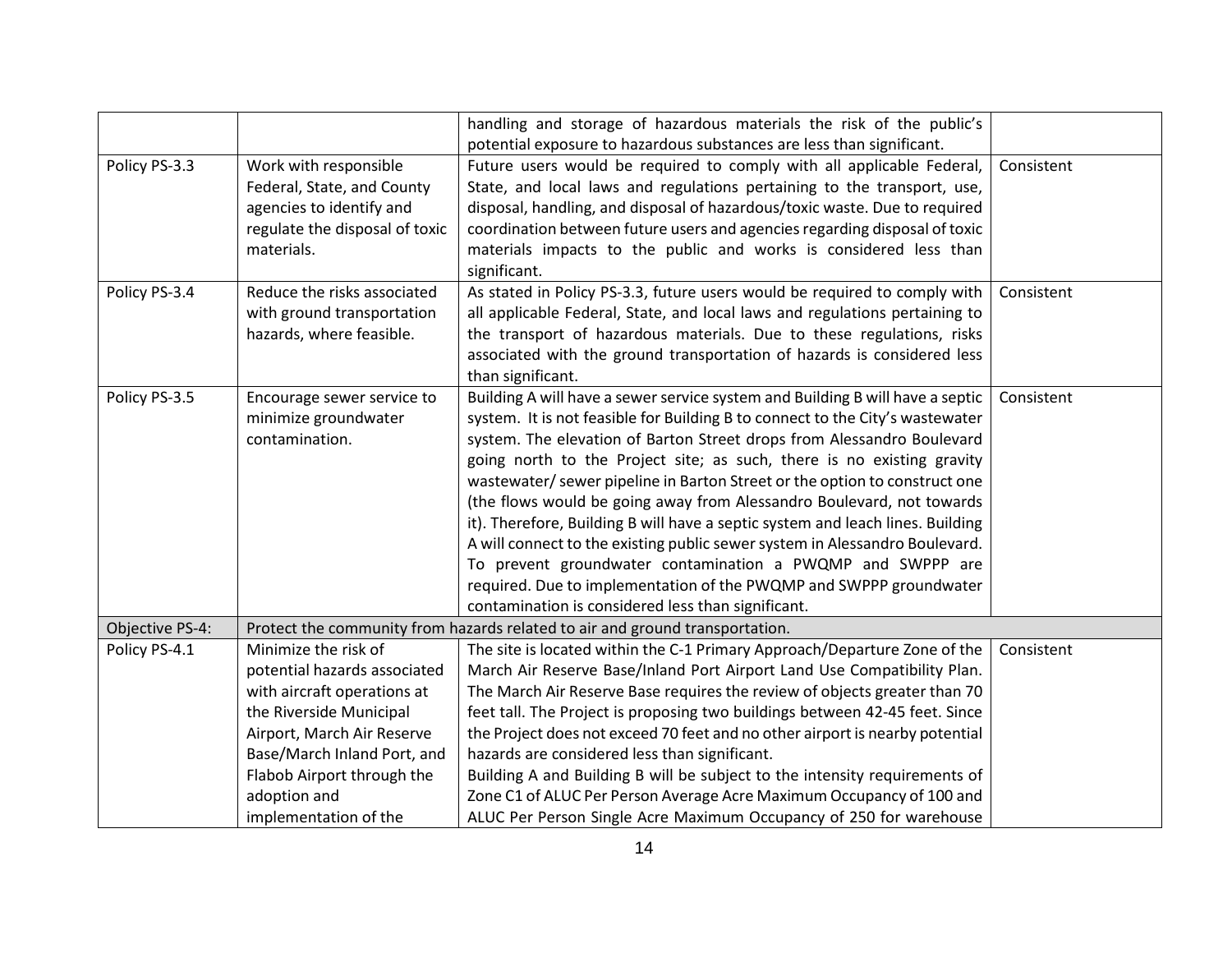| | | | |
|---|---|---|---|
| | | handling and storage of hazardous materials the risk of the public's potential exposure to hazardous substances are less than significant. | |
| Policy PS-3.3 | Work with responsible Federal, State, and County agencies to identify and regulate the disposal of toxic materials. | Future users would be required to comply with all applicable Federal, State, and local laws and regulations pertaining to the transport, use, disposal, handling, and disposal of hazardous/toxic waste. Due to required coordination between future users and agencies regarding disposal of toxic materials impacts to the public and works is considered less than significant. | Consistent |
| Policy PS-3.4 | Reduce the risks associated with ground transportation hazards, where feasible. | As stated in Policy PS-3.3, future users would be required to comply with all applicable Federal, State, and local laws and regulations pertaining to the transport of hazardous materials. Due to these regulations, risks associated with the ground transportation of hazards is considered less than significant. | Consistent |
| Policy PS-3.5 | Encourage sewer service to minimize groundwater contamination. | Building A will have a sewer service system and Building B will have a septic system. It is not feasible for Building B to connect to the City's wastewater system. The elevation of Barton Street drops from Alessandro Boulevard going north to the Project site; as such, there is no existing gravity wastewater/ sewer pipeline in Barton Street or the option to construct one (the flows would be going away from Alessandro Boulevard, not towards it). Therefore, Building B will have a septic system and leach lines. Building A will connect to the existing public sewer system in Alessandro Boulevard. To prevent groundwater contamination a PWQMP and SWPPP are required. Due to implementation of the PWQMP and SWPPP groundwater contamination is considered less than significant. | Consistent |
| Objective PS-4: | Protect the community from hazards related to air and ground transportation. | | |
| Policy PS-4.1 | Minimize the risk of potential hazards associated with aircraft operations at the Riverside Municipal Airport, March Air Reserve Base/March Inland Port, and Flabob Airport through the adoption and implementation of the | The site is located within the C-1 Primary Approach/Departure Zone of the March Air Reserve Base/Inland Port Airport Land Use Compatibility Plan. The March Air Reserve Base requires the review of objects greater than 70 feet tall. The Project is proposing two buildings between 42-45 feet. Since the Project does not exceed 70 feet and no other airport is nearby potential hazards are considered less than significant.<br>Building A and Building B will be subject to the intensity requirements of Zone C1 of ALUC Per Person Average Acre Maximum Occupancy of 100 and ALUC Per Person Single Acre Maximum Occupancy of 250 for warehouse | Consistent |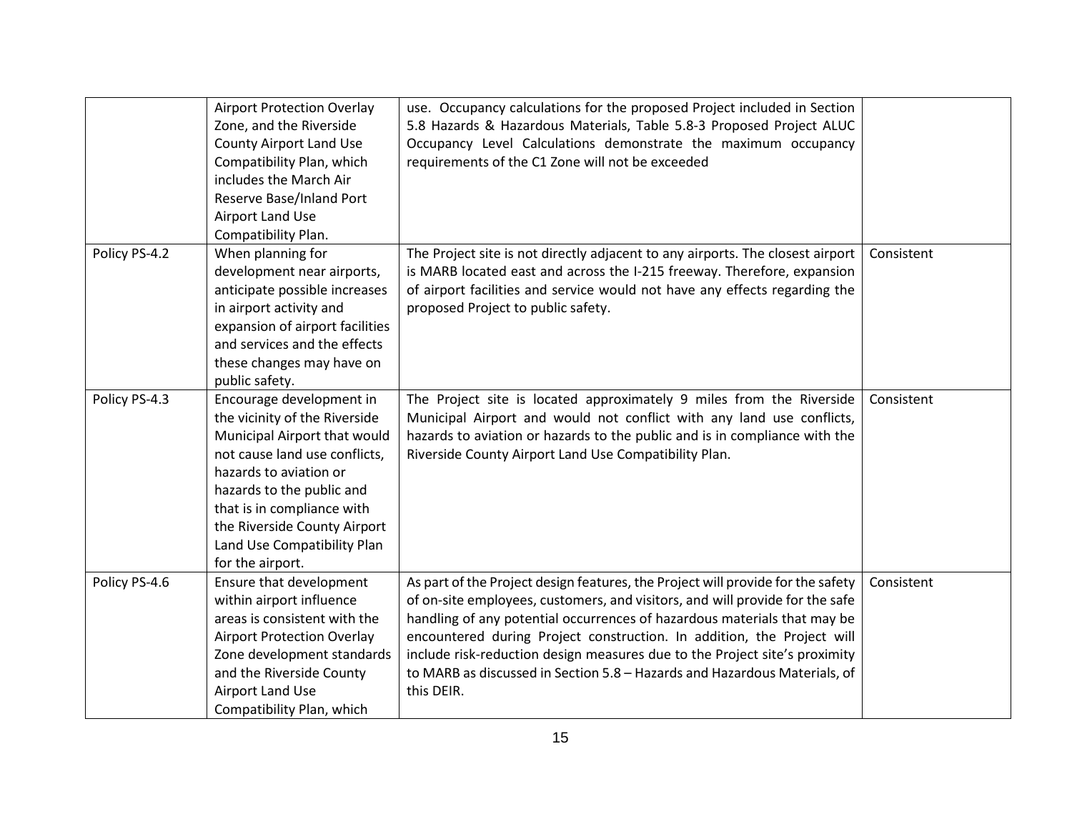| | | | |
|---|---|---|---|
| | Airport Protection Overlay Zone, and the Riverside County Airport Land Use Compatibility Plan, which includes the March Air Reserve Base/Inland Port Airport Land Use Compatibility Plan. | use. Occupancy calculations for the proposed Project included in Section 5.8 Hazards & Hazardous Materials, Table 5.8-3 Proposed Project ALUC Occupancy Level Calculations demonstrate the maximum occupancy requirements of the C1 Zone will not be exceeded | |
| Policy PS-4.2 | When planning for development near airports, anticipate possible increases in airport activity and expansion of airport facilities and services and the effects these changes may have on public safety. | The Project site is not directly adjacent to any airports. The closest airport is MARB located east and across the I-215 freeway. Therefore, expansion of airport facilities and service would not have any effects regarding the proposed Project to public safety. | Consistent |
| Policy PS-4.3 | Encourage development in the vicinity of the Riverside Municipal Airport that would not cause land use conflicts, hazards to aviation or hazards to the public and that is in compliance with the Riverside County Airport Land Use Compatibility Plan for the airport. | The Project site is located approximately 9 miles from the Riverside Municipal Airport and would not conflict with any land use conflicts, hazards to aviation or hazards to the public and is in compliance with the Riverside County Airport Land Use Compatibility Plan. | Consistent |
| Policy PS-4.6 | Ensure that development within airport influence areas is consistent with the Airport Protection Overlay Zone development standards and the Riverside County Airport Land Use Compatibility Plan, which | As part of the Project design features, the Project will provide for the safety of on-site employees, customers, and visitors, and will provide for the safe handling of any potential occurrences of hazardous materials that may be encountered during Project construction. In addition, the Project will include risk-reduction design measures due to the Project site's proximity to MARB as discussed in Section 5.8 – Hazards and Hazardous Materials, of this DEIR. | Consistent |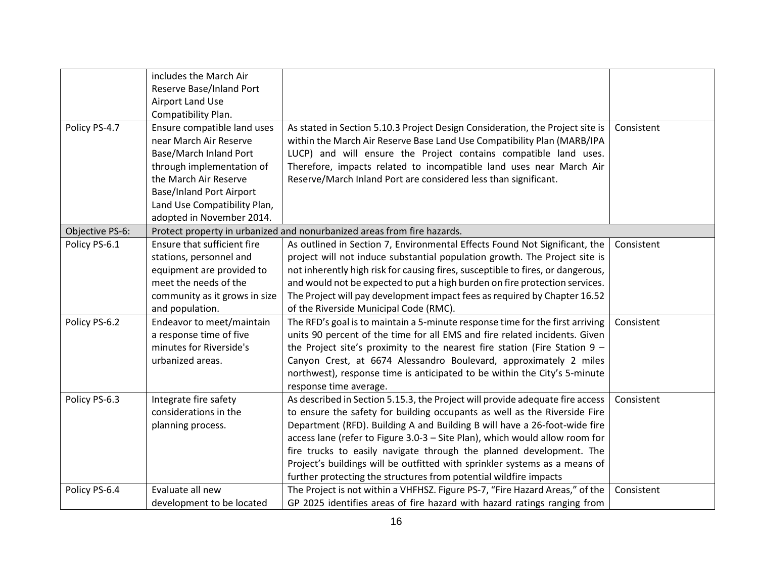| | | | |
|---|---|---|---|
| | includes the March Air Reserve Base/Inland Port Airport Land Use Compatibility Plan. | | |
| Policy PS-4.7 | Ensure compatible land uses near March Air Reserve Base/March Inland Port through implementation of the March Air Reserve Base/Inland Port Airport Land Use Compatibility Plan, adopted in November 2014. | As stated in Section 5.10.3 Project Design Consideration, the Project site is within the March Air Reserve Base Land Use Compatibility Plan (MARB/IPA LUCP) and will ensure the Project contains compatible land uses. Therefore, impacts related to incompatible land uses near March Air Reserve/March Inland Port are considered less than significant. | Consistent |
| Objective PS-6: | Protect property in urbanized and nonurbanized areas from fire hazards. | | |
| Policy PS-6.1 | Ensure that sufficient fire stations, personnel and equipment are provided to meet the needs of the community as it grows in size and population. | As outlined in Section 7, Environmental Effects Found Not Significant, the project will not induce substantial population growth. The Project site is not inherently high risk for causing fires, susceptible to fires, or dangerous, and would not be expected to put a high burden on fire protection services. The Project will pay development impact fees as required by Chapter 16.52 of the Riverside Municipal Code (RMC). | Consistent |
| Policy PS-6.2 | Endeavor to meet/maintain a response time of five minutes for Riverside's urbanized areas. | The RFD's goal is to maintain a 5-minute response time for the first arriving units 90 percent of the time for all EMS and fire related incidents. Given the Project site's proximity to the nearest fire station (Fire Station 9 – Canyon Crest, at 6674 Alessandro Boulevard, approximately 2 miles northwest), response time is anticipated to be within the City's 5-minute response time average. | Consistent |
| Policy PS-6.3 | Integrate fire safety considerations in the planning process. | As described in Section 5.15.3, the Project will provide adequate fire access to ensure the safety for building occupants as well as the Riverside Fire Department (RFD). Building A and Building B will have a 26-foot-wide fire access lane (refer to Figure 3.0-3 – Site Plan), which would allow room for fire trucks to easily navigate through the planned development. The Project's buildings will be outfitted with sprinkler systems as a means of further protecting the structures from potential wildfire impacts | Consistent |
| Policy PS-6.4 | Evaluate all new development to be located | The Project is not within a VHFHSZ. Figure PS-7, "Fire Hazard Areas," of the GP 2025 identifies areas of fire hazard with hazard ratings ranging from | Consistent |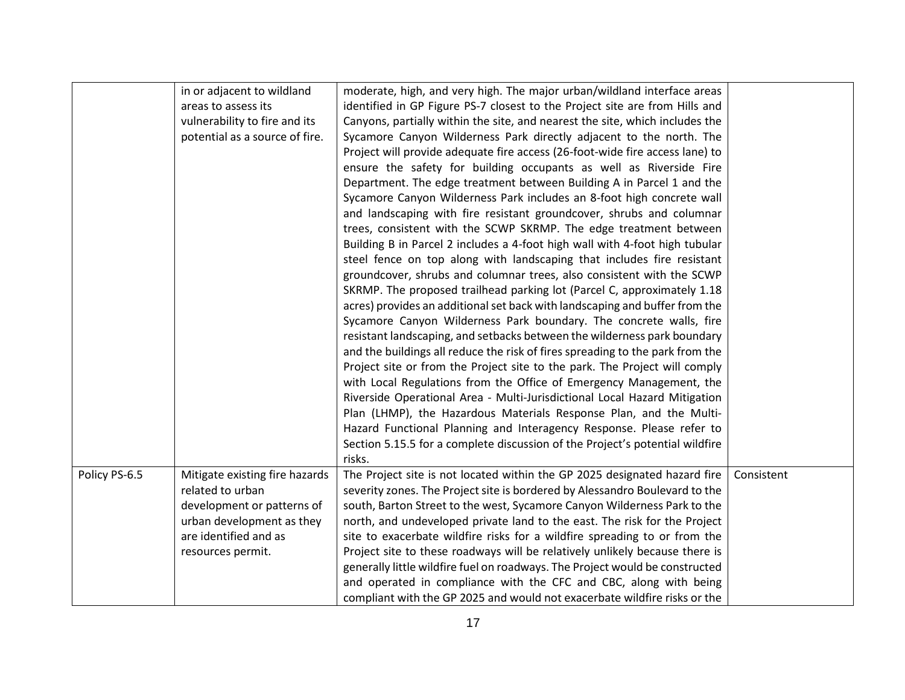| | | | |
|---|---|---|---|
| | in or adjacent to wildland areas to assess its vulnerability to fire and its potential as a source of fire. | moderate, high, and very high. The major urban/wildland interface areas identified in GP Figure PS-7 closest to the Project site are from Hills and Canyons, partially within the site, and nearest the site, which includes the Sycamore Canyon Wilderness Park directly adjacent to the north. The Project will provide adequate fire access (26-foot-wide fire access lane) to ensure the safety for building occupants as well as Riverside Fire Department. The edge treatment between Building A in Parcel 1 and the Sycamore Canyon Wilderness Park includes an 8-foot high concrete wall and landscaping with fire resistant groundcover, shrubs and columnar trees, consistent with the SCWP SKRMP. The edge treatment between Building B in Parcel 2 includes a 4-foot high wall with 4-foot high tubular steel fence on top along with landscaping that includes fire resistant groundcover, shrubs and columnar trees, also consistent with the SCWP SKRMP. The proposed trailhead parking lot (Parcel C, approximately 1.18 acres) provides an additional set back with landscaping and buffer from the Sycamore Canyon Wilderness Park boundary. The concrete walls, fire resistant landscaping, and setbacks between the wilderness park boundary and the buildings all reduce the risk of fires spreading to the park from the Project site or from the Project site to the park. The Project will comply with Local Regulations from the Office of Emergency Management, the Riverside Operational Area - Multi-Jurisdictional Local Hazard Mitigation Plan (LHMP), the Hazardous Materials Response Plan, and the Multi-Hazard Functional Planning and Interagency Response. Please refer to Section 5.15.5 for a complete discussion of the Project's potential wildfire risks. | |
| Policy PS-6.5 | Mitigate existing fire hazards related to urban development or patterns of urban development as they are identified and as resources permit. | The Project site is not located within the GP 2025 designated hazard fire severity zones. The Project site is bordered by Alessandro Boulevard to the south, Barton Street to the west, Sycamore Canyon Wilderness Park to the north, and undeveloped private land to the east. The risk for the Project site to exacerbate wildfire risks for a wildfire spreading to or from the Project site to these roadways will be relatively unlikely because there is generally little wildfire fuel on roadways. The Project would be constructed and operated in compliance with the CFC and CBC, along with being compliant with the GP 2025 and would not exacerbate wildfire risks or the | Consistent |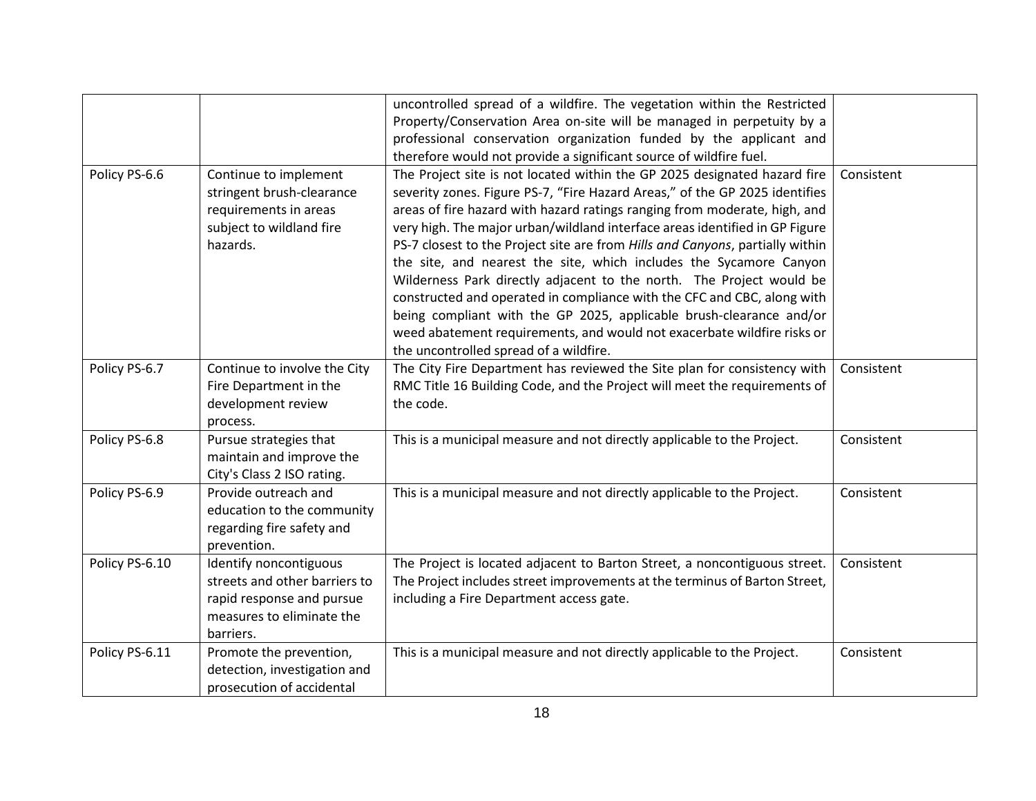| | | | |
|---|---|---|---|
| | | uncontrolled spread of a wildfire. The vegetation within the Restricted Property/Conservation Area on-site will be managed in perpetuity by a professional conservation organization funded by the applicant and therefore would not provide a significant source of wildfire fuel. | |
| Policy PS-6.6 | Continue to implement stringent brush-clearance requirements in areas subject to wildland fire hazards. | The Project site is not located within the GP 2025 designated hazard fire severity zones. Figure PS-7, "Fire Hazard Areas," of the GP 2025 identifies areas of fire hazard with hazard ratings ranging from moderate, high, and very high. The major urban/wildland interface areas identified in GP Figure PS-7 closest to the Project site are from *Hills and Canyons*, partially within the site, and nearest the site, which includes the Sycamore Canyon Wilderness Park directly adjacent to the north. The Project would be constructed and operated in compliance with the CFC and CBC, along with being compliant with the GP 2025, applicable brush-clearance and/or weed abatement requirements, and would not exacerbate wildfire risks or the uncontrolled spread of a wildfire. | Consistent |
| Policy PS-6.7 | Continue to involve the City Fire Department in the development review process. | The City Fire Department has reviewed the Site plan for consistency with RMC Title 16 Building Code, and the Project will meet the requirements of the code. | Consistent |
| Policy PS-6.8 | Pursue strategies that maintain and improve the City's Class 2 ISO rating. | This is a municipal measure and not directly applicable to the Project. | Consistent |
| Policy PS-6.9 | Provide outreach and education to the community regarding fire safety and prevention. | This is a municipal measure and not directly applicable to the Project. | Consistent |
| Policy PS-6.10 | Identify noncontiguous streets and other barriers to rapid response and pursue measures to eliminate the barriers. | The Project is located adjacent to Barton Street, a noncontiguous street. The Project includes street improvements at the terminus of Barton Street, including a Fire Department access gate. | Consistent |
| Policy PS-6.11 | Promote the prevention, detection, investigation and prosecution of accidental | This is a municipal measure and not directly applicable to the Project. | Consistent |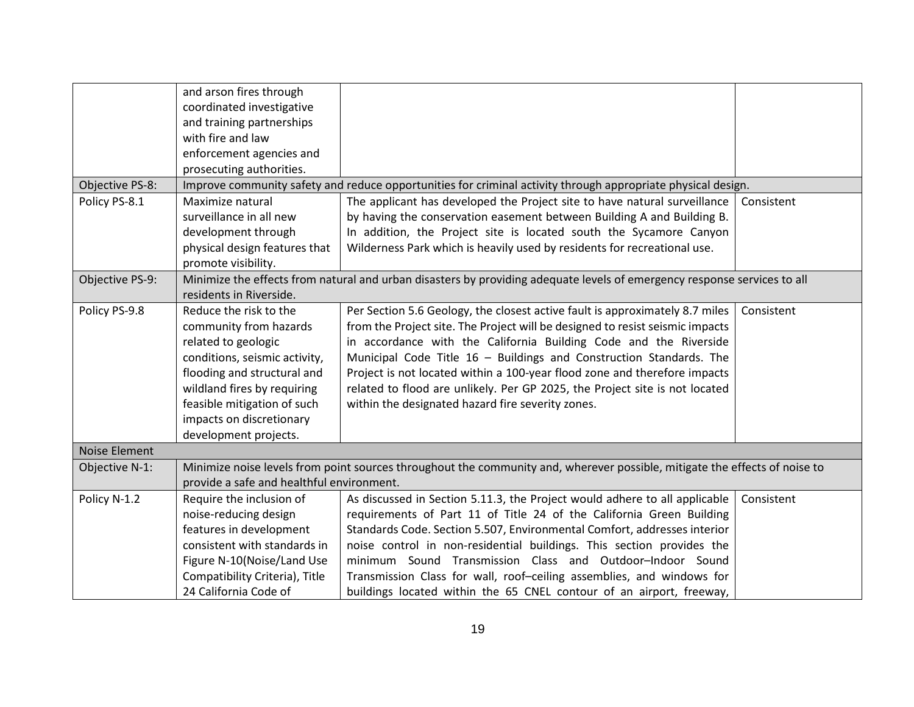| | | | |
|---|---|---|---|
| | and arson fires through coordinated investigative and training partnerships with fire and law enforcement agencies and prosecuting authorities. | | |
| Objective PS-8: | Improve community safety and reduce opportunities for criminal activity through appropriate physical design. | | |
| Policy PS-8.1 | Maximize natural surveillance in all new development through physical design features that promote visibility. | The applicant has developed the Project site to have natural surveillance by having the conservation easement between Building A and Building B. In addition, the Project site is located south the Sycamore Canyon Wilderness Park which is heavily used by residents for recreational use. | Consistent |
| Objective PS-9: | Minimize the effects from natural and urban disasters by providing adequate levels of emergency response services to all residents in Riverside. | | |
| Policy PS-9.8 | Reduce the risk to the community from hazards related to geologic conditions, seismic activity, flooding and structural and wildland fires by requiring feasible mitigation of such impacts on discretionary development projects. | Per Section 5.6 Geology, the closest active fault is approximately 8.7 miles from the Project site. The Project will be designed to resist seismic impacts in accordance with the California Building Code and the Riverside Municipal Code Title 16 – Buildings and Construction Standards. The Project is not located within a 100-year flood zone and therefore impacts related to flood are unlikely. Per GP 2025, the Project site is not located within the designated hazard fire severity zones. | Consistent |
| Noise Element | | | |
| Objective N-1: | Minimize noise levels from point sources throughout the community and, wherever possible, mitigate the effects of noise to provide a safe and healthful environment. | | |
| Policy N-1.2 | Require the inclusion of noise-reducing design features in development consistent with standards in Figure N-10(Noise/Land Use Compatibility Criteria), Title 24 California Code of | As discussed in Section 5.11.3, the Project would adhere to all applicable requirements of Part 11 of Title 24 of the California Green Building Standards Code. Section 5.507, Environmental Comfort, addresses interior noise control in non-residential buildings. This section provides the minimum Sound Transmission Class and Outdoor–Indoor Sound Transmission Class for wall, roof–ceiling assemblies, and windows for buildings located within the 65 CNEL contour of an airport, freeway, | Consistent |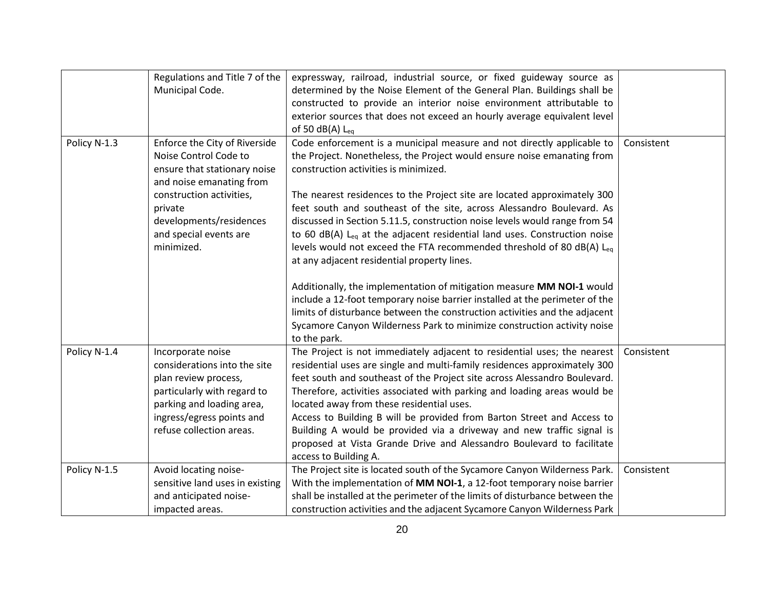| | | | |
|---|---|---|---|
| | Regulations and Title 7 of the Municipal Code. | expressway, railroad, industrial source, or fixed guideway source as determined by the Noise Element of the General Plan. Buildings shall be constructed to provide an interior noise environment attributable to exterior sources that does not exceed an hourly average equivalent level of 50 dB(A) $L_{eq}$ | |
| Policy N-1.3 | Enforce the City of Riverside Noise Control Code to ensure that stationary noise and noise emanating from construction activities, private developments/residences and special events are minimized. | Code enforcement is a municipal measure and not directly applicable to the Project. Nonetheless, the Project would ensure noise emanating from construction activities is minimized.<br><br>The nearest residences to the Project site are located approximately 300 feet south and southeast of the site, across Alessandro Boulevard. As discussed in Section 5.11.5, construction noise levels would range from 54 to 60 dB(A) $L_{eq}$ at the adjacent residential land uses. Construction noise levels would not exceed the FTA recommended threshold of 80 dB(A) $L_{eq}$ at any adjacent residential property lines.<br><br>Additionally, the implementation of mitigation measure **MM NOI-1** would include a 12-foot temporary noise barrier installed at the perimeter of the limits of disturbance between the construction activities and the adjacent Sycamore Canyon Wilderness Park to minimize construction activity noise to the park. | Consistent |
| Policy N-1.4 | Incorporate noise considerations into the site plan review process, particularly with regard to parking and loading area, ingress/egress points and refuse collection areas. | The Project is not immediately adjacent to residential uses; the nearest residential uses are single and multi-family residences approximately 300 feet south and southeast of the Project site across Alessandro Boulevard. Therefore, activities associated with parking and loading areas would be located away from these residential uses.<br>Access to Building B will be provided from Barton Street and Access to Building A would be provided via a driveway and new traffic signal is proposed at Vista Grande Drive and Alessandro Boulevard to facilitate access to Building A. | Consistent |
| Policy N-1.5 | Avoid locating noise-sensitive land uses in existing and anticipated noise-impacted areas. | The Project site is located south of the Sycamore Canyon Wilderness Park. With the implementation of **MM NOI-1**, a 12-foot temporary noise barrier shall be installed at the perimeter of the limits of disturbance between the construction activities and the adjacent Sycamore Canyon Wilderness Park | Consistent |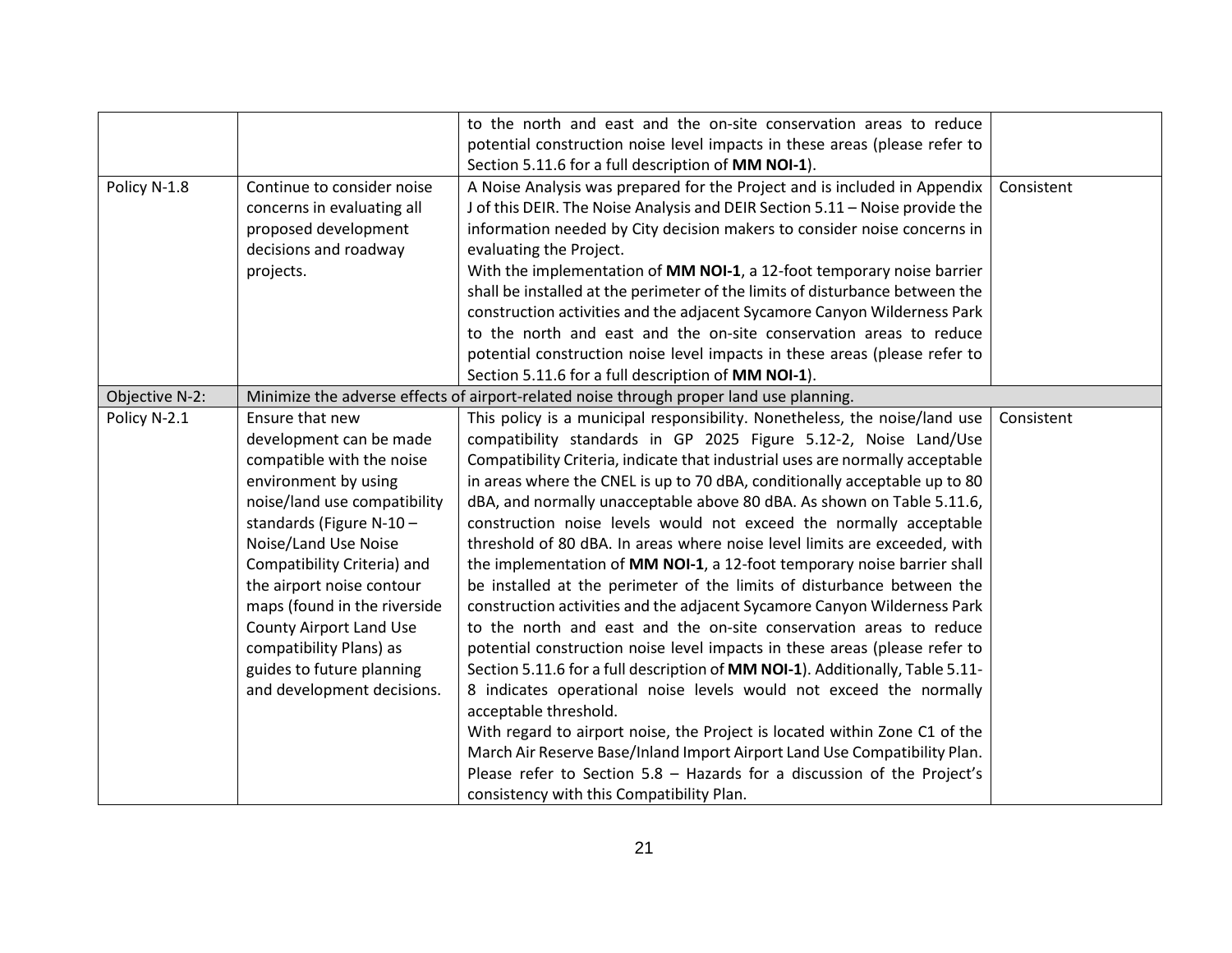| | | | |
|---|---|---|---|
| | | to the north and east and the on-site conservation areas to reduce potential construction noise level impacts in these areas (please refer to Section 5.11.6 for a full description of **MM NOI-1**). | |
| Policy N-1.8 | Continue to consider noise concerns in evaluating all proposed development decisions and roadway projects. | A Noise Analysis was prepared for the Project and is included in Appendix J of this DEIR. The Noise Analysis and DEIR Section 5.11 – Noise provide the information needed by City decision makers to consider noise concerns in evaluating the Project.<br>With the implementation of **MM NOI-1**, a 12-foot temporary noise barrier shall be installed at the perimeter of the limits of disturbance between the construction activities and the adjacent Sycamore Canyon Wilderness Park to the north and east and the on-site conservation areas to reduce potential construction noise level impacts in these areas (please refer to Section 5.11.6 for a full description of **MM NOI-1**). | Consistent |
| Objective N-2: | Minimize the adverse effects of airport-related noise through proper land use planning. | | |
| Policy N-2.1 | Ensure that new development can be made compatible with the noise environment by using noise/land use compatibility standards (Figure N-10 – Noise/Land Use Noise Compatibility Criteria) and the airport noise contour maps (found in the riverside County Airport Land Use compatibility Plans) as guides to future planning and development decisions. | This policy is a municipal responsibility. Nonetheless, the noise/land use compatibility standards in GP 2025 Figure 5.12-2, Noise Land/Use Compatibility Criteria, indicate that industrial uses are normally acceptable in areas where the CNEL is up to 70 dBA, conditionally acceptable up to 80 dBA, and normally unacceptable above 80 dBA. As shown on Table 5.11.6, construction noise levels would not exceed the normally acceptable threshold of 80 dBA. In areas where noise level limits are exceeded, with the implementation of **MM NOI-1**, a 12-foot temporary noise barrier shall be installed at the perimeter of the limits of disturbance between the construction activities and the adjacent Sycamore Canyon Wilderness Park to the north and east and the on-site conservation areas to reduce potential construction noise level impacts in these areas (please refer to Section 5.11.6 for a full description of **MM NOI-1**). Additionally, Table 5.11-8 indicates operational noise levels would not exceed the normally acceptable threshold.<br>With regard to airport noise, the Project is located within Zone C1 of the March Air Reserve Base/Inland Import Airport Land Use Compatibility Plan. Please refer to Section 5.8 – Hazards for a discussion of the Project's consistency with this Compatibility Plan. | Consistent |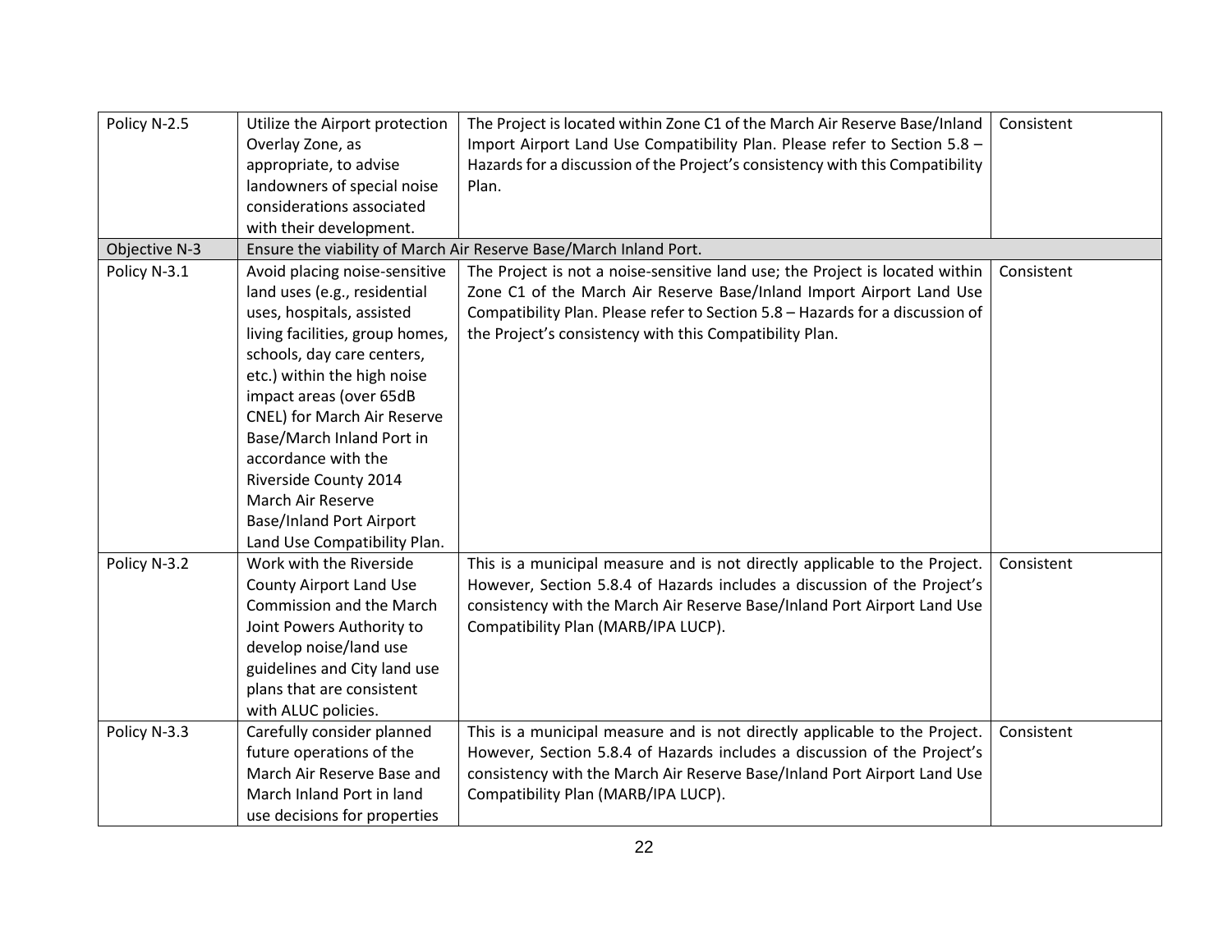| | | | |
|---|---|---|---|
| Policy N-2.5 | Utilize the Airport protection Overlay Zone, as appropriate, to advise landowners of special noise considerations associated with their development. | The Project is located within Zone C1 of the March Air Reserve Base/Inland Import Airport Land Use Compatibility Plan. Please refer to Section 5.8 – Hazards for a discussion of the Project's consistency with this Compatibility Plan. | Consistent |
| Objective N-3 | Ensure the viability of March Air Reserve Base/March Inland Port. | | |
| Policy N-3.1 | Avoid placing noise-sensitive land uses (e.g., residential uses, hospitals, assisted living facilities, group homes, schools, day care centers, etc.) within the high noise impact areas (over 65dB CNEL) for March Air Reserve Base/March Inland Port in accordance with the Riverside County 2014 March Air Reserve Base/Inland Port Airport Land Use Compatibility Plan. | The Project is not a noise-sensitive land use; the Project is located within Zone C1 of the March Air Reserve Base/Inland Import Airport Land Use Compatibility Plan. Please refer to Section 5.8 – Hazards for a discussion of the Project's consistency with this Compatibility Plan. | Consistent |
| Policy N-3.2 | Work with the Riverside County Airport Land Use Commission and the March Joint Powers Authority to develop noise/land use guidelines and City land use plans that are consistent with ALUC policies. | This is a municipal measure and is not directly applicable to the Project. However, Section 5.8.4 of Hazards includes a discussion of the Project's consistency with the March Air Reserve Base/Inland Port Airport Land Use Compatibility Plan (MARB/IPA LUCP). | Consistent |
| Policy N-3.3 | Carefully consider planned future operations of the March Air Reserve Base and March Inland Port in land use decisions for properties | This is a municipal measure and is not directly applicable to the Project. However, Section 5.8.4 of Hazards includes a discussion of the Project's consistency with the March Air Reserve Base/Inland Port Airport Land Use Compatibility Plan (MARB/IPA LUCP). | Consistent |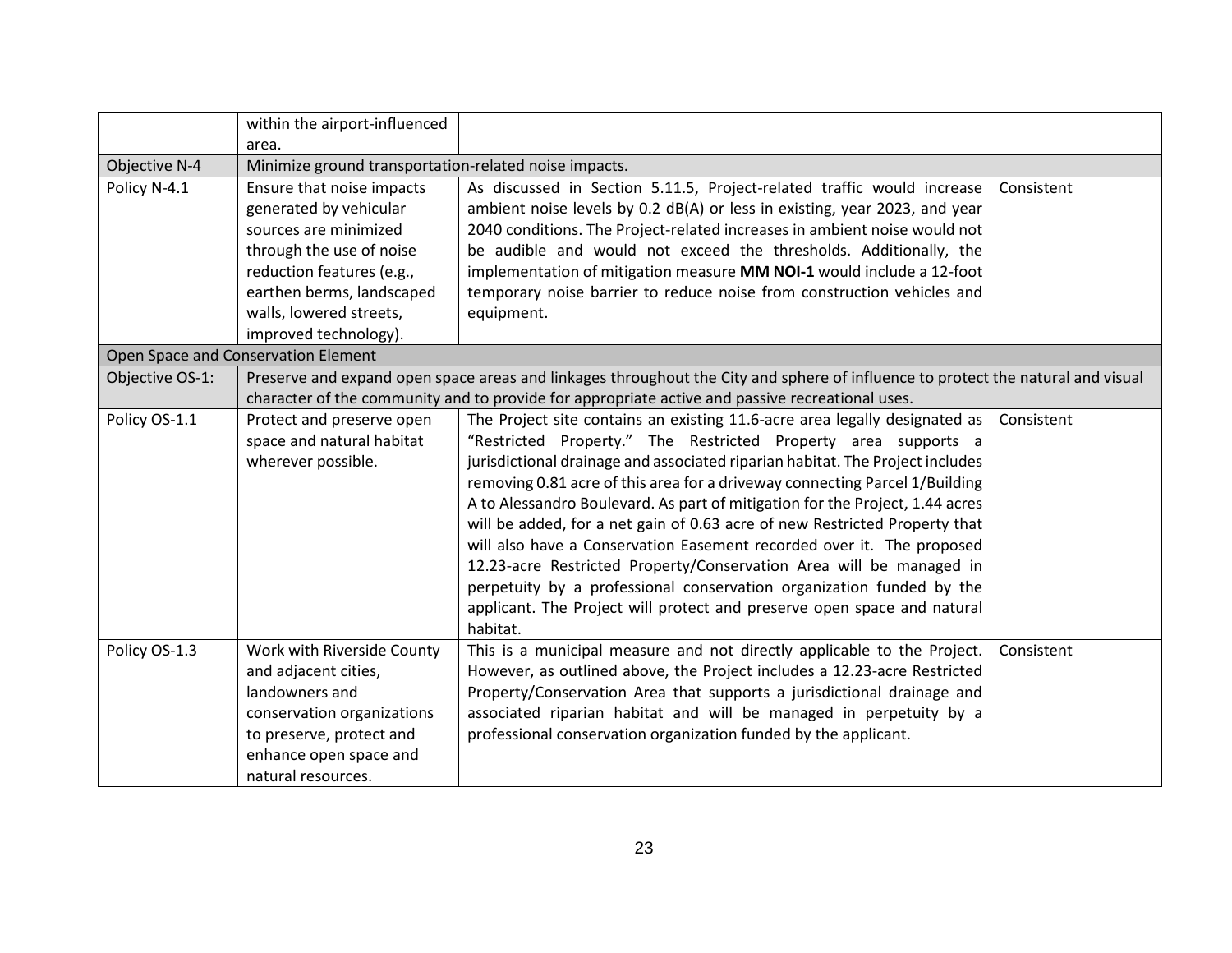| | | | |
|---|---|---|---|
| | within the airport-influenced area. | | |
| Objective N-4 | Minimize ground transportation-related noise impacts. | | |
| Policy N-4.1 | Ensure that noise impacts generated by vehicular sources are minimized through the use of noise reduction features (e.g., earthen berms, landscaped walls, lowered streets, improved technology). | As discussed in Section 5.11.5, Project-related traffic would increase ambient noise levels by 0.2 dB(A) or less in existing, year 2023, and year 2040 conditions. The Project-related increases in ambient noise would not be audible and would not exceed the thresholds. Additionally, the implementation of mitigation measure **MM NOI-1** would include a 12-foot temporary noise barrier to reduce noise from construction vehicles and equipment. | Consistent |
| Open Space and Conservation Element | | | |
| Objective OS-1: | Preserve and expand open space areas and linkages throughout the City and sphere of influence to protect the natural and visual character of the community and to provide for appropriate active and passive recreational uses. | | |
| Policy OS-1.1 | Protect and preserve open space and natural habitat wherever possible. | The Project site contains an existing 11.6-acre area legally designated as "Restricted Property." The Restricted Property area supports a jurisdictional drainage and associated riparian habitat. The Project includes removing 0.81 acre of this area for a driveway connecting Parcel 1/Building A to Alessandro Boulevard. As part of mitigation for the Project, 1.44 acres will be added, for a net gain of 0.63 acre of new Restricted Property that will also have a Conservation Easement recorded over it. The proposed 12.23-acre Restricted Property/Conservation Area will be managed in perpetuity by a professional conservation organization funded by the applicant. The Project will protect and preserve open space and natural habitat. | Consistent |
| Policy OS-1.3 | Work with Riverside County and adjacent cities, landowners and conservation organizations to preserve, protect and enhance open space and natural resources. | This is a municipal measure and not directly applicable to the Project. However, as outlined above, the Project includes a 12.23-acre Restricted Property/Conservation Area that supports a jurisdictional drainage and associated riparian habitat and will be managed in perpetuity by a professional conservation organization funded by the applicant. | Consistent |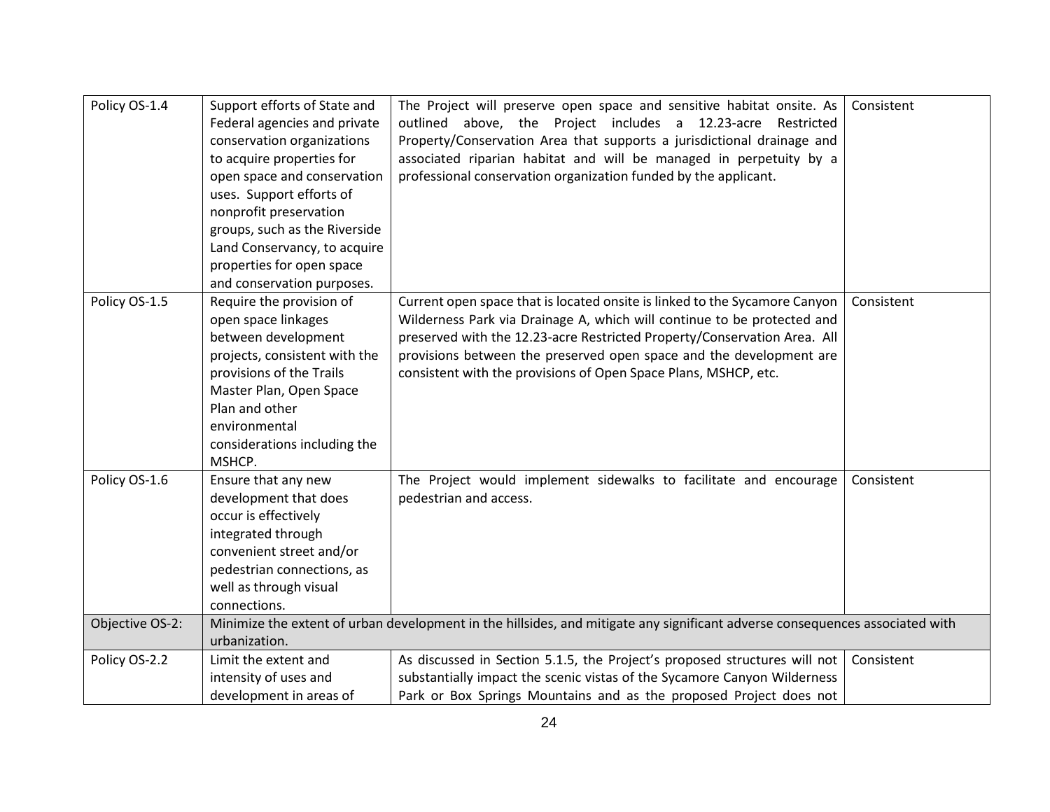| | | | |
|---|---|---|---|
| Policy OS-1.4 | Support efforts of State and Federal agencies and private conservation organizations to acquire properties for open space and conservation uses. Support efforts of nonprofit preservation groups, such as the Riverside Land Conservancy, to acquire properties for open space and conservation purposes. | The Project will preserve open space and sensitive habitat onsite. As outlined above, the Project includes a 12.23-acre Restricted Property/Conservation Area that supports a jurisdictional drainage and associated riparian habitat and will be managed in perpetuity by a professional conservation organization funded by the applicant. | Consistent |
| Policy OS-1.5 | Require the provision of open space linkages between development projects, consistent with the provisions of the Trails Master Plan, Open Space Plan and other environmental considerations including the MSHCP. | Current open space that is located onsite is linked to the Sycamore Canyon Wilderness Park via Drainage A, which will continue to be protected and preserved with the 12.23-acre Restricted Property/Conservation Area. All provisions between the preserved open space and the development are consistent with the provisions of Open Space Plans, MSHCP, etc. | Consistent |
| Policy OS-1.6 | Ensure that any new development that does occur is effectively integrated through convenient street and/or pedestrian connections, as well as through visual connections. | The Project would implement sidewalks to facilitate and encourage pedestrian and access. | Consistent |
| Objective OS-2: | Minimize the extent of urban development in the hillsides, and mitigate any significant adverse consequences associated with urbanization. | | |
| Policy OS-2.2 | Limit the extent and intensity of uses and development in areas of | As discussed in Section 5.1.5, the Project's proposed structures will not substantially impact the scenic vistas of the Sycamore Canyon Wilderness Park or Box Springs Mountains and as the proposed Project does not | Consistent |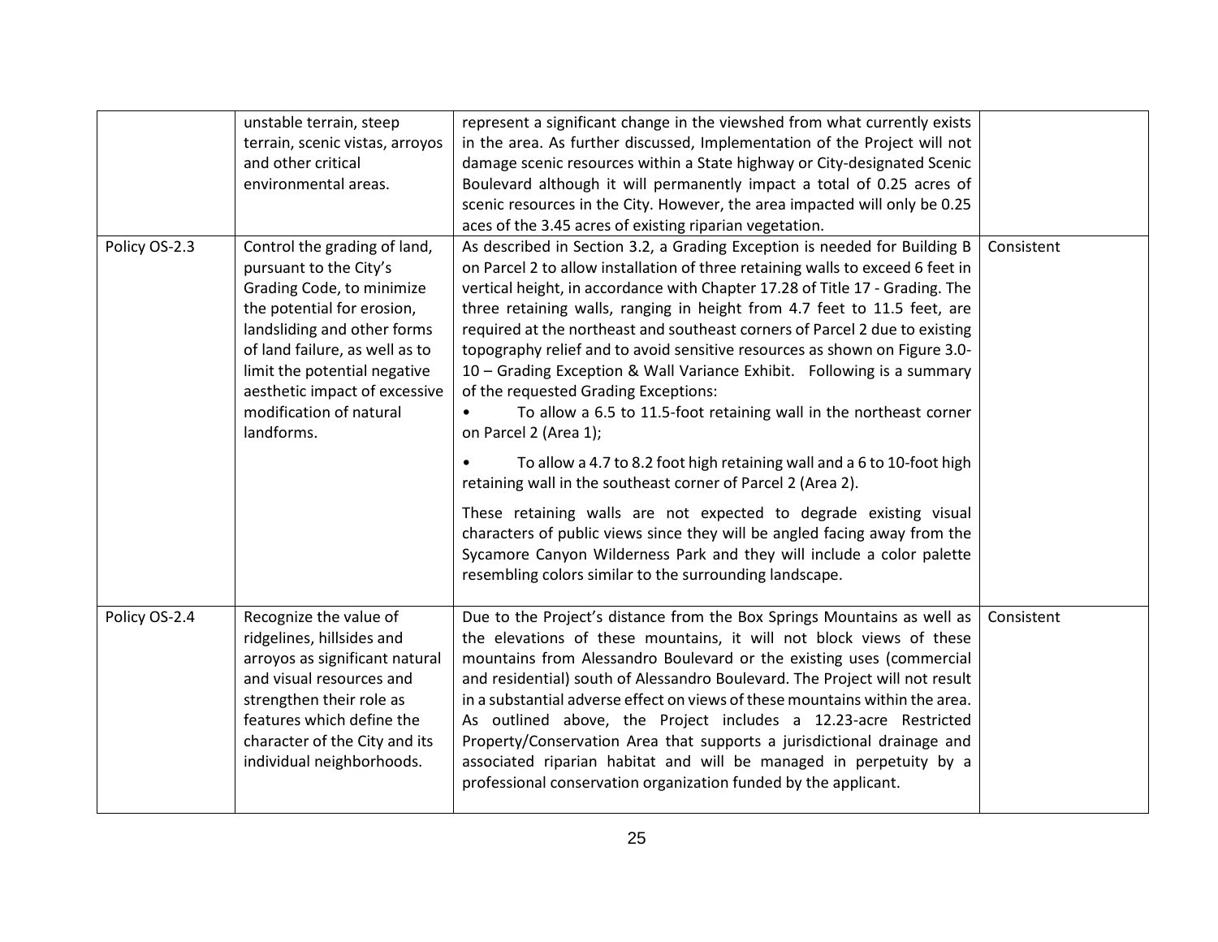| | | | |
|---|---|---|---|
| | unstable terrain, steep terrain, scenic vistas, arroyos and other critical environmental areas. | represent a significant change in the viewshed from what currently exists in the area. As further discussed, Implementation of the Project will not damage scenic resources within a State highway or City-designated Scenic Boulevard although it will permanently impact a total of 0.25 acres of scenic resources in the City. However, the area impacted will only be 0.25 aces of the 3.45 acres of existing riparian vegetation. | |
| Policy OS-2.3 | Control the grading of land, pursuant to the City's Grading Code, to minimize the potential for erosion, landsliding and other forms of land failure, as well as to limit the potential negative aesthetic impact of excessive modification of natural landforms. | As described in Section 3.2, a Grading Exception is needed for Building B on Parcel 2 to allow installation of three retaining walls to exceed 6 feet in vertical height, in accordance with Chapter 17.28 of Title 17 - Grading. The three retaining walls, ranging in height from 4.7 feet to 11.5 feet, are required at the northeast and southeast corners of Parcel 2 due to existing topography relief and to avoid sensitive resources as shown on Figure 3.0-10 – Grading Exception & Wall Variance Exhibit. Following is a summary of the requested Grading Exceptions:<br>• To allow a 6.5 to 11.5-foot retaining wall in the northeast corner on Parcel 2 (Area 1);<br>• To allow a 4.7 to 8.2 foot high retaining wall and a 6 to 10-foot high retaining wall in the southeast corner of Parcel 2 (Area 2).<br>These retaining walls are not expected to degrade existing visual characters of public views since they will be angled facing away from the Sycamore Canyon Wilderness Park and they will include a color palette resembling colors similar to the surrounding landscape. | Consistent |
| Policy OS-2.4 | Recognize the value of ridgelines, hillsides and arroyos as significant natural and visual resources and strengthen their role as features which define the character of the City and its individual neighborhoods. | Due to the Project's distance from the Box Springs Mountains as well as the elevations of these mountains, it will not block views of these mountains from Alessandro Boulevard or the existing uses (commercial and residential) south of Alessandro Boulevard. The Project will not result in a substantial adverse effect on views of these mountains within the area. As outlined above, the Project includes a 12.23-acre Restricted Property/Conservation Area that supports a jurisdictional drainage and associated riparian habitat and will be managed in perpetuity by a professional conservation organization funded by the applicant. | Consistent |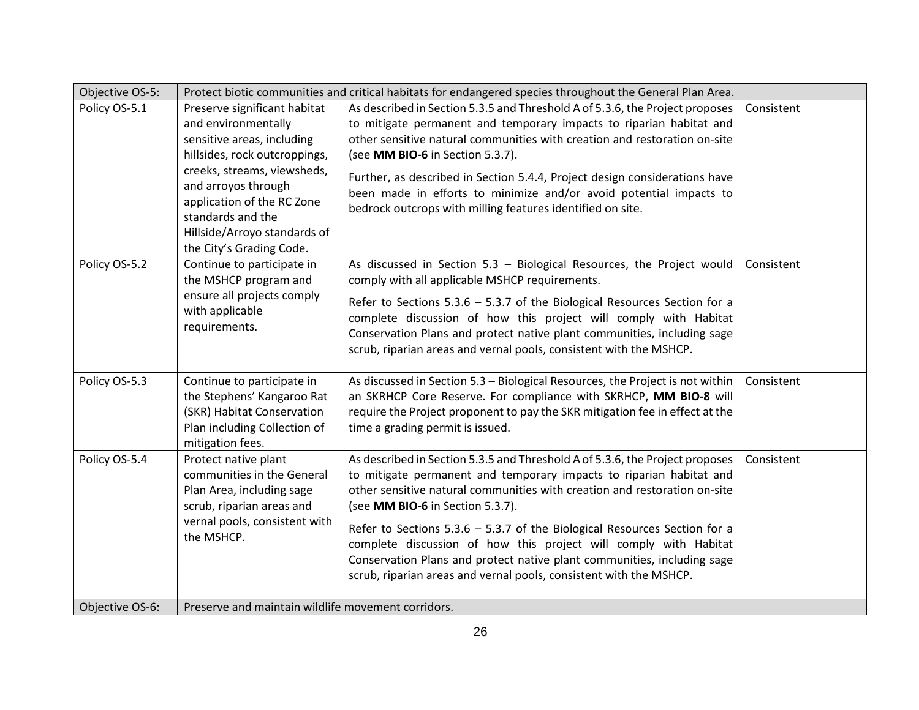| Objective OS-5: | Protect biotic communities and critical habitats for endangered species throughout the General Plan Area. | | |
|---|---|---|---|
| Policy OS-5.1 | Preserve significant habitat and environmentally sensitive areas, including hillsides, rock outcroppings, creeks, streams, viewsheds, and arroyos through application of the RC Zone standards and the Hillside/Arroyo standards of the City's Grading Code. | As described in Section 5.3.5 and Threshold A of 5.3.6, the Project proposes to mitigate permanent and temporary impacts to riparian habitat and other sensitive natural communities with creation and restoration on-site (see **MM BIO-6** in Section 5.3.7).<br><br>Further, as described in Section 5.4.4, Project design considerations have been made in efforts to minimize and/or avoid potential impacts to bedrock outcrops with milling features identified on site. | Consistent |
| Policy OS-5.2 | Continue to participate in the MSHCP program and ensure all projects comply with applicable requirements. | As discussed in Section 5.3 – Biological Resources, the Project would comply with all applicable MSHCP requirements.<br><br>Refer to Sections 5.3.6 – 5.3.7 of the Biological Resources Section for a complete discussion of how this project will comply with Habitat Conservation Plans and protect native plant communities, including sage scrub, riparian areas and vernal pools, consistent with the MSHCP. | Consistent |
| Policy OS-5.3 | Continue to participate in the Stephens' Kangaroo Rat (SKR) Habitat Conservation Plan including Collection of mitigation fees. | As discussed in Section 5.3 – Biological Resources, the Project is not within an SKRHCP Core Reserve. For compliance with SKRHCP, **MM BIO-8** will require the Project proponent to pay the SKR mitigation fee in effect at the time a grading permit is issued. | Consistent |
| Policy OS-5.4 | Protect native plant communities in the General Plan Area, including sage scrub, riparian areas and vernal pools, consistent with the MSHCP. | As described in Section 5.3.5 and Threshold A of 5.3.6, the Project proposes to mitigate permanent and temporary impacts to riparian habitat and other sensitive natural communities with creation and restoration on-site (see **MM BIO-6** in Section 5.3.7).<br><br>Refer to Sections 5.3.6 – 5.3.7 of the Biological Resources Section for a complete discussion of how this project will comply with Habitat Conservation Plans and protect native plant communities, including sage scrub, riparian areas and vernal pools, consistent with the MSHCP. | Consistent |
| Objective OS-6: | Preserve and maintain wildlife movement corridors. | | |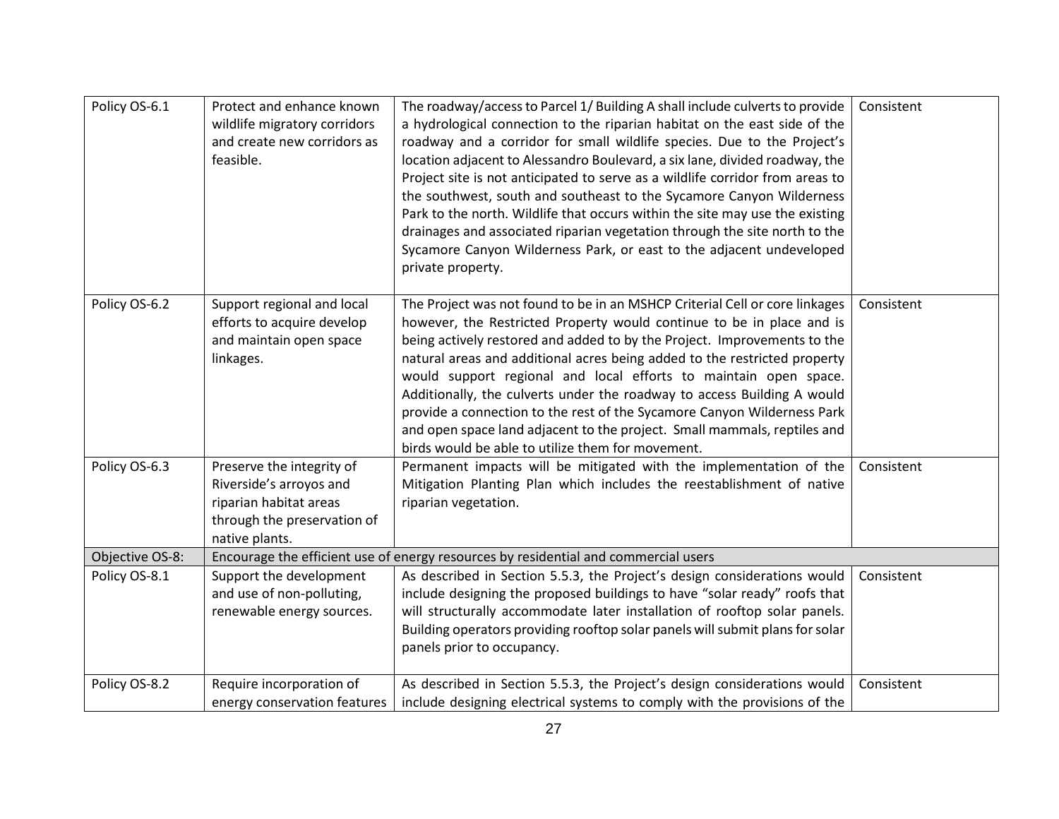| | | | |
|---|---|---|---|
| Policy OS-6.1 | Protect and enhance known wildlife migratory corridors and create new corridors as feasible. | The roadway/access to Parcel 1/ Building A shall include culverts to provide a hydrological connection to the riparian habitat on the east side of the roadway and a corridor for small wildlife species. Due to the Project's location adjacent to Alessandro Boulevard, a six lane, divided roadway, the Project site is not anticipated to serve as a wildlife corridor from areas to the southwest, south and southeast to the Sycamore Canyon Wilderness Park to the north. Wildlife that occurs within the site may use the existing drainages and associated riparian vegetation through the site north to the Sycamore Canyon Wilderness Park, or east to the adjacent undeveloped private property. | Consistent |
| Policy OS-6.2 | Support regional and local efforts to acquire develop and maintain open space linkages. | The Project was not found to be in an MSHCP Criterial Cell or core linkages however, the Restricted Property would continue to be in place and is being actively restored and added to by the Project. Improvements to the natural areas and additional acres being added to the restricted property would support regional and local efforts to maintain open space. Additionally, the culverts under the roadway to access Building A would provide a connection to the rest of the Sycamore Canyon Wilderness Park and open space land adjacent to the project. Small mammals, reptiles and birds would be able to utilize them for movement. | Consistent |
| Policy OS-6.3 | Preserve the integrity of Riverside's arroyos and riparian habitat areas through the preservation of native plants. | Permanent impacts will be mitigated with the implementation of the Mitigation Planting Plan which includes the reestablishment of native riparian vegetation. | Consistent |
| Objective OS-8: | Encourage the efficient use of energy resources by residential and commercial users | | |
| Policy OS-8.1 | Support the development and use of non-polluting, renewable energy sources. | As described in Section 5.5.3, the Project's design considerations would include designing the proposed buildings to have "solar ready" roofs that will structurally accommodate later installation of rooftop solar panels. Building operators providing rooftop solar panels will submit plans for solar panels prior to occupancy. | Consistent |
| Policy OS-8.2 | Require incorporation of energy conservation features | As described in Section 5.5.3, the Project's design considerations would include designing electrical systems to comply with the provisions of the | Consistent |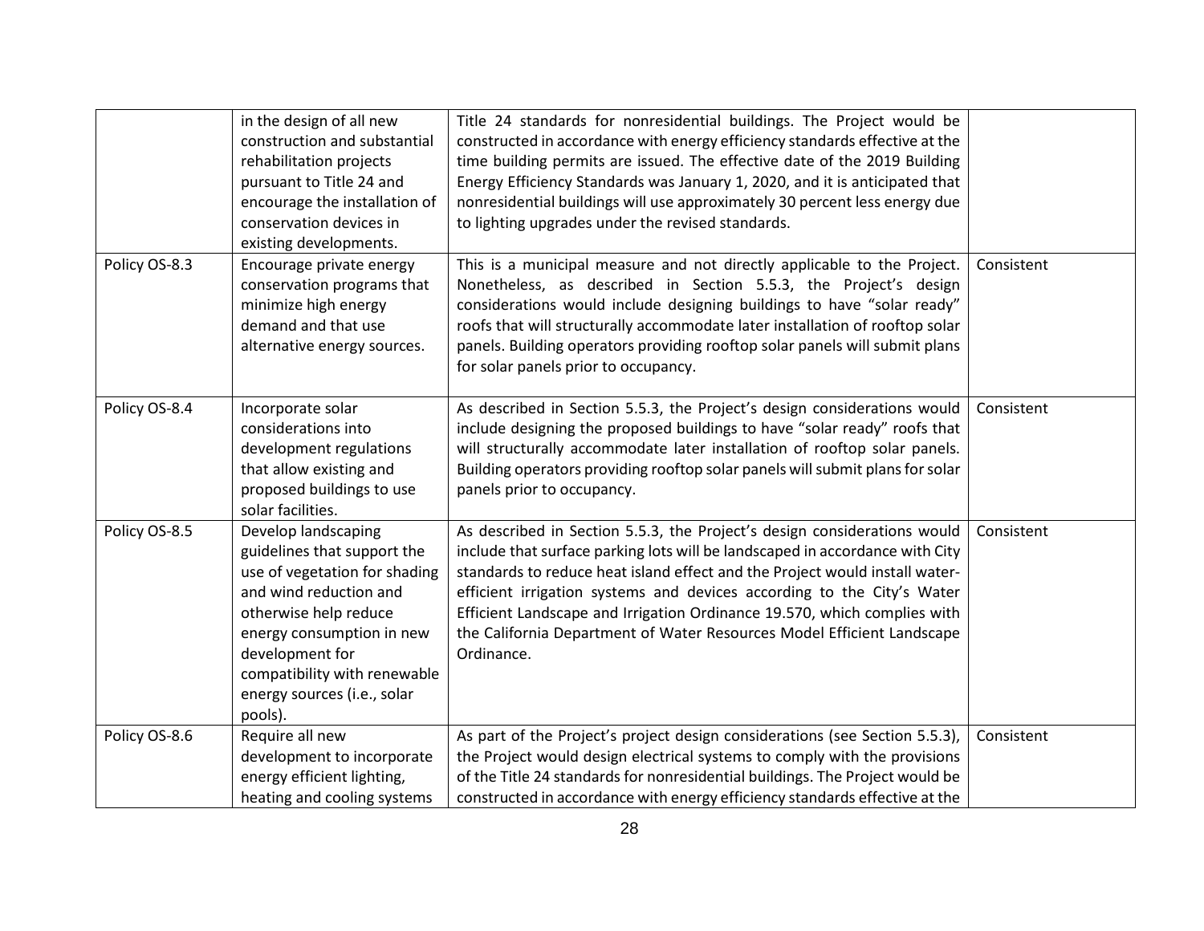| | | | |
|---|---|---|---|
| | in the design of all new construction and substantial rehabilitation projects pursuant to Title 24 and encourage the installation of conservation devices in existing developments. | Title 24 standards for nonresidential buildings. The Project would be constructed in accordance with energy efficiency standards effective at the time building permits are issued. The effective date of the 2019 Building Energy Efficiency Standards was January 1, 2020, and it is anticipated that nonresidential buildings will use approximately 30 percent less energy due to lighting upgrades under the revised standards. | |
| Policy OS-8.3 | Encourage private energy conservation programs that minimize high energy demand and that use alternative energy sources. | This is a municipal measure and not directly applicable to the Project. Nonetheless, as described in Section 5.5.3, the Project's design considerations would include designing buildings to have "solar ready" roofs that will structurally accommodate later installation of rooftop solar panels. Building operators providing rooftop solar panels will submit plans for solar panels prior to occupancy. | Consistent |
| Policy OS-8.4 | Incorporate solar considerations into development regulations that allow existing and proposed buildings to use solar facilities. | As described in Section 5.5.3, the Project's design considerations would include designing the proposed buildings to have "solar ready" roofs that will structurally accommodate later installation of rooftop solar panels. Building operators providing rooftop solar panels will submit plans for solar panels prior to occupancy. | Consistent |
| Policy OS-8.5 | Develop landscaping guidelines that support the use of vegetation for shading and wind reduction and otherwise help reduce energy consumption in new development for compatibility with renewable energy sources (i.e., solar pools). | As described in Section 5.5.3, the Project's design considerations would include that surface parking lots will be landscaped in accordance with City standards to reduce heat island effect and the Project would install water-efficient irrigation systems and devices according to the City's Water Efficient Landscape and Irrigation Ordinance 19.570, which complies with the California Department of Water Resources Model Efficient Landscape Ordinance. | Consistent |
| Policy OS-8.6 | Require all new development to incorporate energy efficient lighting, heating and cooling systems | As part of the Project's project design considerations (see Section 5.5.3), the Project would design electrical systems to comply with the provisions of the Title 24 standards for nonresidential buildings. The Project would be constructed in accordance with energy efficiency standards effective at the | Consistent |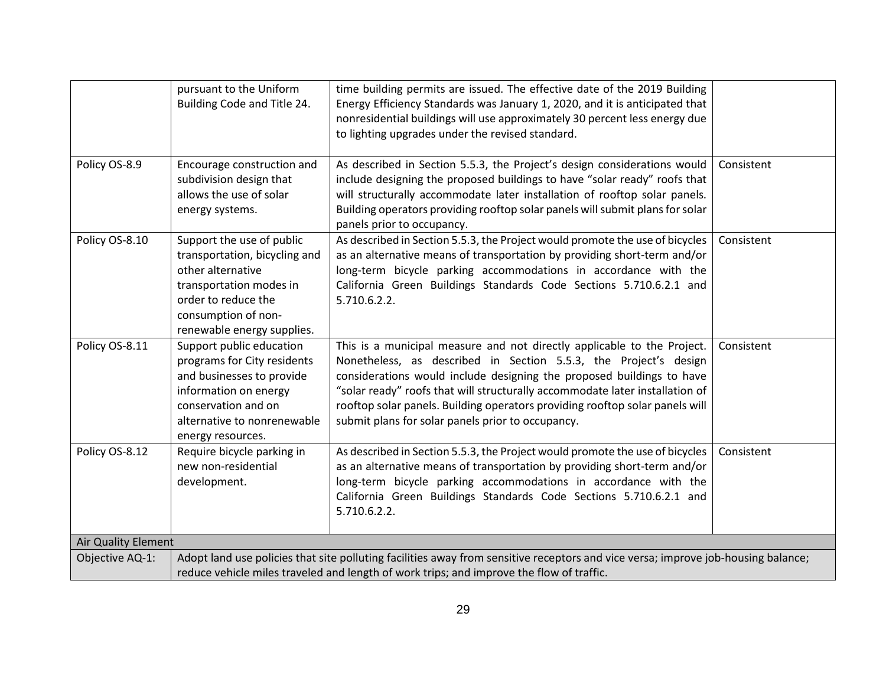| | | | |
|---|---|---|---|
| | pursuant to the Uniform Building Code and Title 24. | time building permits are issued. The effective date of the 2019 Building Energy Efficiency Standards was January 1, 2020, and it is anticipated that nonresidential buildings will use approximately 30 percent less energy due to lighting upgrades under the revised standard. | |
| Policy OS-8.9 | Encourage construction and subdivision design that allows the use of solar energy systems. | As described in Section 5.5.3, the Project's design considerations would include designing the proposed buildings to have "solar ready" roofs that will structurally accommodate later installation of rooftop solar panels. Building operators providing rooftop solar panels will submit plans for solar panels prior to occupancy. | Consistent |
| Policy OS-8.10 | Support the use of public transportation, bicycling and other alternative transportation modes in order to reduce the consumption of non-renewable energy supplies. | As described in Section 5.5.3, the Project would promote the use of bicycles as an alternative means of transportation by providing short-term and/or long-term bicycle parking accommodations in accordance with the California Green Buildings Standards Code Sections 5.710.6.2.1 and 5.710.6.2.2. | Consistent |
| Policy OS-8.11 | Support public education programs for City residents and businesses to provide information on energy conservation and on alternative to nonrenewable energy resources. | This is a municipal measure and not directly applicable to the Project. Nonetheless, as described in Section 5.5.3, the Project's design considerations would include designing the proposed buildings to have "solar ready" roofs that will structurally accommodate later installation of rooftop solar panels. Building operators providing rooftop solar panels will submit plans for solar panels prior to occupancy. | Consistent |
| Policy OS-8.12 | Require bicycle parking in new non-residential development. | As described in Section 5.5.3, the Project would promote the use of bicycles as an alternative means of transportation by providing short-term and/or long-term bicycle parking accommodations in accordance with the California Green Buildings Standards Code Sections 5.710.6.2.1 and 5.710.6.2.2. | Consistent |
| Air Quality Element | | | |
| Objective AQ-1: | Adopt land use policies that site polluting facilities away from sensitive receptors and vice versa; improve job-housing balance; reduce vehicle miles traveled and length of work trips; and improve the flow of traffic. | | |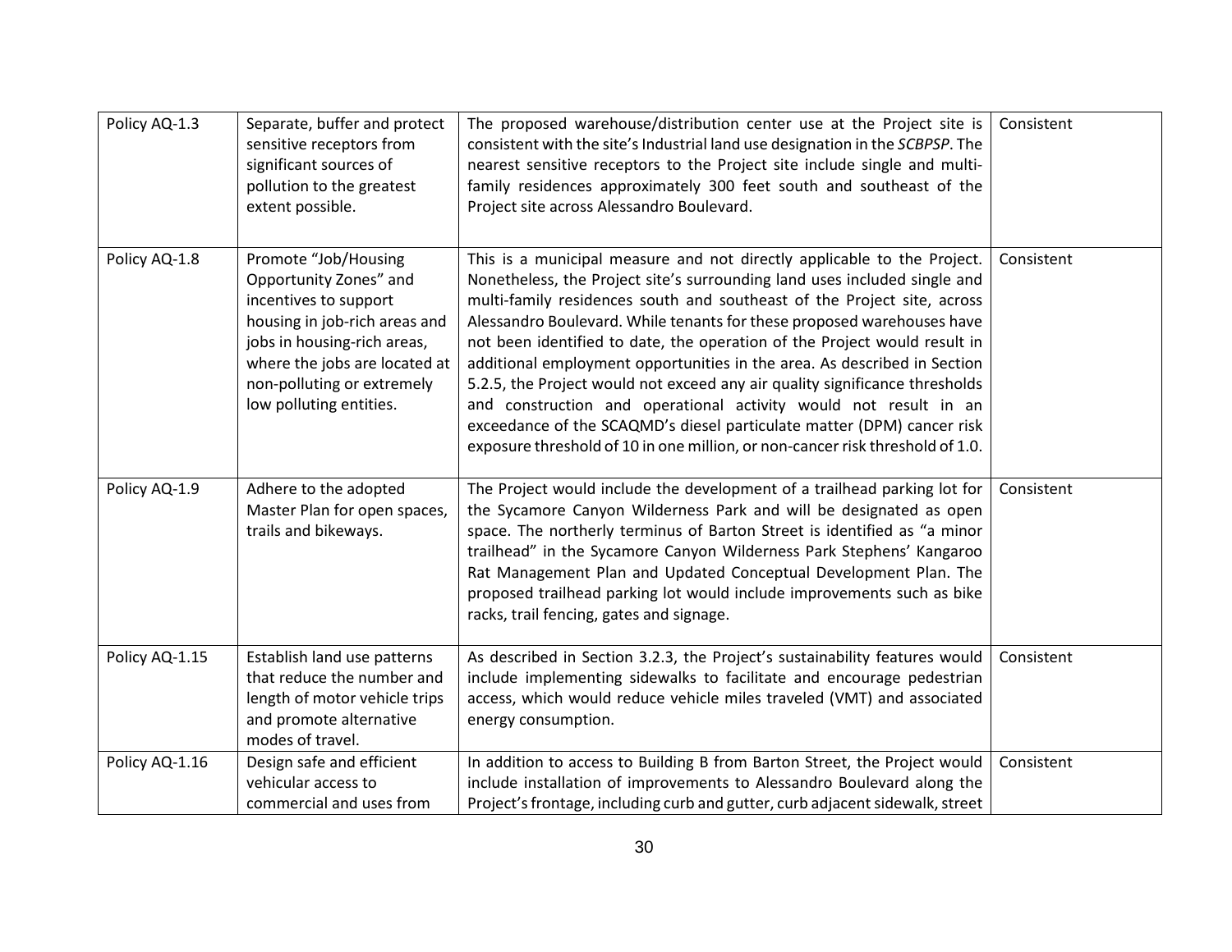| | | | |
|---|---|---|---|
| Policy AQ-1.3 | Separate, buffer and protect sensitive receptors from significant sources of pollution to the greatest extent possible. | The proposed warehouse/distribution center use at the Project site is consistent with the site's Industrial land use designation in the *SCBPSP*. The nearest sensitive receptors to the Project site include single and multi-family residences approximately 300 feet south and southeast of the Project site across Alessandro Boulevard. | Consistent |
| Policy AQ-1.8 | Promote "Job/Housing Opportunity Zones" and incentives to support housing in job-rich areas and jobs in housing-rich areas, where the jobs are located at non-polluting or extremely low polluting entities. | This is a municipal measure and not directly applicable to the Project. Nonetheless, the Project site's surrounding land uses included single and multi-family residences south and southeast of the Project site, across Alessandro Boulevard. While tenants for these proposed warehouses have not been identified to date, the operation of the Project would result in additional employment opportunities in the area. As described in Section 5.2.5, the Project would not exceed any air quality significance thresholds and construction and operational activity would not result in an exceedance of the SCAQMD's diesel particulate matter (DPM) cancer risk exposure threshold of 10 in one million, or non-cancer risk threshold of 1.0. | Consistent |
| Policy AQ-1.9 | Adhere to the adopted Master Plan for open spaces, trails and bikeways. | The Project would include the development of a trailhead parking lot for the Sycamore Canyon Wilderness Park and will be designated as open space. The northerly terminus of Barton Street is identified as "a minor trailhead" in the Sycamore Canyon Wilderness Park Stephens' Kangaroo Rat Management Plan and Updated Conceptual Development Plan. The proposed trailhead parking lot would include improvements such as bike racks, trail fencing, gates and signage. | Consistent |
| Policy AQ-1.15 | Establish land use patterns that reduce the number and length of motor vehicle trips and promote alternative modes of travel. | As described in Section 3.2.3, the Project's sustainability features would include implementing sidewalks to facilitate and encourage pedestrian access, which would reduce vehicle miles traveled (VMT) and associated energy consumption. | Consistent |
| Policy AQ-1.16 | Design safe and efficient vehicular access to commercial and uses from | In addition to access to Building B from Barton Street, the Project would include installation of improvements to Alessandro Boulevard along the Project's frontage, including curb and gutter, curb adjacent sidewalk, street | Consistent |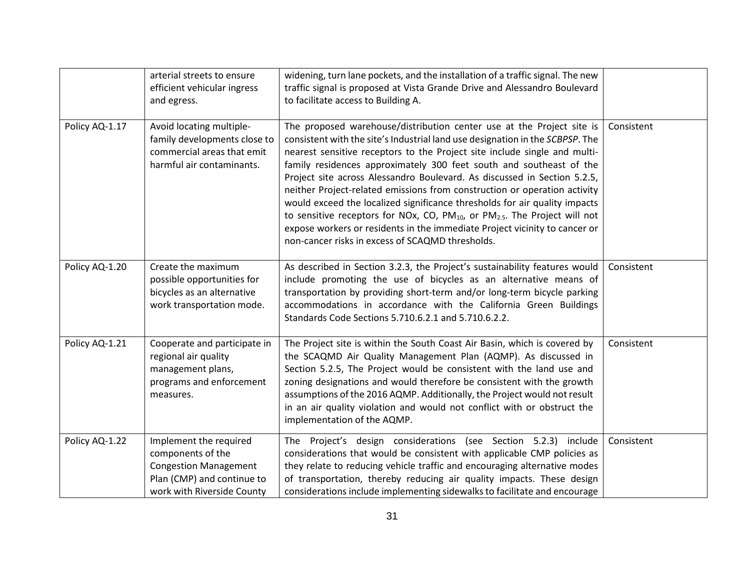| | | | |
|---|---|---|---|
| | arterial streets to ensure efficient vehicular ingress and egress. | widening, turn lane pockets, and the installation of a traffic signal. The new traffic signal is proposed at Vista Grande Drive and Alessandro Boulevard to facilitate access to Building A. | |
| Policy AQ-1.17 | Avoid locating multiple-family developments close to commercial areas that emit harmful air contaminants. | The proposed warehouse/distribution center use at the Project site is consistent with the site's Industrial land use designation in the *SCBPSP*. The nearest sensitive receptors to the Project site include single and multi-family residences approximately 300 feet south and southeast of the Project site across Alessandro Boulevard. As discussed in Section 5.2.5, neither Project-related emissions from construction or operation activity would exceed the localized significance thresholds for air quality impacts to sensitive receptors for NOx, CO, $PM_{10}$, or $PM_{2.5}$. The Project will not expose workers or residents in the immediate Project vicinity to cancer or non-cancer risks in excess of SCAQMD thresholds. | Consistent |
| Policy AQ-1.20 | Create the maximum possible opportunities for bicycles as an alternative work transportation mode. | As described in Section 3.2.3, the Project's sustainability features would include promoting the use of bicycles as an alternative means of transportation by providing short-term and/or long-term bicycle parking accommodations in accordance with the California Green Buildings Standards Code Sections 5.710.6.2.1 and 5.710.6.2.2. | Consistent |
| Policy AQ-1.21 | Cooperate and participate in regional air quality management plans, programs and enforcement measures. | The Project site is within the South Coast Air Basin, which is covered by the SCAQMD Air Quality Management Plan (AQMP). As discussed in Section 5.2.5, The Project would be consistent with the land use and zoning designations and would therefore be consistent with the growth assumptions of the 2016 AQMP. Additionally, the Project would not result in an air quality violation and would not conflict with or obstruct the implementation of the AQMP. | Consistent |
| Policy AQ-1.22 | Implement the required components of the Congestion Management Plan (CMP) and continue to work with Riverside County | The Project's design considerations (see Section 5.2.3) include considerations that would be consistent with applicable CMP policies as they relate to reducing vehicle traffic and encouraging alternative modes of transportation, thereby reducing air quality impacts. These design considerations include implementing sidewalks to facilitate and encourage | Consistent |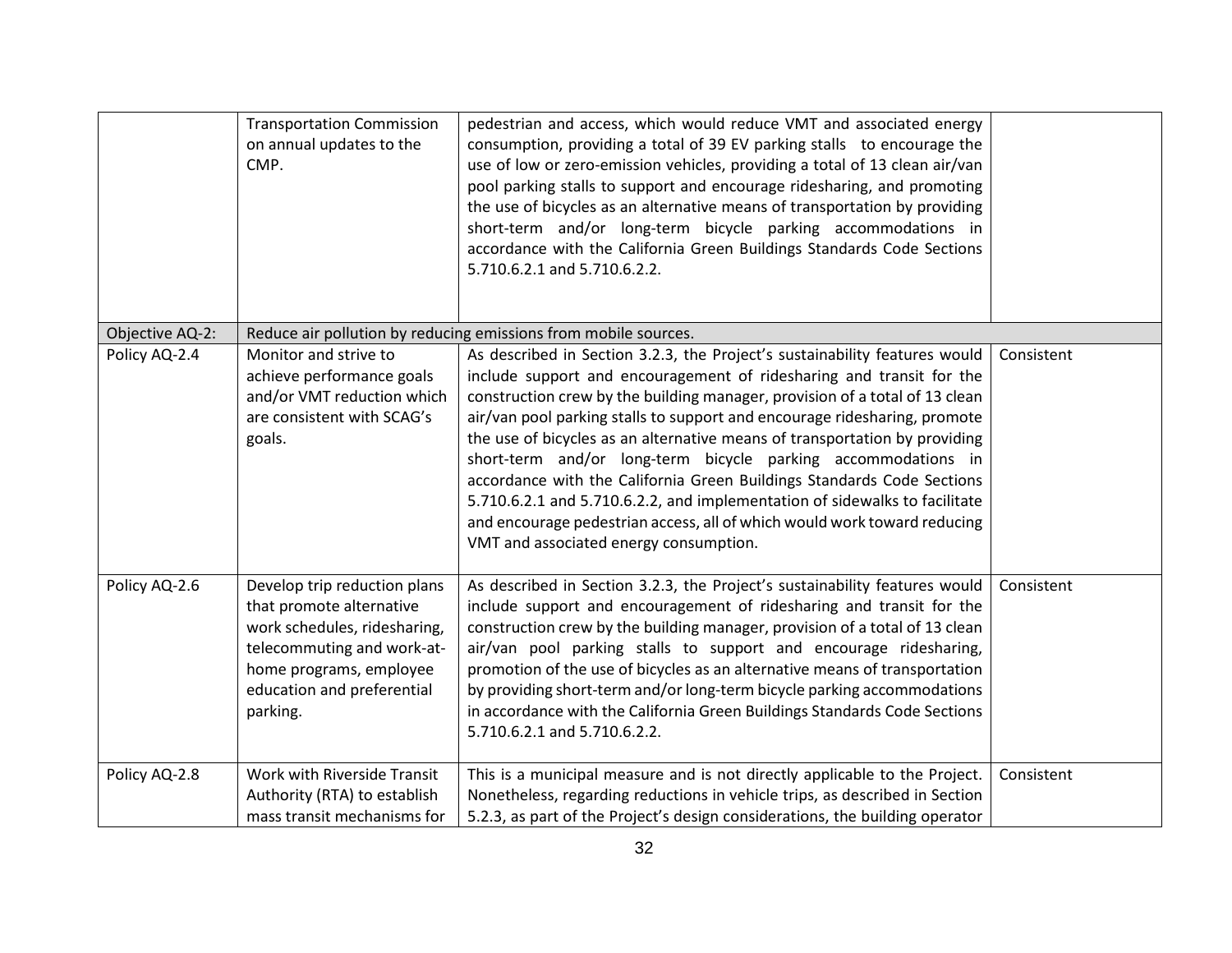| | | | |
|---|---|---|---|
| | Transportation Commission on annual updates to the CMP. | pedestrian and access, which would reduce VMT and associated energy consumption, providing a total of 39 EV parking stalls to encourage the use of low or zero-emission vehicles, providing a total of 13 clean air/van pool parking stalls to support and encourage ridesharing, and promoting the use of bicycles as an alternative means of transportation by providing short-term and/or long-term bicycle parking accommodations in accordance with the California Green Buildings Standards Code Sections 5.710.6.2.1 and 5.710.6.2.2. | |
| Objective AQ-2: | Reduce air pollution by reducing emissions from mobile sources. | | |
| Policy AQ-2.4 | Monitor and strive to achieve performance goals and/or VMT reduction which are consistent with SCAG's goals. | As described in Section 3.2.3, the Project's sustainability features would include support and encouragement of ridesharing and transit for the construction crew by the building manager, provision of a total of 13 clean air/van pool parking stalls to support and encourage ridesharing, promote the use of bicycles as an alternative means of transportation by providing short-term and/or long-term bicycle parking accommodations in accordance with the California Green Buildings Standards Code Sections 5.710.6.2.1 and 5.710.6.2.2, and implementation of sidewalks to facilitate and encourage pedestrian access, all of which would work toward reducing VMT and associated energy consumption. | Consistent |
| Policy AQ-2.6 | Develop trip reduction plans that promote alternative work schedules, ridesharing, telecommuting and work-at-home programs, employee education and preferential parking. | As described in Section 3.2.3, the Project's sustainability features would include support and encouragement of ridesharing and transit for the construction crew by the building manager, provision of a total of 13 clean air/van pool parking stalls to support and encourage ridesharing, promotion of the use of bicycles as an alternative means of transportation by providing short-term and/or long-term bicycle parking accommodations in accordance with the California Green Buildings Standards Code Sections 5.710.6.2.1 and 5.710.6.2.2. | Consistent |
| Policy AQ-2.8 | Work with Riverside Transit Authority (RTA) to establish mass transit mechanisms for | This is a municipal measure and is not directly applicable to the Project. Nonetheless, regarding reductions in vehicle trips, as described in Section 5.2.3, as part of the Project's design considerations, the building operator | Consistent |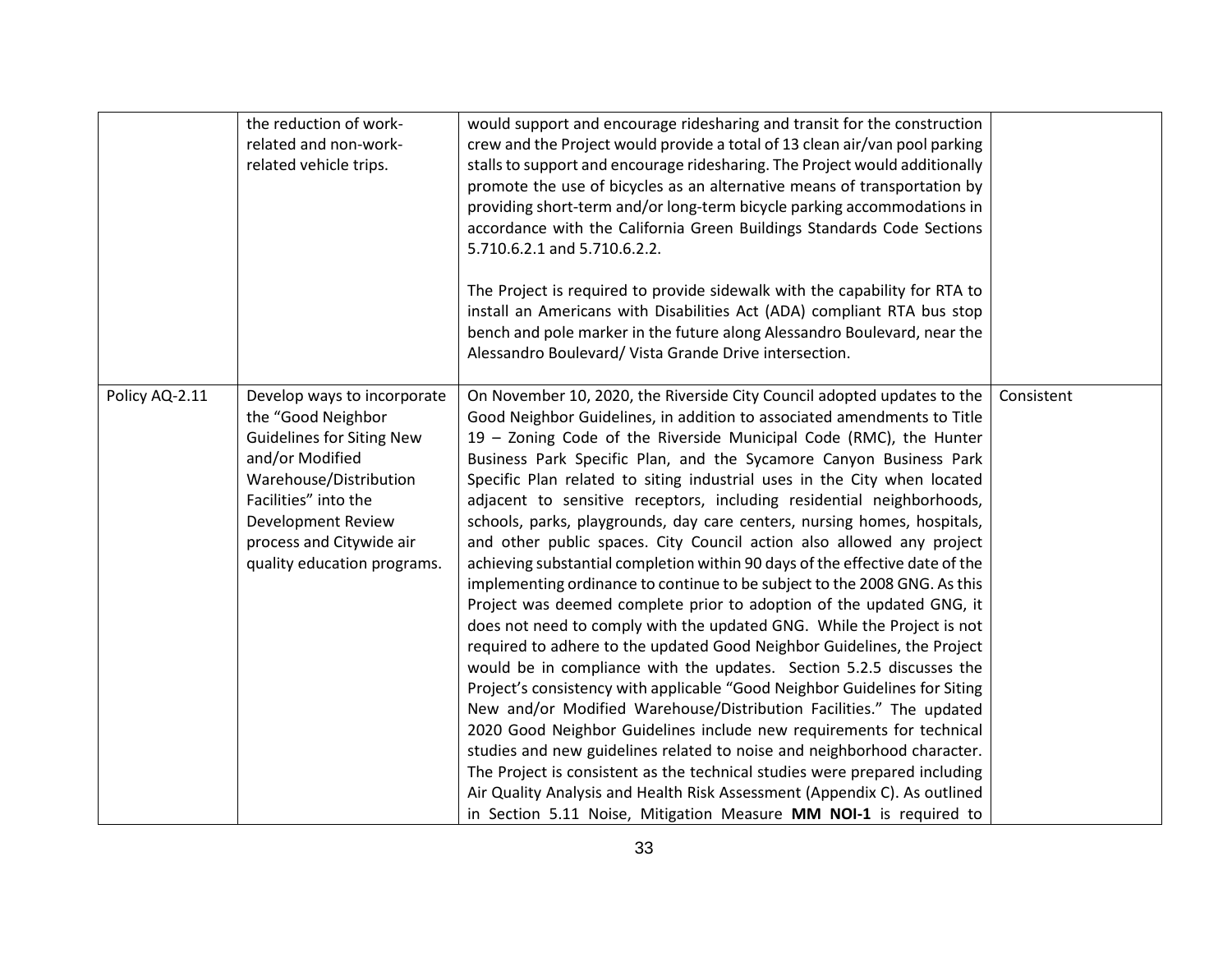| | | | |
|---|---|---|---|
| | the reduction of work-related and non-work-related vehicle trips. | would support and encourage ridesharing and transit for the construction crew and the Project would provide a total of 13 clean air/van pool parking stalls to support and encourage ridesharing. The Project would additionally promote the use of bicycles as an alternative means of transportation by providing short-term and/or long-term bicycle parking accommodations in accordance with the California Green Buildings Standards Code Sections 5.710.6.2.1 and 5.710.6.2.2.<br><br>The Project is required to provide sidewalk with the capability for RTA to install an Americans with Disabilities Act (ADA) compliant RTA bus stop bench and pole marker in the future along Alessandro Boulevard, near the Alessandro Boulevard/ Vista Grande Drive intersection. | |
| Policy AQ-2.11 | Develop ways to incorporate the "Good Neighbor Guidelines for Siting New and/or Modified Warehouse/Distribution Facilities" into the Development Review process and Citywide air quality education programs. | On November 10, 2020, the Riverside City Council adopted updates to the Good Neighbor Guidelines, in addition to associated amendments to Title 19 – Zoning Code of the Riverside Municipal Code (RMC), the Hunter Business Park Specific Plan, and the Sycamore Canyon Business Park Specific Plan related to siting industrial uses in the City when located adjacent to sensitive receptors, including residential neighborhoods, schools, parks, playgrounds, day care centers, nursing homes, hospitals, and other public spaces. City Council action also allowed any project achieving substantial completion within 90 days of the effective date of the implementing ordinance to continue to be subject to the 2008 GNG. As this Project was deemed complete prior to adoption of the updated GNG, it does not need to comply with the updated GNG. While the Project is not required to adhere to the updated Good Neighbor Guidelines, the Project would be in compliance with the updates. Section 5.2.5 discusses the Project's consistency with applicable "Good Neighbor Guidelines for Siting New and/or Modified Warehouse/Distribution Facilities." The updated 2020 Good Neighbor Guidelines include new requirements for technical studies and new guidelines related to noise and neighborhood character. The Project is consistent as the technical studies were prepared including Air Quality Analysis and Health Risk Assessment (Appendix C). As outlined in Section 5.11 Noise, Mitigation Measure **MM NOI-1** is required to | Consistent |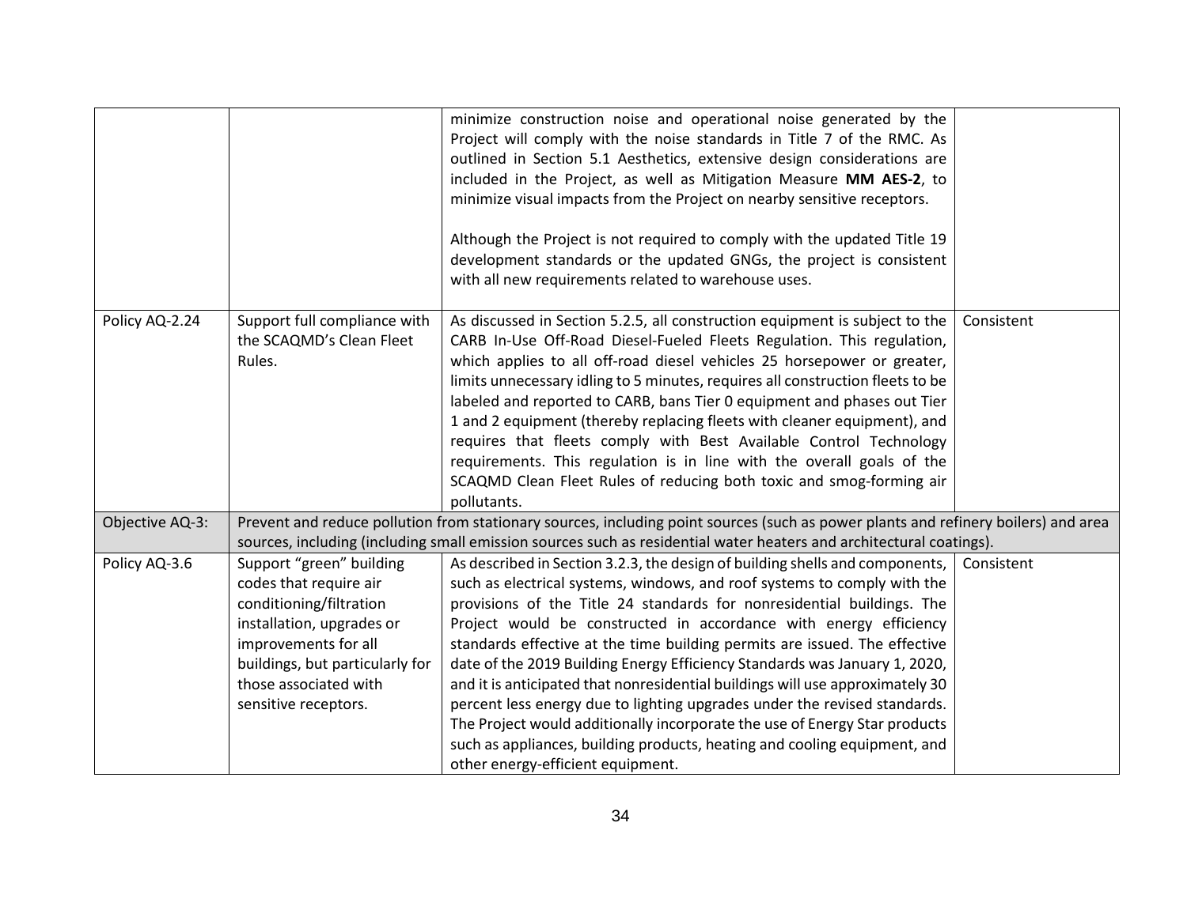| | | | |
|---|---|---|---|
| | | minimize construction noise and operational noise generated by the Project will comply with the noise standards in Title 7 of the RMC. As outlined in Section 5.1 Aesthetics, extensive design considerations are included in the Project, as well as Mitigation Measure **MM AES-2**, to minimize visual impacts from the Project on nearby sensitive receptors.<br><br>Although the Project is not required to comply with the updated Title 19 development standards or the updated GNGs, the project is consistent with all new requirements related to warehouse uses. | |
| Policy AQ-2.24 | Support full compliance with the SCAQMD's Clean Fleet Rules. | As discussed in Section 5.2.5, all construction equipment is subject to the CARB In-Use Off-Road Diesel-Fueled Fleets Regulation. This regulation, which applies to all off-road diesel vehicles 25 horsepower or greater, limits unnecessary idling to 5 minutes, requires all construction fleets to be labeled and reported to CARB, bans Tier 0 equipment and phases out Tier 1 and 2 equipment (thereby replacing fleets with cleaner equipment), and requires that fleets comply with Best Available Control Technology requirements. This regulation is in line with the overall goals of the SCAQMD Clean Fleet Rules of reducing both toxic and smog-forming air pollutants. | Consistent |
| Objective AQ-3: | Prevent and reduce pollution from stationary sources, including point sources (such as power plants and refinery boilers) and area sources, including (including small emission sources such as residential water heaters and architectural coatings). | | |
| Policy AQ-3.6 | Support "green" building codes that require air conditioning/filtration installation, upgrades or improvements for all buildings, but particularly for those associated with sensitive receptors. | As described in Section 3.2.3, the design of building shells and components, such as electrical systems, windows, and roof systems to comply with the provisions of the Title 24 standards for nonresidential buildings. The Project would be constructed in accordance with energy efficiency standards effective at the time building permits are issued. The effective date of the 2019 Building Energy Efficiency Standards was January 1, 2020, and it is anticipated that nonresidential buildings will use approximately 30 percent less energy due to lighting upgrades under the revised standards. The Project would additionally incorporate the use of Energy Star products such as appliances, building products, heating and cooling equipment, and other energy-efficient equipment. | Consistent |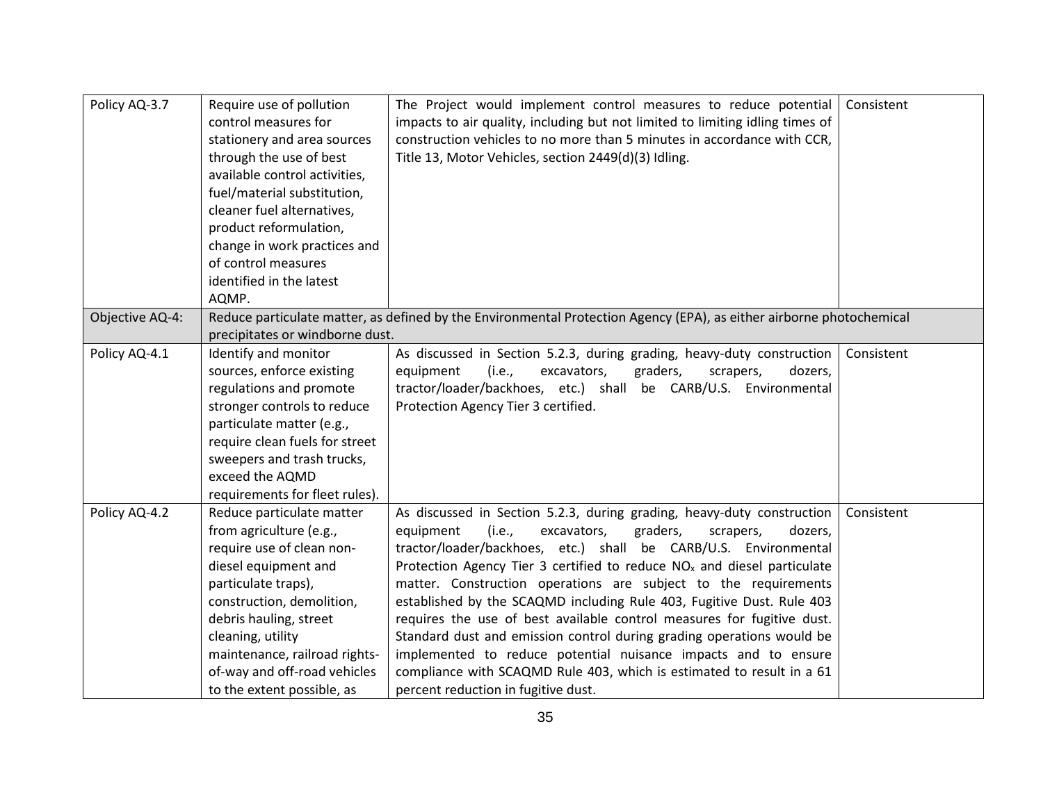| | | | |
|---|---|---|---|
| Policy AQ-3.7 | Require use of pollution control measures for stationery and area sources through the use of best available control activities, fuel/material substitution, cleaner fuel alternatives, product reformulation, change in work practices and of control measures identified in the latest AQMP. | The Project would implement control measures to reduce potential impacts to air quality, including but not limited to limiting idling times of construction vehicles to no more than 5 minutes in accordance with CCR, Title 13, Motor Vehicles, section 2449(d)(3) Idling. | Consistent |
| Objective AQ-4: | Reduce particulate matter, as defined by the Environmental Protection Agency (EPA), as either airborne photochemical precipitates or windborne dust. | | |
| Policy AQ-4.1 | Identify and monitor sources, enforce existing regulations and promote stronger controls to reduce particulate matter (e.g., require clean fuels for street sweepers and trash trucks, exceed the AQMD requirements for fleet rules). | As discussed in Section 5.2.3, during grading, heavy-duty construction equipment (i.e., excavators, graders, scrapers, dozers, tractor/loader/backhoes, etc.) shall be CARB/U.S. Environmental Protection Agency Tier 3 certified. | Consistent |
| Policy AQ-4.2 | Reduce particulate matter from agriculture (e.g., require use of clean non-diesel equipment and particulate traps), construction, demolition, debris hauling, street cleaning, utility maintenance, railroad rights-of-way and off-road vehicles to the extent possible, as | As discussed in Section 5.2.3, during grading, heavy-duty construction equipment (i.e., excavators, graders, scrapers, dozers, tractor/loader/backhoes, etc.) shall be CARB/U.S. Environmental Protection Agency Tier 3 certified to reduce $NO_x$ and diesel particulate matter. Construction operations are subject to the requirements established by the SCAQMD including Rule 403, Fugitive Dust. Rule 403 requires the use of best available control measures for fugitive dust. Standard dust and emission control during grading operations would be implemented to reduce potential nuisance impacts and to ensure compliance with SCAQMD Rule 403, which is estimated to result in a 61 percent reduction in fugitive dust. | Consistent |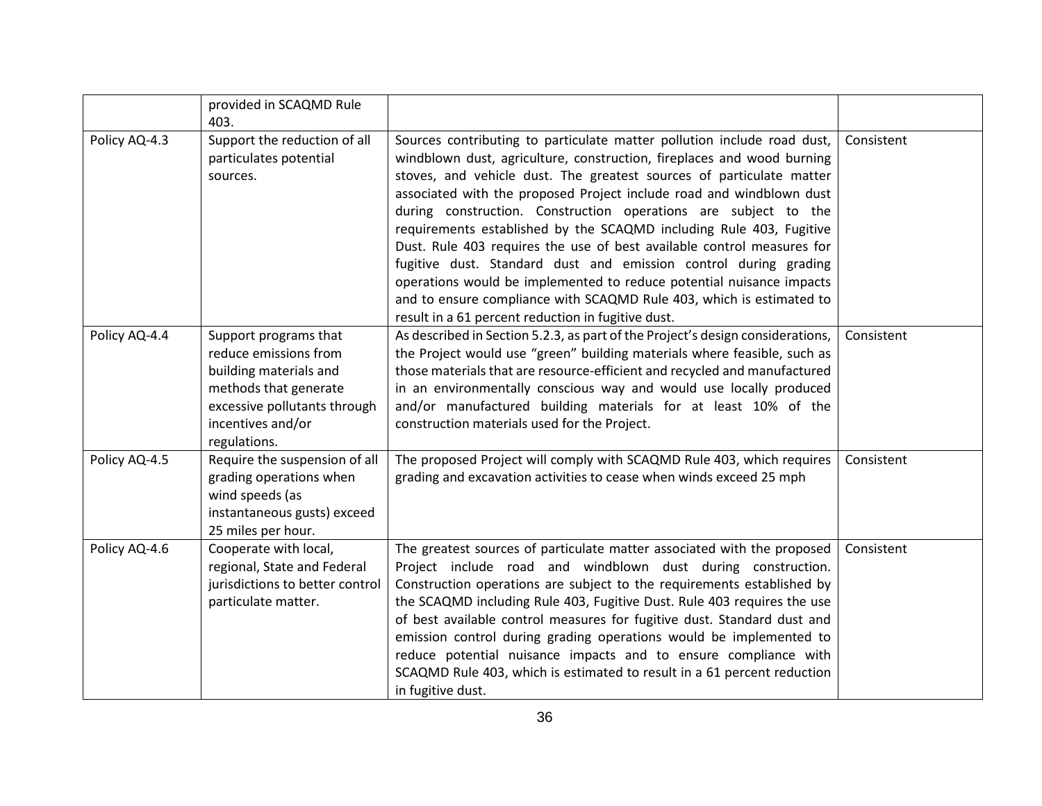| | | | |
|---|---|---|---|
| | provided in SCAQMD Rule 403. | | |
| Policy AQ-4.3 | Support the reduction of all particulates potential sources. | Sources contributing to particulate matter pollution include road dust, windblown dust, agriculture, construction, fireplaces and wood burning stoves, and vehicle dust. The greatest sources of particulate matter associated with the proposed Project include road and windblown dust during construction. Construction operations are subject to the requirements established by the SCAQMD including Rule 403, Fugitive Dust. Rule 403 requires the use of best available control measures for fugitive dust. Standard dust and emission control during grading operations would be implemented to reduce potential nuisance impacts and to ensure compliance with SCAQMD Rule 403, which is estimated to result in a 61 percent reduction in fugitive dust. | Consistent |
| Policy AQ-4.4 | Support programs that reduce emissions from building materials and methods that generate excessive pollutants through incentives and/or regulations. | As described in Section 5.2.3, as part of the Project's design considerations, the Project would use "green" building materials where feasible, such as those materials that are resource-efficient and recycled and manufactured in an environmentally conscious way and would use locally produced and/or manufactured building materials for at least 10% of the construction materials used for the Project. | Consistent |
| Policy AQ-4.5 | Require the suspension of all grading operations when wind speeds (as instantaneous gusts) exceed 25 miles per hour. | The proposed Project will comply with SCAQMD Rule 403, which requires grading and excavation activities to cease when winds exceed 25 mph | Consistent |
| Policy AQ-4.6 | Cooperate with local, regional, State and Federal jurisdictions to better control particulate matter. | The greatest sources of particulate matter associated with the proposed Project include road and windblown dust during construction. Construction operations are subject to the requirements established by the SCAQMD including Rule 403, Fugitive Dust. Rule 403 requires the use of best available control measures for fugitive dust. Standard dust and emission control during grading operations would be implemented to reduce potential nuisance impacts and to ensure compliance with SCAQMD Rule 403, which is estimated to result in a 61 percent reduction in fugitive dust. | Consistent |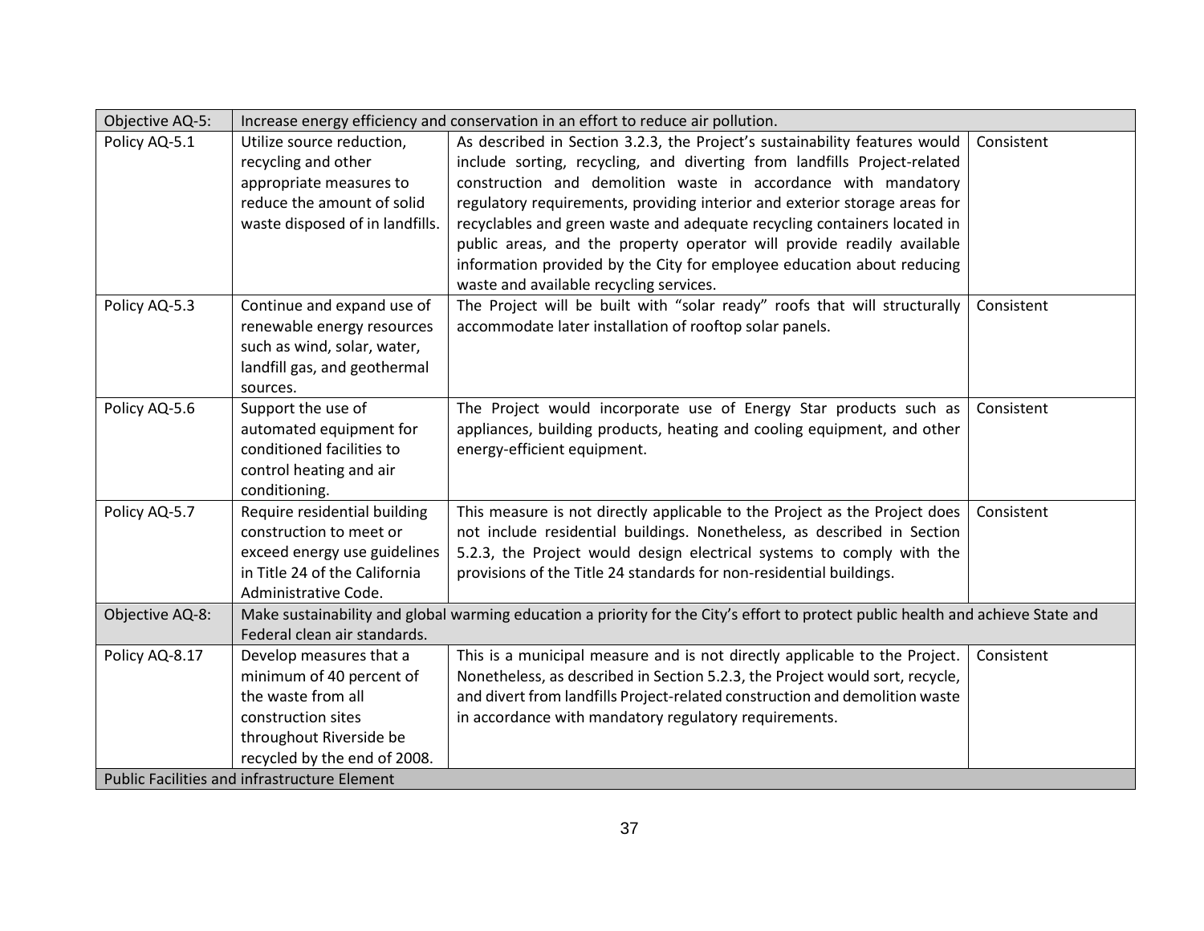| Objective AQ-5: | Increase energy efficiency and conservation in an effort to reduce air pollution. | | |
|---|---|---|---|
| Policy AQ-5.1 | Utilize source reduction, recycling and other appropriate measures to reduce the amount of solid waste disposed of in landfills. | As described in Section 3.2.3, the Project's sustainability features would include sorting, recycling, and diverting from landfills Project-related construction and demolition waste in accordance with mandatory regulatory requirements, providing interior and exterior storage areas for recyclables and green waste and adequate recycling containers located in public areas, and the property operator will provide readily available information provided by the City for employee education about reducing waste and available recycling services. | Consistent |
| Policy AQ-5.3 | Continue and expand use of renewable energy resources such as wind, solar, water, landfill gas, and geothermal sources. | The Project will be built with "solar ready" roofs that will structurally accommodate later installation of rooftop solar panels. | Consistent |
| Policy AQ-5.6 | Support the use of automated equipment for conditioned facilities to control heating and air conditioning. | The Project would incorporate use of Energy Star products such as appliances, building products, heating and cooling equipment, and other energy-efficient equipment. | Consistent |
| Policy AQ-5.7 | Require residential building construction to meet or exceed energy use guidelines in Title 24 of the California Administrative Code. | This measure is not directly applicable to the Project as the Project does not include residential buildings. Nonetheless, as described in Section 5.2.3, the Project would design electrical systems to comply with the provisions of the Title 24 standards for non-residential buildings. | Consistent |
| Objective AQ-8: | Make sustainability and global warming education a priority for the City's effort to protect public health and achieve State and Federal clean air standards. | | |
| Policy AQ-8.17 | Develop measures that a minimum of 40 percent of the waste from all construction sites throughout Riverside be recycled by the end of 2008. | This is a municipal measure and is not directly applicable to the Project. Nonetheless, as described in Section 5.2.3, the Project would sort, recycle, and divert from landfills Project-related construction and demolition waste in accordance with mandatory regulatory requirements. | Consistent |
| Public Facilities and infrastructure Element | | | |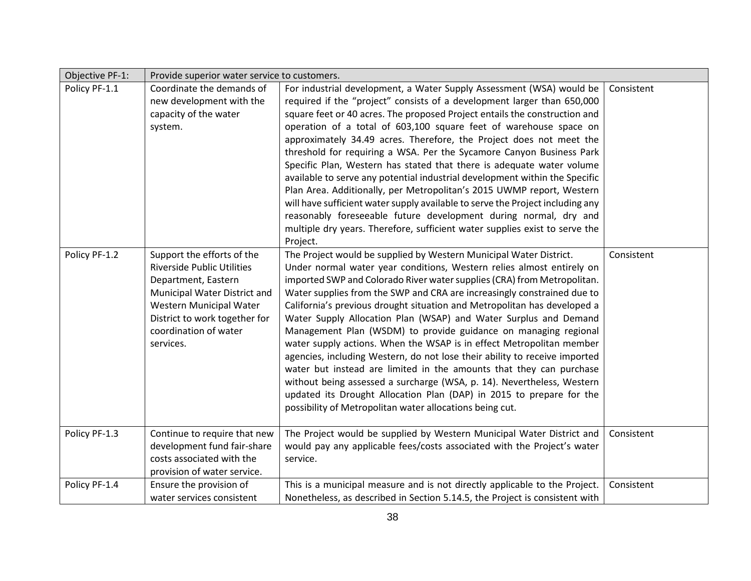| Objective PF-1: | Provide superior water service to customers. | | |
|---|---|---|---|
| Policy PF-1.1 | Coordinate the demands of new development with the capacity of the water system. | For industrial development, a Water Supply Assessment (WSA) would be required if the "project" consists of a development larger than 650,000 square feet or 40 acres. The proposed Project entails the construction and operation of a total of 603,100 square feet of warehouse space on approximately 34.49 acres. Therefore, the Project does not meet the threshold for requiring a WSA. Per the Sycamore Canyon Business Park Specific Plan, Western has stated that there is adequate water volume available to serve any potential industrial development within the Specific Plan Area. Additionally, per Metropolitan's 2015 UWMP report, Western will have sufficient water supply available to serve the Project including any reasonably foreseeable future development during normal, dry and multiple dry years. Therefore, sufficient water supplies exist to serve the Project. | Consistent |
| Policy PF-1.2 | Support the efforts of the Riverside Public Utilities Department, Eastern Municipal Water District and Western Municipal Water District to work together for coordination of water services. | The Project would be supplied by Western Municipal Water District. Under normal water year conditions, Western relies almost entirely on imported SWP and Colorado River water supplies (CRA) from Metropolitan. Water supplies from the SWP and CRA are increasingly constrained due to California's previous drought situation and Metropolitan has developed a Water Supply Allocation Plan (WSAP) and Water Surplus and Demand Management Plan (WSDM) to provide guidance on managing regional water supply actions. When the WSAP is in effect Metropolitan member agencies, including Western, do not lose their ability to receive imported water but instead are limited in the amounts that they can purchase without being assessed a surcharge (WSA, p. 14). Nevertheless, Western updated its Drought Allocation Plan (DAP) in 2015 to prepare for the possibility of Metropolitan water allocations being cut. | Consistent |
| Policy PF-1.3 | Continue to require that new development fund fair-share costs associated with the provision of water service. | The Project would be supplied by Western Municipal Water District and would pay any applicable fees/costs associated with the Project's water service. | Consistent |
| Policy PF-1.4 | Ensure the provision of water services consistent | This is a municipal measure and is not directly applicable to the Project. Nonetheless, as described in Section 5.14.5, the Project is consistent with | Consistent |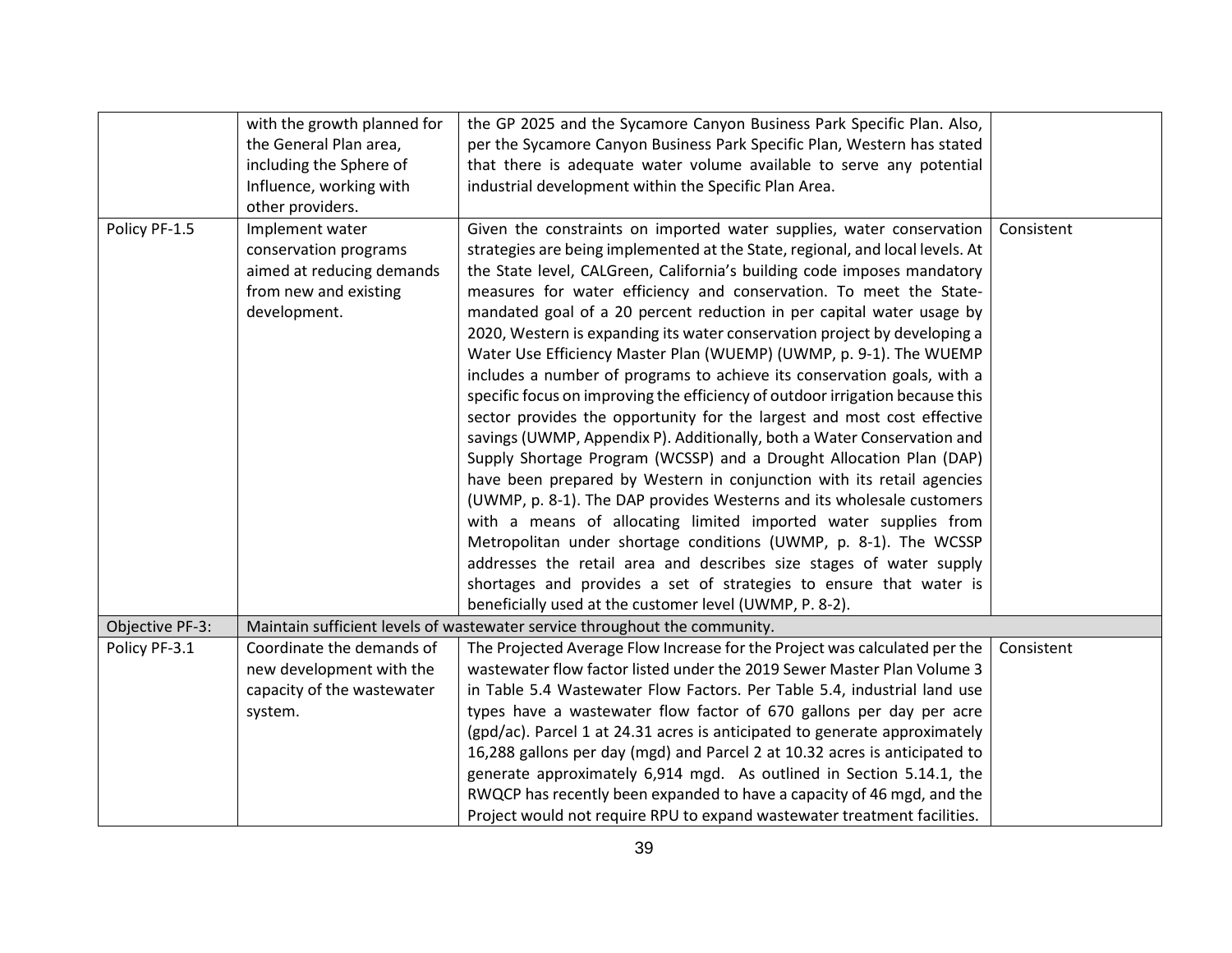| | | | |
|---|---|---|---|
| | with the growth planned for the General Plan area, including the Sphere of Influence, working with other providers. | the GP 2025 and the Sycamore Canyon Business Park Specific Plan. Also, per the Sycamore Canyon Business Park Specific Plan, Western has stated that there is adequate water volume available to serve any potential industrial development within the Specific Plan Area. | |
| Policy PF-1.5 | Implement water conservation programs aimed at reducing demands from new and existing development. | Given the constraints on imported water supplies, water conservation strategies are being implemented at the State, regional, and local levels. At the State level, CALGreen, California's building code imposes mandatory measures for water efficiency and conservation. To meet the State-mandated goal of a 20 percent reduction in per capital water usage by 2020, Western is expanding its water conservation project by developing a Water Use Efficiency Master Plan (WUEMP) (UWMP, p. 9-1). The WUEMP includes a number of programs to achieve its conservation goals, with a specific focus on improving the efficiency of outdoor irrigation because this sector provides the opportunity for the largest and most cost effective savings (UWMP, Appendix P). Additionally, both a Water Conservation and Supply Shortage Program (WCSSP) and a Drought Allocation Plan (DAP) have been prepared by Western in conjunction with its retail agencies (UWMP, p. 8-1). The DAP provides Westerns and its wholesale customers with a means of allocating limited imported water supplies from Metropolitan under shortage conditions (UWMP, p. 8-1). The WCSSP addresses the retail area and describes size stages of water supply shortages and provides a set of strategies to ensure that water is beneficially used at the customer level (UWMP, P. 8-2). | Consistent |
| Objective PF-3: | Maintain sufficient levels of wastewater service throughout the community. | | |
| Policy PF-3.1 | Coordinate the demands of new development with the capacity of the wastewater system. | The Projected Average Flow Increase for the Project was calculated per the wastewater flow factor listed under the 2019 Sewer Master Plan Volume 3 in Table 5.4 Wastewater Flow Factors. Per Table 5.4, industrial land use types have a wastewater flow factor of 670 gallons per day per acre (gpd/ac). Parcel 1 at 24.31 acres is anticipated to generate approximately 16,288 gallons per day (mgd) and Parcel 2 at 10.32 acres is anticipated to generate approximately 6,914 mgd. As outlined in Section 5.14.1, the RWQCP has recently been expanded to have a capacity of 46 mgd, and the Project would not require RPU to expand wastewater treatment facilities. | Consistent |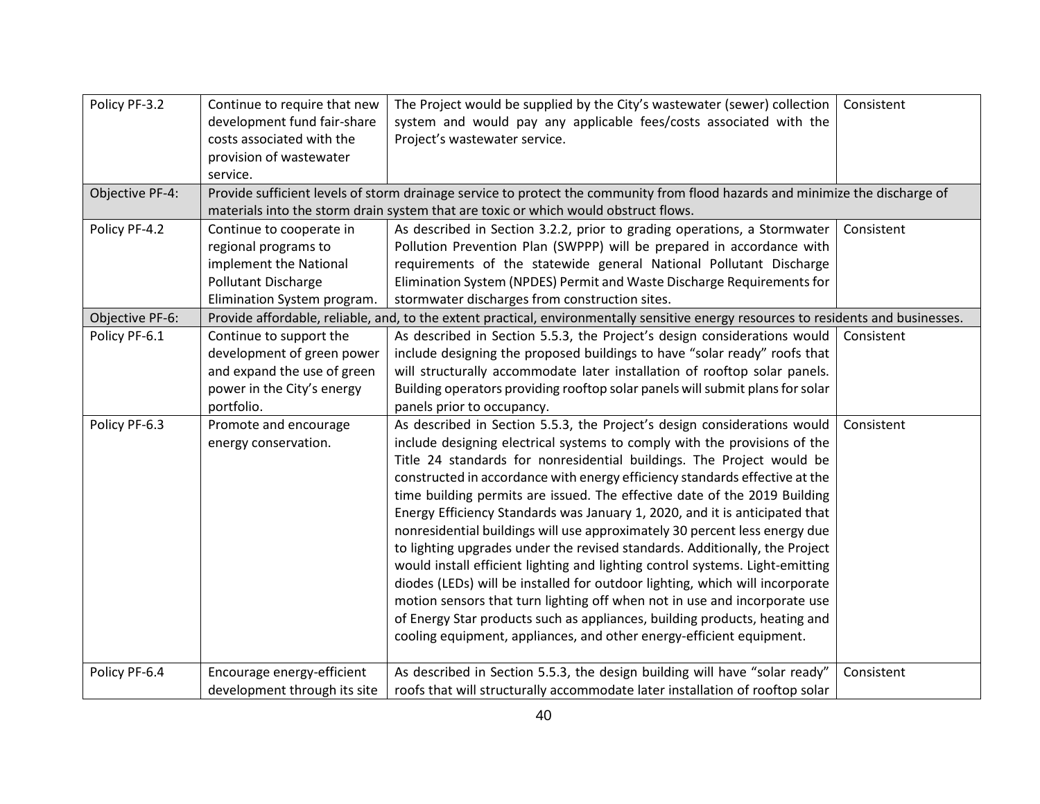| | | | |
|---|---|---|---|
| Policy PF-3.2 | Continue to require that new development fund fair-share costs associated with the provision of wastewater service. | The Project would be supplied by the City's wastewater (sewer) collection system and would pay any applicable fees/costs associated with the Project's wastewater service. | Consistent |
| Objective PF-4: | Provide sufficient levels of storm drainage service to protect the community from flood hazards and minimize the discharge of materials into the storm drain system that are toxic or which would obstruct flows. | | |
| Policy PF-4.2 | Continue to cooperate in regional programs to implement the National Pollutant Discharge Elimination System program. | As described in Section 3.2.2, prior to grading operations, a Stormwater Pollution Prevention Plan (SWPPP) will be prepared in accordance with requirements of the statewide general National Pollutant Discharge Elimination System (NPDES) Permit and Waste Discharge Requirements for stormwater discharges from construction sites. | Consistent |
| Objective PF-6: | Provide affordable, reliable, and, to the extent practical, environmentally sensitive energy resources to residents and businesses. | | |
| Policy PF-6.1 | Continue to support the development of green power and expand the use of green power in the City's energy portfolio. | As described in Section 5.5.3, the Project's design considerations would include designing the proposed buildings to have "solar ready" roofs that will structurally accommodate later installation of rooftop solar panels. Building operators providing rooftop solar panels will submit plans for solar panels prior to occupancy. | Consistent |
| Policy PF-6.3 | Promote and encourage energy conservation. | As described in Section 5.5.3, the Project's design considerations would include designing electrical systems to comply with the provisions of the Title 24 standards for nonresidential buildings. The Project would be constructed in accordance with energy efficiency standards effective at the time building permits are issued. The effective date of the 2019 Building Energy Efficiency Standards was January 1, 2020, and it is anticipated that nonresidential buildings will use approximately 30 percent less energy due to lighting upgrades under the revised standards. Additionally, the Project would install efficient lighting and lighting control systems. Light-emitting diodes (LEDs) will be installed for outdoor lighting, which will incorporate motion sensors that turn lighting off when not in use and incorporate use of Energy Star products such as appliances, building products, heating and cooling equipment, appliances, and other energy-efficient equipment. | Consistent |
| Policy PF-6.4 | Encourage energy-efficient development through its site | As described in Section 5.5.3, the design building will have "solar ready" roofs that will structurally accommodate later installation of rooftop solar | Consistent |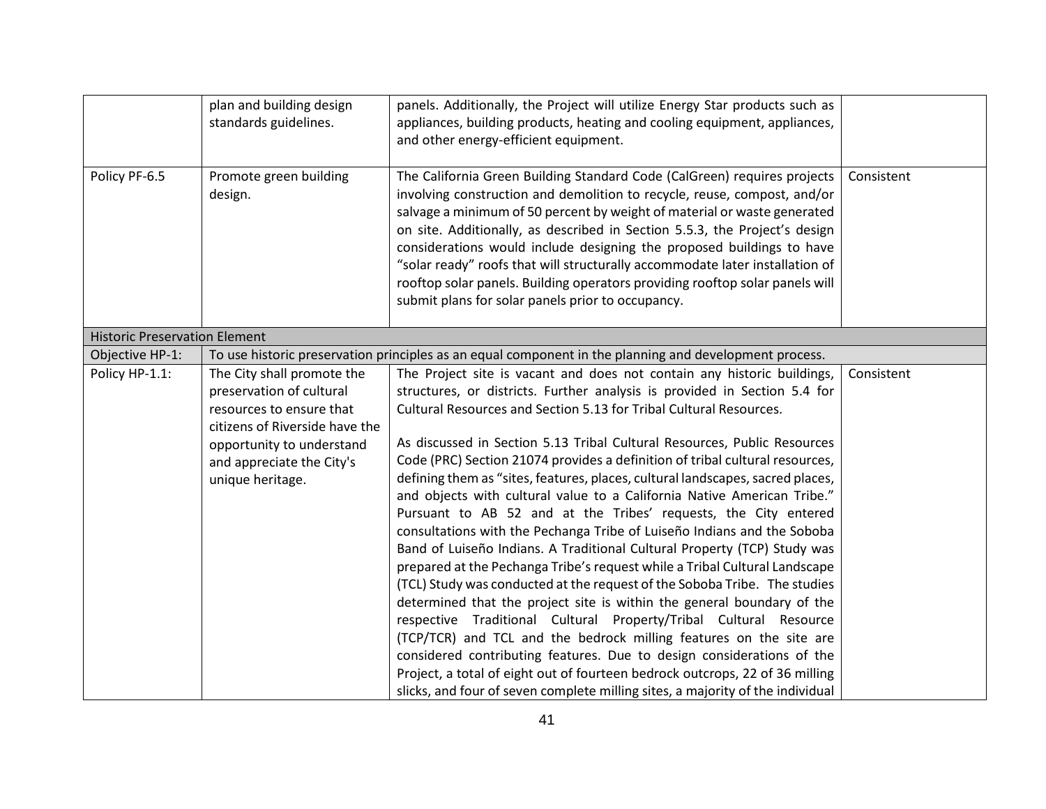| | | | |
|---|---|---|---|
| | plan and building design standards guidelines. | panels. Additionally, the Project will utilize Energy Star products such as appliances, building products, heating and cooling equipment, appliances, and other energy-efficient equipment. | |
| Policy PF-6.5 | Promote green building design. | The California Green Building Standard Code (CalGreen) requires projects involving construction and demolition to recycle, reuse, compost, and/or salvage a minimum of 50 percent by weight of material or waste generated on site. Additionally, as described in Section 5.5.3, the Project's design considerations would include designing the proposed buildings to have "solar ready" roofs that will structurally accommodate later installation of rooftop solar panels. Building operators providing rooftop solar panels will submit plans for solar panels prior to occupancy. | Consistent |
| Historic Preservation Element | | | |
| Objective HP-1: | To use historic preservation principles as an equal component in the planning and development process. | | |
| Policy HP-1.1: | The City shall promote the preservation of cultural resources to ensure that citizens of Riverside have the opportunity to understand and appreciate the City's unique heritage. | The Project site is vacant and does not contain any historic buildings, structures, or districts. Further analysis is provided in Section 5.4 for Cultural Resources and Section 5.13 for Tribal Cultural Resources.<br><br>As discussed in Section 5.13 Tribal Cultural Resources, Public Resources Code (PRC) Section 21074 provides a definition of tribal cultural resources, defining them as "sites, features, places, cultural landscapes, sacred places, and objects with cultural value to a California Native American Tribe." Pursuant to AB 52 and at the Tribes' requests, the City entered consultations with the Pechanga Tribe of Luiseño Indians and the Soboba Band of Luiseño Indians. A Traditional Cultural Property (TCP) Study was prepared at the Pechanga Tribe's request while a Tribal Cultural Landscape (TCL) Study was conducted at the request of the Soboba Tribe. The studies determined that the project site is within the general boundary of the respective Traditional Cultural Property/Tribal Cultural Resource (TCP/TCR) and TCL and the bedrock milling features on the site are considered contributing features. Due to design considerations of the Project, a total of eight out of fourteen bedrock outcrops, 22 of 36 milling slicks, and four of seven complete milling sites, a majority of the individual | Consistent |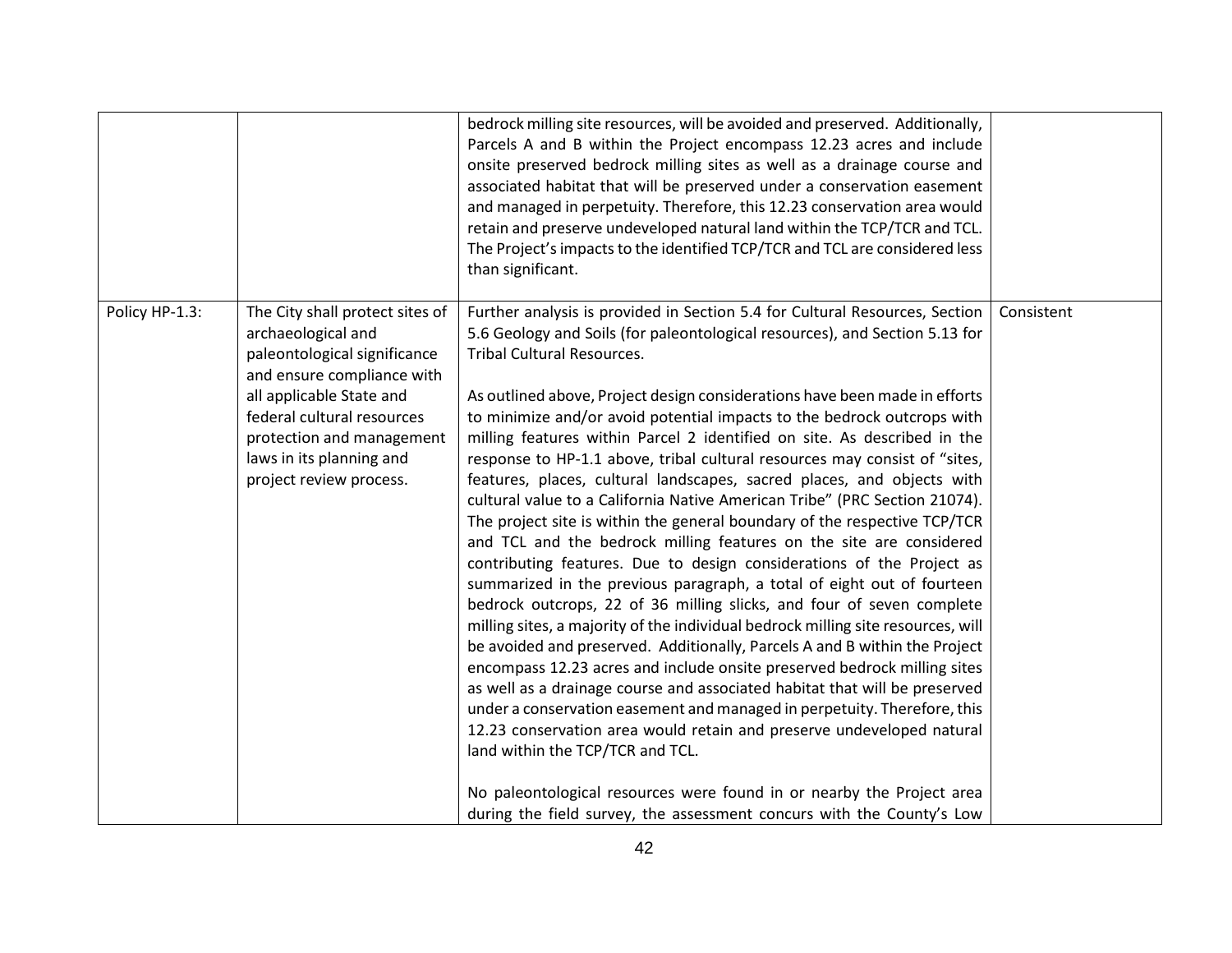| | | | |
|---|---|---|---|
| | | bedrock milling site resources, will be avoided and preserved. Additionally, Parcels A and B within the Project encompass 12.23 acres and include onsite preserved bedrock milling sites as well as a drainage course and associated habitat that will be preserved under a conservation easement and managed in perpetuity. Therefore, this 12.23 conservation area would retain and preserve undeveloped natural land within the TCP/TCR and TCL. The Project's impacts to the identified TCP/TCR and TCL are considered less than significant. | |
| Policy HP-1.3: | The City shall protect sites of archaeological and paleontological significance and ensure compliance with all applicable State and federal cultural resources protection and management laws in its planning and project review process. | Further analysis is provided in Section 5.4 for Cultural Resources, Section 5.6 Geology and Soils (for paleontological resources), and Section 5.13 for Tribal Cultural Resources.<br><br>As outlined above, Project design considerations have been made in efforts to minimize and/or avoid potential impacts to the bedrock outcrops with milling features within Parcel 2 identified on site. As described in the response to HP-1.1 above, tribal cultural resources may consist of "sites, features, places, cultural landscapes, sacred places, and objects with cultural value to a California Native American Tribe" (PRC Section 21074). The project site is within the general boundary of the respective TCP/TCR and TCL and the bedrock milling features on the site are considered contributing features. Due to design considerations of the Project as summarized in the previous paragraph, a total of eight out of fourteen bedrock outcrops, 22 of 36 milling slicks, and four of seven complete milling sites, a majority of the individual bedrock milling site resources, will be avoided and preserved. Additionally, Parcels A and B within the Project encompass 12.23 acres and include onsite preserved bedrock milling sites as well as a drainage course and associated habitat that will be preserved under a conservation easement and managed in perpetuity. Therefore, this 12.23 conservation area would retain and preserve undeveloped natural land within the TCP/TCR and TCL.<br><br>No paleontological resources were found in or nearby the Project area during the field survey, the assessment concurs with the County's Low | Consistent |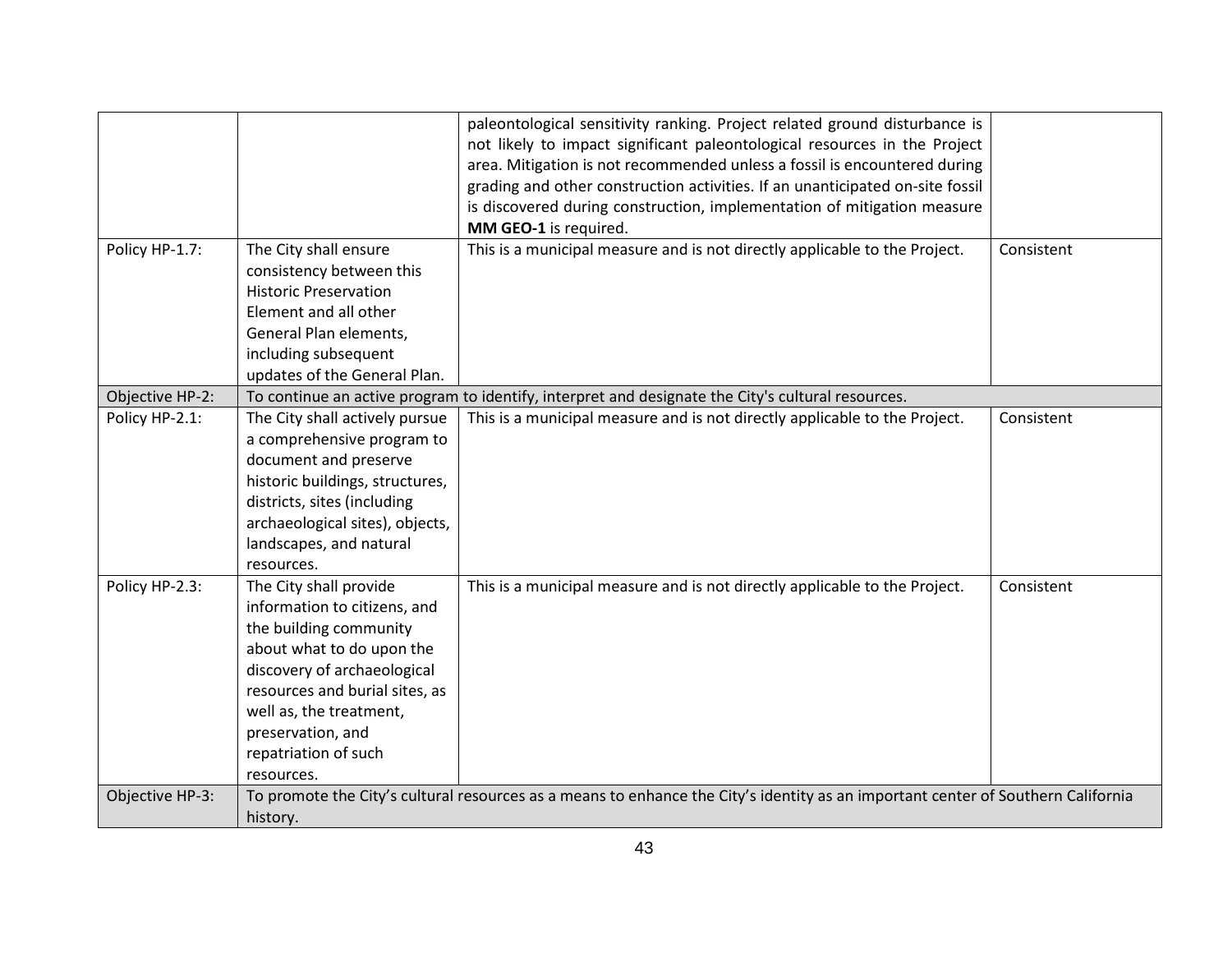| | | | |
|---|---|---|---|
| | | paleontological sensitivity ranking. Project related ground disturbance is not likely to impact significant paleontological resources in the Project area. Mitigation is not recommended unless a fossil is encountered during grading and other construction activities. If an unanticipated on-site fossil is discovered during construction, implementation of mitigation measure **MM GEO-1** is required. | |
| Policy HP-1.7: | The City shall ensure consistency between this Historic Preservation Element and all other General Plan elements, including subsequent updates of the General Plan. | This is a municipal measure and is not directly applicable to the Project. | Consistent |
| Objective HP-2: | To continue an active program to identify, interpret and designate the City's cultural resources. | | |
| Policy HP-2.1: | The City shall actively pursue a comprehensive program to document and preserve historic buildings, structures, districts, sites (including archaeological sites), objects, landscapes, and natural resources. | This is a municipal measure and is not directly applicable to the Project. | Consistent |
| Policy HP-2.3: | The City shall provide information to citizens, and the building community about what to do upon the discovery of archaeological resources and burial sites, as well as, the treatment, preservation, and repatriation of such resources. | This is a municipal measure and is not directly applicable to the Project. | Consistent |
| Objective HP-3: | To promote the City's cultural resources as a means to enhance the City's identity as an important center of Southern California history. | | |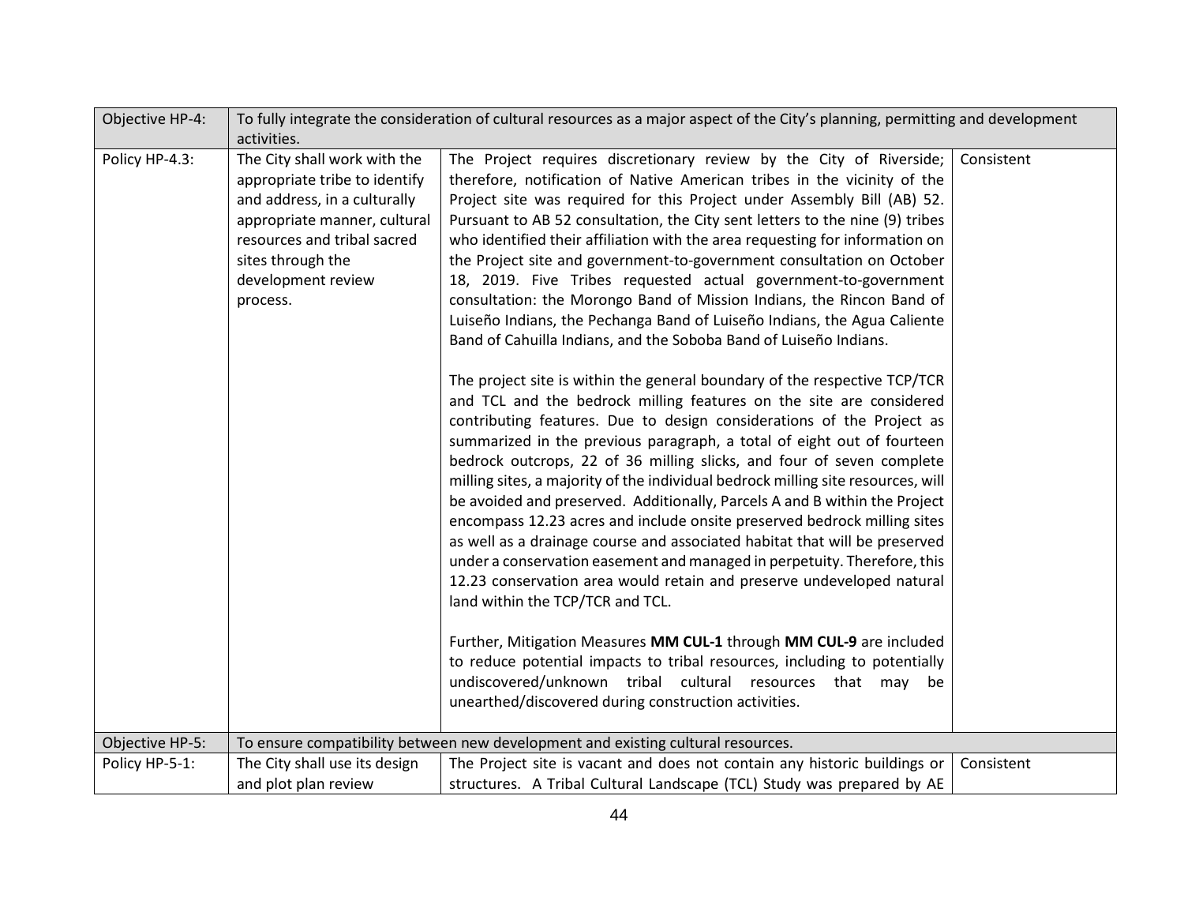| Objective HP-4: | To fully integrate the consideration of cultural resources as a major aspect of the City's planning, permitting and development activities. | | |
|---|---|---|---|
| Policy HP-4.3: | The City shall work with the appropriate tribe to identify and address, in a culturally appropriate manner, cultural resources and tribal sacred sites through the development review process. | The Project requires discretionary review by the City of Riverside; therefore, notification of Native American tribes in the vicinity of the Project site was required for this Project under Assembly Bill (AB) 52. Pursuant to AB 52 consultation, the City sent letters to the nine (9) tribes who identified their affiliation with the area requesting for information on the Project site and government-to-government consultation on October 18, 2019. Five Tribes requested actual government-to-government consultation: the Morongo Band of Mission Indians, the Rincon Band of Luiseño Indians, the Pechanga Band of Luiseño Indians, the Agua Caliente Band of Cahuilla Indians, and the Soboba Band of Luiseño Indians.<br><br>The project site is within the general boundary of the respective TCP/TCR and TCL and the bedrock milling features on the site are considered contributing features. Due to design considerations of the Project as summarized in the previous paragraph, a total of eight out of fourteen bedrock outcrops, 22 of 36 milling slicks, and four of seven complete milling sites, a majority of the individual bedrock milling site resources, will be avoided and preserved. Additionally, Parcels A and B within the Project encompass 12.23 acres and include onsite preserved bedrock milling sites as well as a drainage course and associated habitat that will be preserved under a conservation easement and managed in perpetuity. Therefore, this 12.23 conservation area would retain and preserve undeveloped natural land within the TCP/TCR and TCL.<br><br>Further, Mitigation Measures **MM CUL-1** through **MM CUL-9** are included to reduce potential impacts to tribal resources, including to potentially undiscovered/unknown tribal cultural resources that may be unearthed/discovered during construction activities. | Consistent |
| Objective HP-5: | To ensure compatibility between new development and existing cultural resources. | | |
| Policy HP-5-1: | The City shall use its design and plot plan review | The Project site is vacant and does not contain any historic buildings or structures. A Tribal Cultural Landscape (TCL) Study was prepared by AE | Consistent |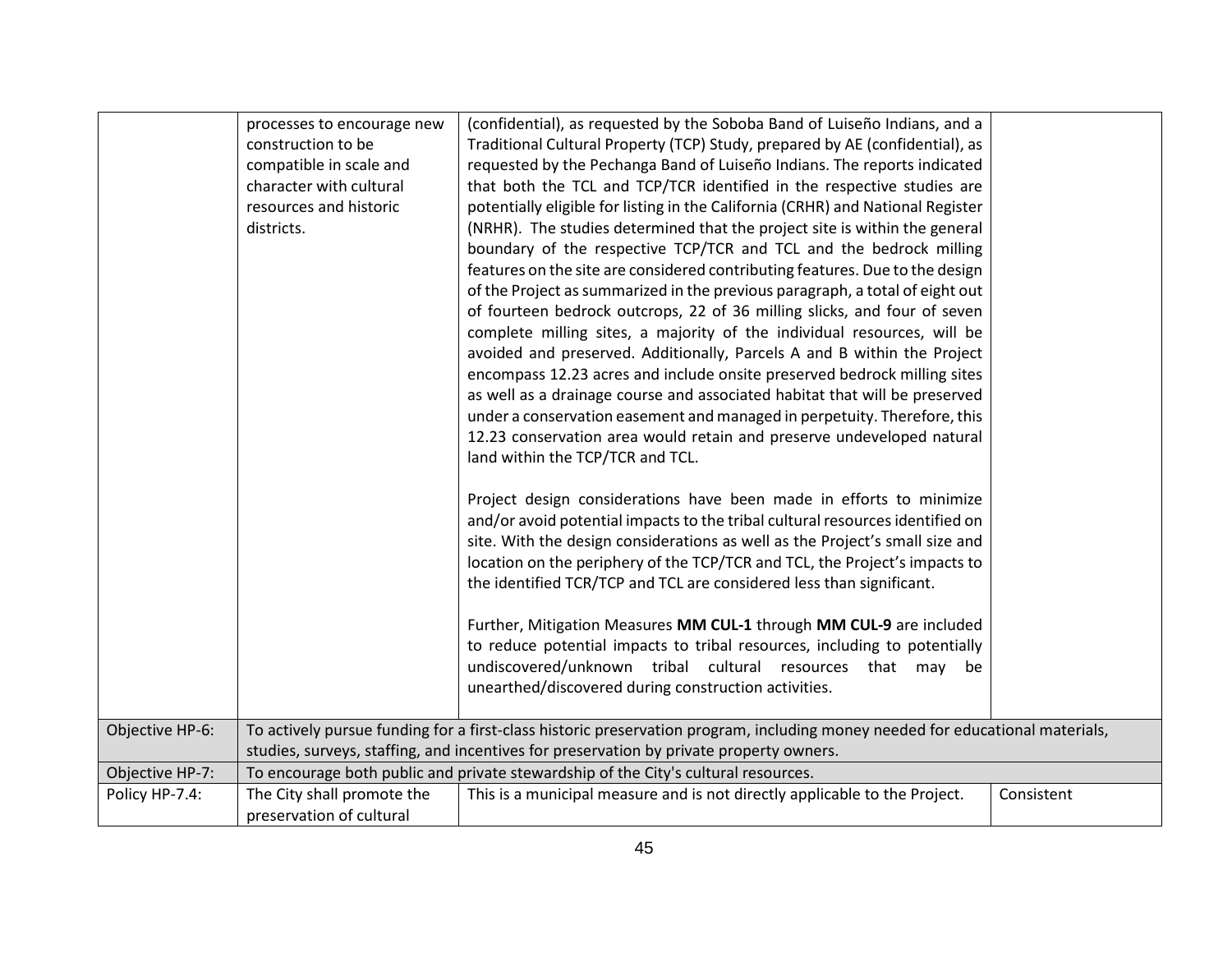| | | | |
|---|---|---|---|
| | processes to encourage new construction to be compatible in scale and character with cultural resources and historic districts. | (confidential), as requested by the Soboba Band of Luiseño Indians, and a Traditional Cultural Property (TCP) Study, prepared by AE (confidential), as requested by the Pechanga Band of Luiseño Indians. The reports indicated that both the TCL and TCP/TCR identified in the respective studies are potentially eligible for listing in the California (CRHR) and National Register (NRHR). The studies determined that the project site is within the general boundary of the respective TCP/TCR and TCL and the bedrock milling features on the site are considered contributing features. Due to the design of the Project as summarized in the previous paragraph, a total of eight out of fourteen bedrock outcrops, 22 of 36 milling slicks, and four of seven complete milling sites, a majority of the individual resources, will be avoided and preserved. Additionally, Parcels A and B within the Project encompass 12.23 acres and include onsite preserved bedrock milling sites as well as a drainage course and associated habitat that will be preserved under a conservation easement and managed in perpetuity. Therefore, this 12.23 conservation area would retain and preserve undeveloped natural land within the TCP/TCR and TCL.<br><br>Project design considerations have been made in efforts to minimize and/or avoid potential impacts to the tribal cultural resources identified on site. With the design considerations as well as the Project's small size and location on the periphery of the TCP/TCR and TCL, the Project's impacts to the identified TCR/TCP and TCL are considered less than significant.<br><br>Further, Mitigation Measures **MM CUL-1** through **MM CUL-9** are included to reduce potential impacts to tribal resources, including to potentially undiscovered/unknown tribal cultural resources that may be unearthed/discovered during construction activities. | |
| Objective HP-6: | To actively pursue funding for a first-class historic preservation program, including money needed for educational materials, studies, surveys, staffing, and incentives for preservation by private property owners. | | |
| Objective HP-7: | To encourage both public and private stewardship of the City's cultural resources. | | |
| Policy HP-7.4: | The City shall promote the preservation of cultural | This is a municipal measure and is not directly applicable to the Project. | Consistent |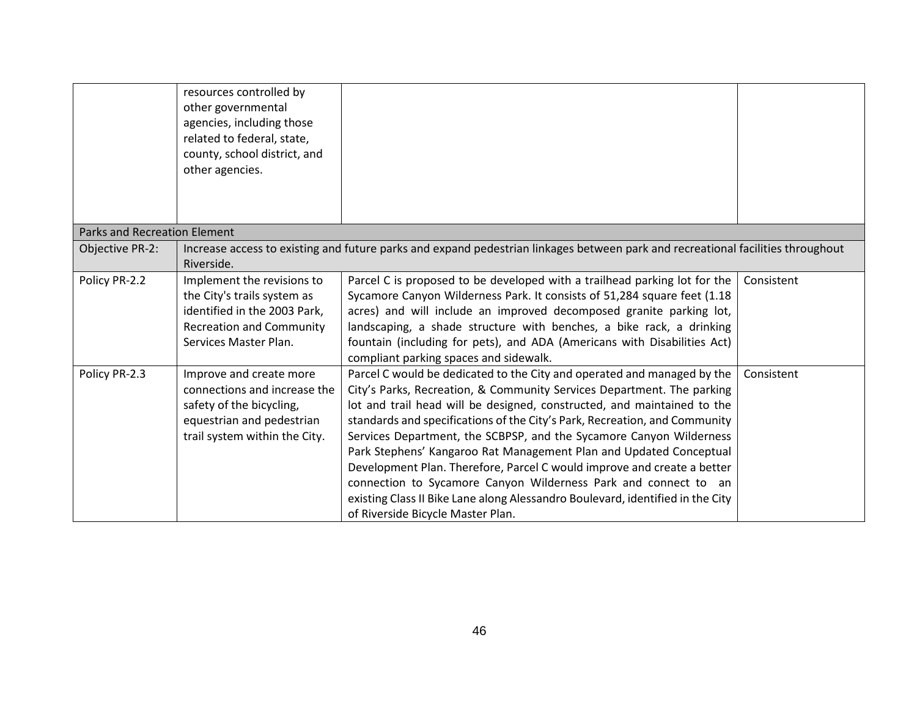| | | | |
|---|---|---|---|
| | resources controlled by other governmental agencies, including those related to federal, state, county, school district, and other agencies. | | |
| Parks and Recreation Element | | | |
| Objective PR-2: | Increase access to existing and future parks and expand pedestrian linkages between park and recreational facilities throughout Riverside. | | |
| Policy PR-2.2 | Implement the revisions to the City's trails system as identified in the 2003 Park, Recreation and Community Services Master Plan. | Parcel C is proposed to be developed with a trailhead parking lot for the Sycamore Canyon Wilderness Park. It consists of 51,284 square feet (1.18 acres) and will include an improved decomposed granite parking lot, landscaping, a shade structure with benches, a bike rack, a drinking fountain (including for pets), and ADA (Americans with Disabilities Act) compliant parking spaces and sidewalk. | Consistent |
| Policy PR-2.3 | Improve and create more connections and increase the safety of the bicycling, equestrian and pedestrian trail system within the City. | Parcel C would be dedicated to the City and operated and managed by the City's Parks, Recreation, & Community Services Department. The parking lot and trail head will be designed, constructed, and maintained to the standards and specifications of the City's Park, Recreation, and Community Services Department, the SCBPSP, and the Sycamore Canyon Wilderness Park Stephens' Kangaroo Rat Management Plan and Updated Conceptual Development Plan. Therefore, Parcel C would improve and create a better connection to Sycamore Canyon Wilderness Park and connect to an existing Class II Bike Lane along Alessandro Boulevard, identified in the City of Riverside Bicycle Master Plan. | Consistent |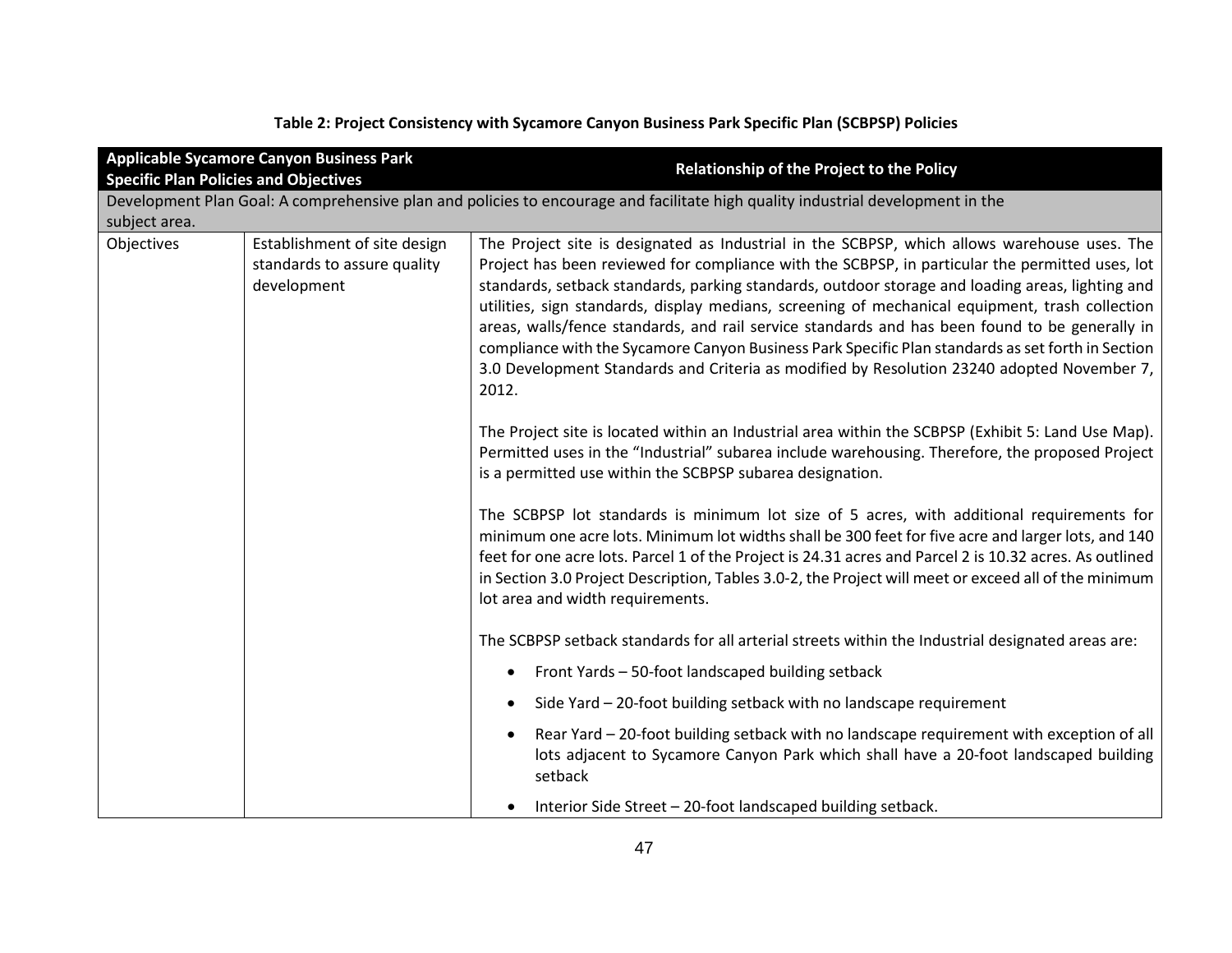**Table 2: Project Consistency with Sycamore Canyon Business Park Specific Plan (SCBPSP) Policies**

| Applicable Sycamore Canyon Business Park Specific Plan Policies and Objectives | | Relationship of the Project to the Policy |
|---|---|---|
| Development Plan Goal: A comprehensive plan and policies to encourage and facilitate high quality industrial development in the subject area. | | |
| Objectives | Establishment of site design standards to assure quality development | The Project site is designated as Industrial in the SCBPSP, which allows warehouse uses. The Project has been reviewed for compliance with the SCBPSP, in particular the permitted uses, lot standards, setback standards, parking standards, outdoor storage and loading areas, lighting and utilities, sign standards, display medians, screening of mechanical equipment, trash collection areas, walls/fence standards, and rail service standards and has been found to be generally in compliance with the Sycamore Canyon Business Park Specific Plan standards as set forth in Section 3.0 Development Standards and Criteria as modified by Resolution 23240 adopted November 7, 2012.<br><br>The Project site is located within an Industrial area within the SCBPSP (Exhibit 5: Land Use Map). Permitted uses in the "Industrial" subarea include warehousing. Therefore, the proposed Project is a permitted use within the SCBPSP subarea designation.<br><br>The SCBPSP lot standards is minimum lot size of 5 acres, with additional requirements for minimum one acre lots. Minimum lot widths shall be 300 feet for five acre and larger lots, and 140 feet for one acre lots. Parcel 1 of the Project is 24.31 acres and Parcel 2 is 10.32 acres. As outlined in Section 3.0 Project Description, Tables 3.0-2, the Project will meet or exceed all of the minimum lot area and width requirements.<br><br>The SCBPSP setback standards for all arterial streets within the Industrial designated areas are:<br>• Front Yards – 50-foot landscaped building setback<br>• Side Yard – 20-foot building setback with no landscape requirement<br>• Rear Yard – 20-foot building setback with no landscape requirement with exception of all lots adjacent to Sycamore Canyon Park which shall have a 20-foot landscaped building setback<br>• Interior Side Street – 20-foot landscaped building setback. |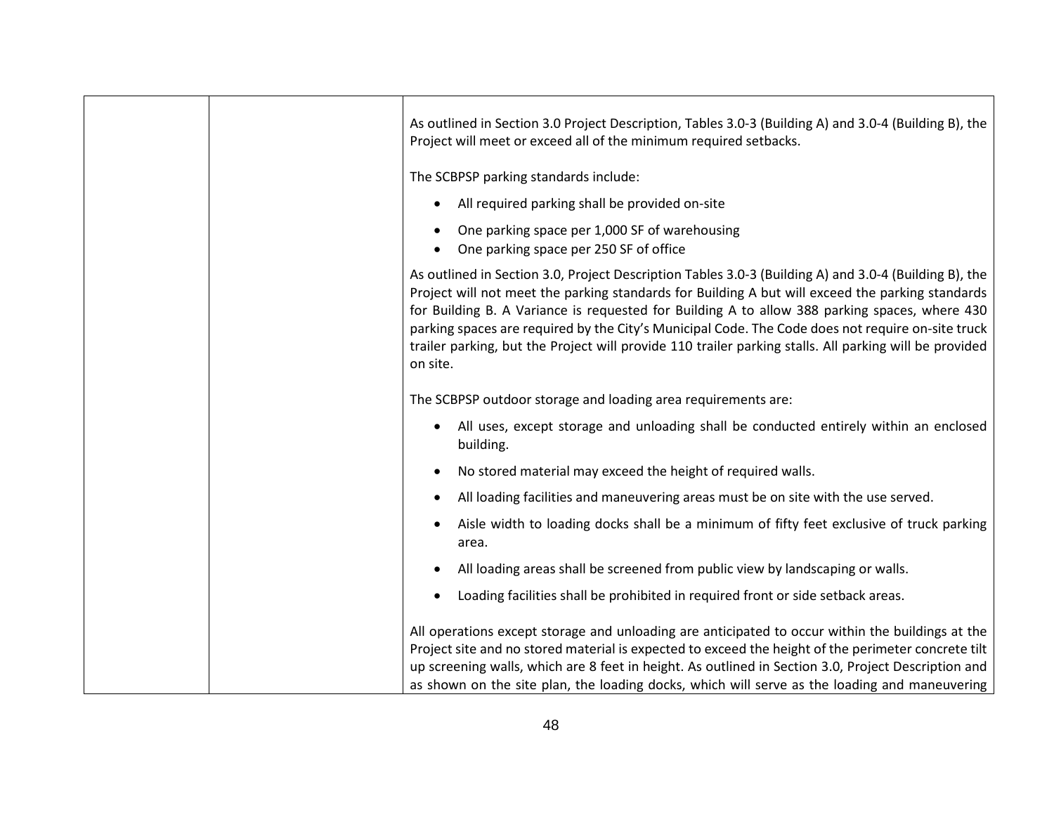| | | |
|---|---|---|
| | | As outlined in Section 3.0 Project Description, Tables 3.0-3 (Building A) and 3.0-4 (Building B), the Project will meet or exceed all of the minimum required setbacks.<br><br>The SCBPSP parking standards include:<br><br>• All required parking shall be provided on-site<br>• One parking space per 1,000 SF of warehousing<br>• One parking space per 250 SF of office<br><br>As outlined in Section 3.0, Project Description Tables 3.0-3 (Building A) and 3.0-4 (Building B), the Project will not meet the parking standards for Building A but will exceed the parking standards for Building B. A Variance is requested for Building A to allow 388 parking spaces, where 430 parking spaces are required by the City's Municipal Code. The Code does not require on-site truck trailer parking, but the Project will provide 110 trailer parking stalls. All parking will be provided on site.<br><br>The SCBPSP outdoor storage and loading area requirements are:<br><br>• All uses, except storage and unloading shall be conducted entirely within an enclosed building.<br>• No stored material may exceed the height of required walls.<br>• All loading facilities and maneuvering areas must be on site with the use served.<br>• Aisle width to loading docks shall be a minimum of fifty feet exclusive of truck parking area.<br>• All loading areas shall be screened from public view by landscaping or walls.<br>• Loading facilities shall be prohibited in required front or side setback areas.<br><br>All operations except storage and unloading are anticipated to occur within the buildings at the Project site and no stored material is expected to exceed the height of the perimeter concrete tilt up screening walls, which are 8 feet in height. As outlined in Section 3.0, Project Description and as shown on the site plan, the loading docks, which will serve as the loading and maneuvering |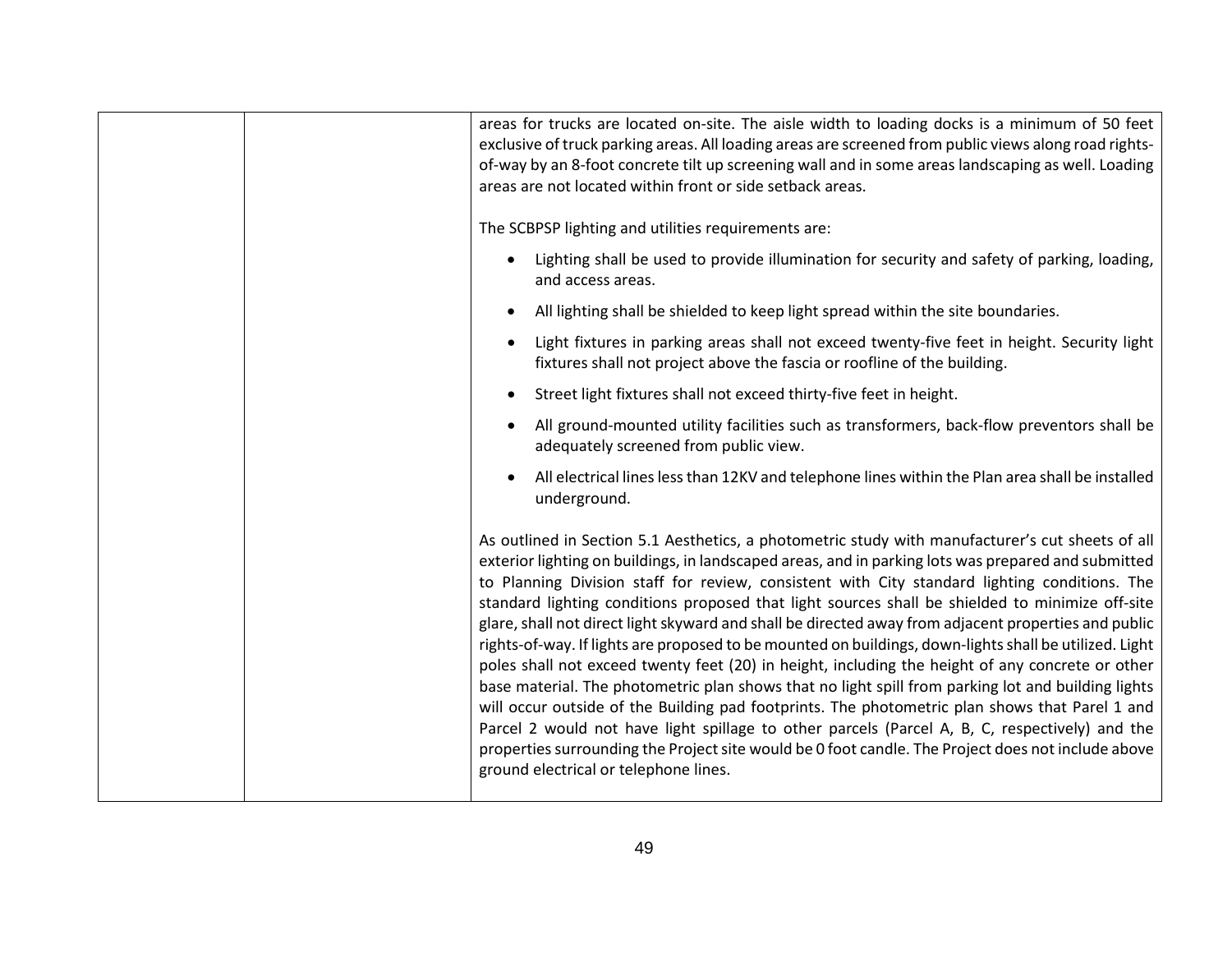| | | areas for trucks are located on-site. The aisle width to loading docks is a minimum of 50 feet exclusive of truck parking areas. All loading areas are screened from public views along road rights-of-way by an 8-foot concrete tilt up screening wall and in some areas landscaping as well. Loading areas are not located within front or side setback areas.<br><br>The SCBPSP lighting and utilities requirements are:<br><br>• Lighting shall be used to provide illumination for security and safety of parking, loading, and access areas.<br>• All lighting shall be shielded to keep light spread within the site boundaries.<br>• Light fixtures in parking areas shall not exceed twenty-five feet in height. Security light fixtures shall not project above the fascia or roofline of the building.<br>• Street light fixtures shall not exceed thirty-five feet in height.<br>• All ground-mounted utility facilities such as transformers, back-flow preventors shall be adequately screened from public view.<br>• All electrical lines less than 12KV and telephone lines within the Plan area shall be installed underground.<br><br>As outlined in Section 5.1 Aesthetics, a photometric study with manufacturer's cut sheets of all exterior lighting on buildings, in landscaped areas, and in parking lots was prepared and submitted to Planning Division staff for review, consistent with City standard lighting conditions. The standard lighting conditions proposed that light sources shall be shielded to minimize off-site glare, shall not direct light skyward and shall be directed away from adjacent properties and public rights-of-way. If lights are proposed to be mounted on buildings, down-lights shall be utilized. Light poles shall not exceed twenty feet (20) in height, including the height of any concrete or other base material. The photometric plan shows that no light spill from parking lot and building lights will occur outside of the Building pad footprints. The photometric plan shows that Parel 1 and Parcel 2 would not have light spillage to other parcels (Parcel A, B, C, respectively) and the properties surrounding the Project site would be 0 foot candle. The Project does not include above ground electrical or telephone lines. |
|---|---|---|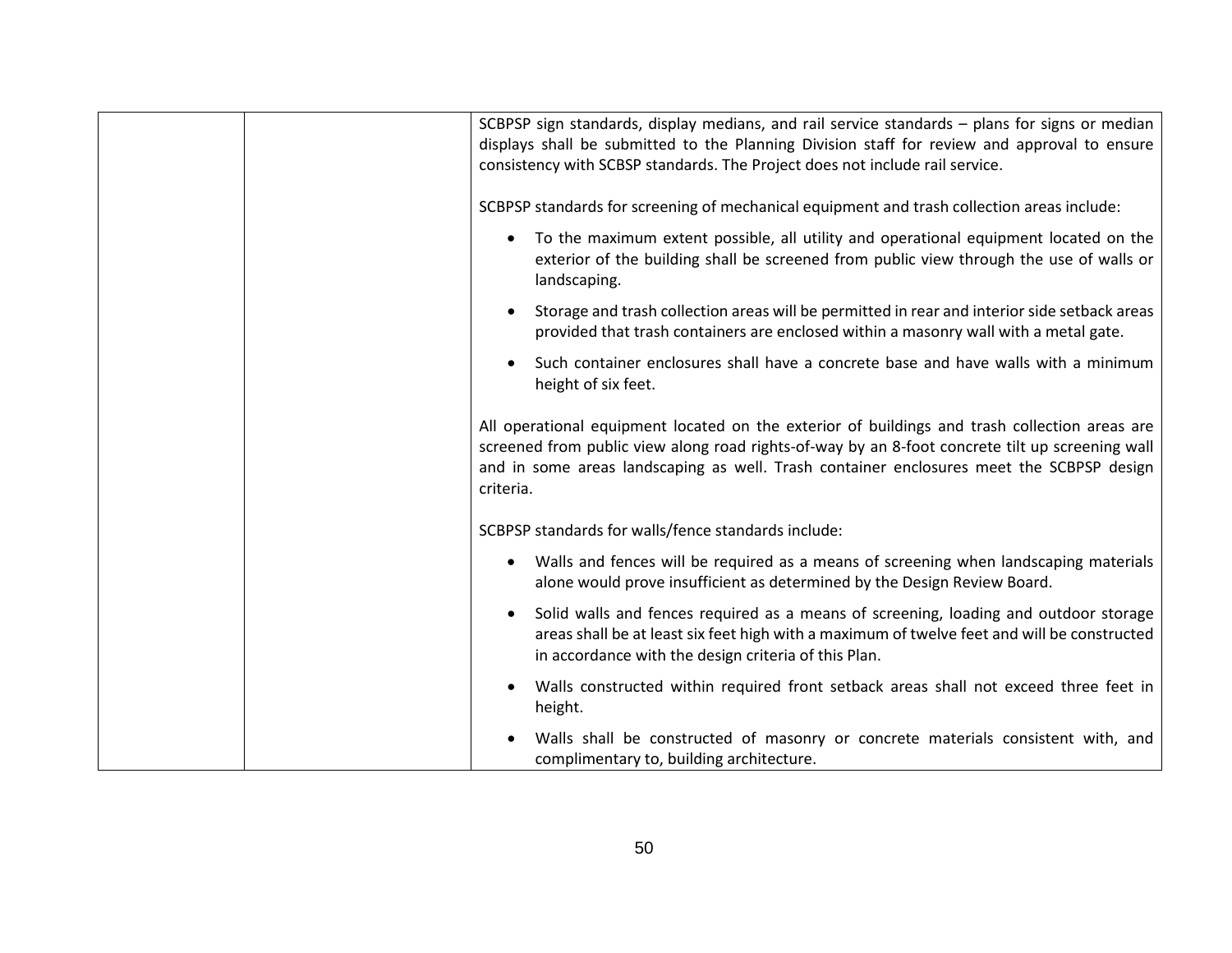| | | SCBPSP sign standards, display medians, and rail service standards – plans for signs or median displays shall be submitted to the Planning Division staff for review and approval to ensure consistency with SCBSP standards. The Project does not include rail service.<br><br>SCBPSP standards for screening of mechanical equipment and trash collection areas include:<br><br>• To the maximum extent possible, all utility and operational equipment located on the exterior of the building shall be screened from public view through the use of walls or landscaping.<br>• Storage and trash collection areas will be permitted in rear and interior side setback areas provided that trash containers are enclosed within a masonry wall with a metal gate.<br>• Such container enclosures shall have a concrete base and have walls with a minimum height of six feet.<br><br>All operational equipment located on the exterior of buildings and trash collection areas are screened from public view along road rights-of-way by an 8-foot concrete tilt up screening wall and in some areas landscaping as well. Trash container enclosures meet the SCBPSP design criteria.<br><br>SCBPSP standards for walls/fence standards include:<br><br>• Walls and fences will be required as a means of screening when landscaping materials alone would prove insufficient as determined by the Design Review Board.<br>• Solid walls and fences required as a means of screening, loading and outdoor storage areas shall be at least six feet high with a maximum of twelve feet and will be constructed in accordance with the design criteria of this Plan.<br>• Walls constructed within required front setback areas shall not exceed three feet in height.<br>• Walls shall be constructed of masonry or concrete materials consistent with, and complimentary to, building architecture. |
|---|---|---|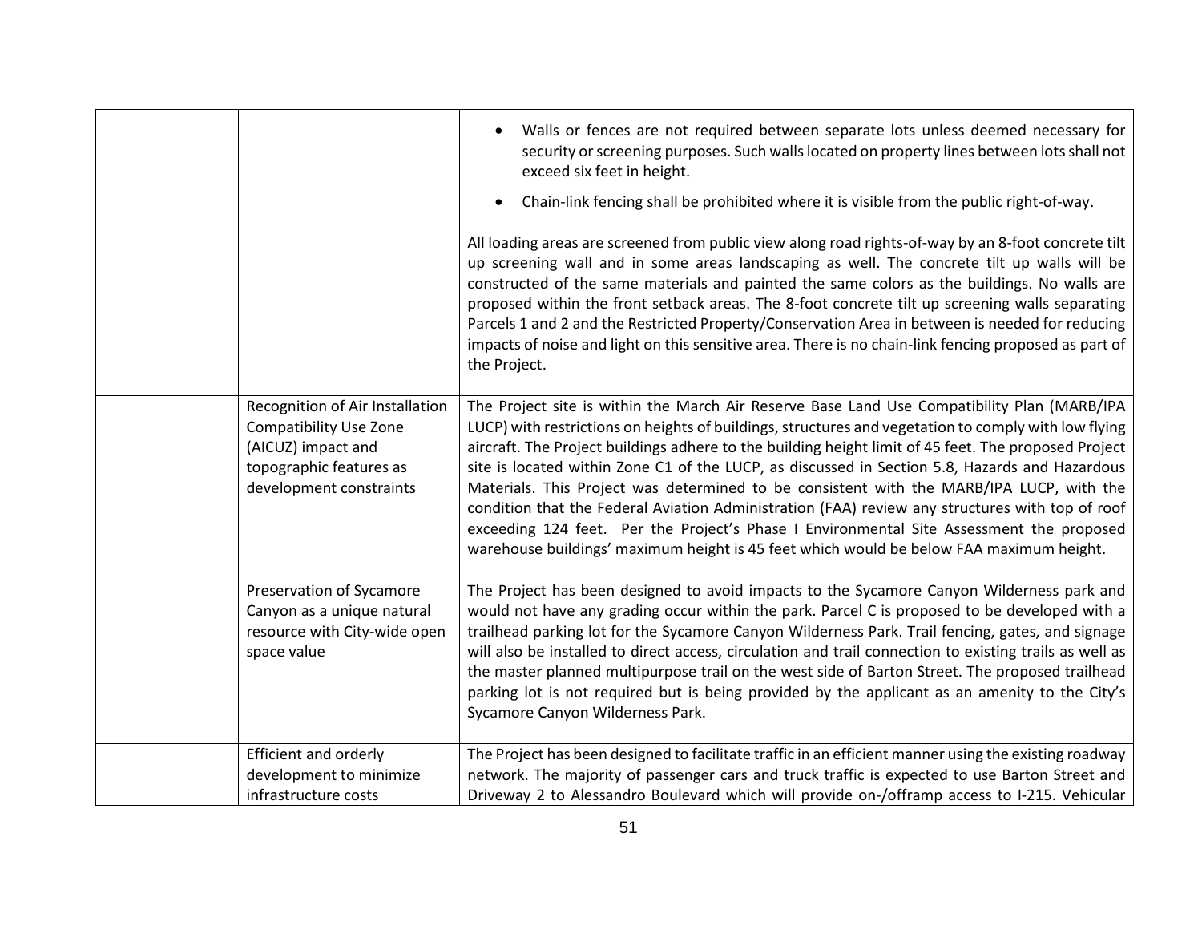| | | |
|---|---|---|
| | | • Walls or fences are not required between separate lots unless deemed necessary for security or screening purposes. Such walls located on property lines between lots shall not exceed six feet in height.<br>• Chain-link fencing shall be prohibited where it is visible from the public right-of-way.<br><br>All loading areas are screened from public view along road rights-of-way by an 8-foot concrete tilt up screening wall and in some areas landscaping as well. The concrete tilt up walls will be constructed of the same materials and painted the same colors as the buildings. No walls are proposed within the front setback areas. The 8-foot concrete tilt up screening walls separating Parcels 1 and 2 and the Restricted Property/Conservation Area in between is needed for reducing impacts of noise and light on this sensitive area. There is no chain-link fencing proposed as part of the Project. |
| | Recognition of Air Installation Compatibility Use Zone (AICUZ) impact and topographic features as development constraints | The Project site is within the March Air Reserve Base Land Use Compatibility Plan (MARB/IPA LUCP) with restrictions on heights of buildings, structures and vegetation to comply with low flying aircraft. The Project buildings adhere to the building height limit of 45 feet. The proposed Project site is located within Zone C1 of the LUCP, as discussed in Section 5.8, Hazards and Hazardous Materials. This Project was determined to be consistent with the MARB/IPA LUCP, with the condition that the Federal Aviation Administration (FAA) review any structures with top of roof exceeding 124 feet. Per the Project's Phase I Environmental Site Assessment the proposed warehouse buildings' maximum height is 45 feet which would be below FAA maximum height. |
| | Preservation of Sycamore Canyon as a unique natural resource with City-wide open space value | The Project has been designed to avoid impacts to the Sycamore Canyon Wilderness park and would not have any grading occur within the park. Parcel C is proposed to be developed with a trailhead parking lot for the Sycamore Canyon Wilderness Park. Trail fencing, gates, and signage will also be installed to direct access, circulation and trail connection to existing trails as well as the master planned multipurpose trail on the west side of Barton Street. The proposed trailhead parking lot is not required but is being provided by the applicant as an amenity to the City's Sycamore Canyon Wilderness Park. |
| | Efficient and orderly development to minimize infrastructure costs | The Project has been designed to facilitate traffic in an efficient manner using the existing roadway network. The majority of passenger cars and truck traffic is expected to use Barton Street and Driveway 2 to Alessandro Boulevard which will provide on-/offramp access to I-215. Vehicular |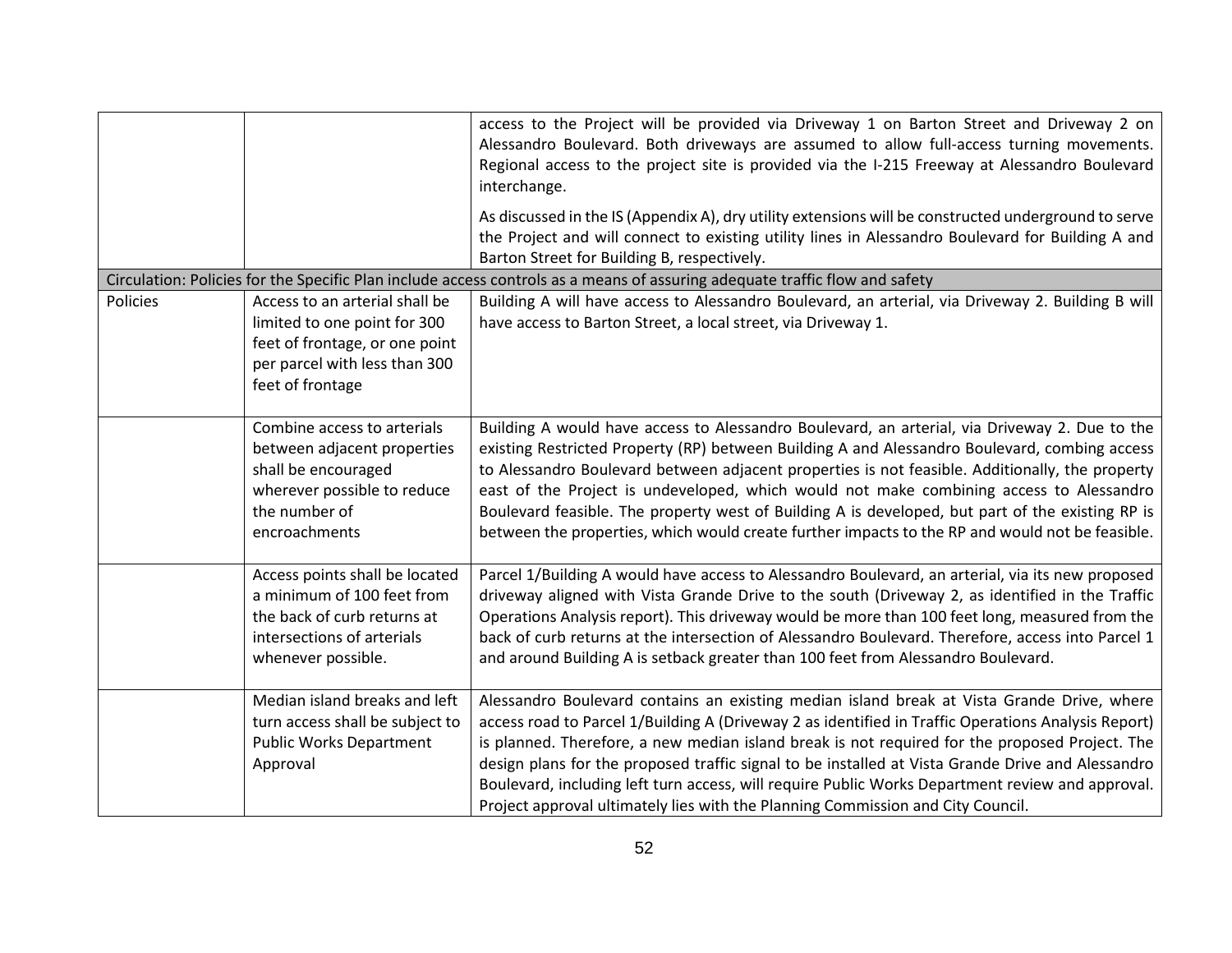| | | |
|---|---|---|
| | | access to the Project will be provided via Driveway 1 on Barton Street and Driveway 2 on Alessandro Boulevard. Both driveways are assumed to allow full-access turning movements. Regional access to the project site is provided via the I-215 Freeway at Alessandro Boulevard interchange.<br><br>As discussed in the IS (Appendix A), dry utility extensions will be constructed underground to serve the Project and will connect to existing utility lines in Alessandro Boulevard for Building A and Barton Street for Building B, respectively. |
| Circulation: Policies for the Specific Plan include access controls as a means of assuring adequate traffic flow and safety | | |
| Policies | Access to an arterial shall be limited to one point for 300 feet of frontage, or one point per parcel with less than 300 feet of frontage | Building A will have access to Alessandro Boulevard, an arterial, via Driveway 2. Building B will have access to Barton Street, a local street, via Driveway 1. |
| | Combine access to arterials between adjacent properties shall be encouraged wherever possible to reduce the number of encroachments | Building A would have access to Alessandro Boulevard, an arterial, via Driveway 2. Due to the existing Restricted Property (RP) between Building A and Alessandro Boulevard, combing access to Alessandro Boulevard between adjacent properties is not feasible. Additionally, the property east of the Project is undeveloped, which would not make combining access to Alessandro Boulevard feasible. The property west of Building A is developed, but part of the existing RP is between the properties, which would create further impacts to the RP and would not be feasible. |
| | Access points shall be located a minimum of 100 feet from the back of curb returns at intersections of arterials whenever possible. | Parcel 1/Building A would have access to Alessandro Boulevard, an arterial, via its new proposed driveway aligned with Vista Grande Drive to the south (Driveway 2, as identified in the Traffic Operations Analysis report). This driveway would be more than 100 feet long, measured from the back of curb returns at the intersection of Alessandro Boulevard. Therefore, access into Parcel 1 and around Building A is setback greater than 100 feet from Alessandro Boulevard. |
| | Median island breaks and left turn access shall be subject to Public Works Department Approval | Alessandro Boulevard contains an existing median island break at Vista Grande Drive, where access road to Parcel 1/Building A (Driveway 2 as identified in Traffic Operations Analysis Report) is planned. Therefore, a new median island break is not required for the proposed Project. The design plans for the proposed traffic signal to be installed at Vista Grande Drive and Alessandro Boulevard, including left turn access, will require Public Works Department review and approval. Project approval ultimately lies with the Planning Commission and City Council. |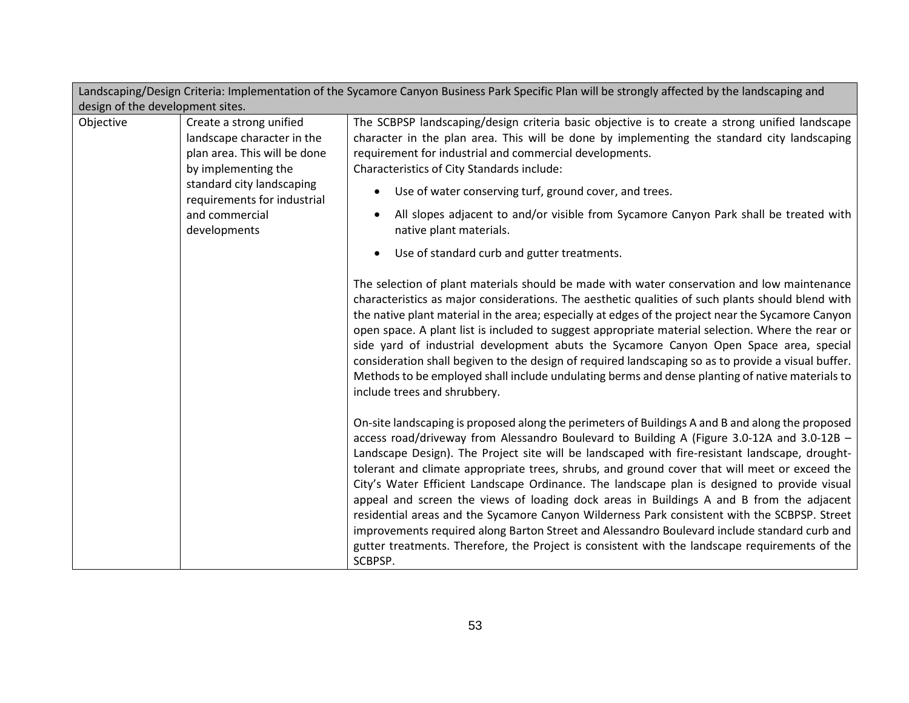| Landscaping/Design Criteria: Implementation of the Sycamore Canyon Business Park Specific Plan will be strongly affected by the landscaping and design of the development sites. | | |
|---|---|---|
| Objective | Create a strong unified landscape character in the plan area. This will be done by implementing the standard city landscaping requirements for industrial and commercial developments | The SCBPSP landscaping/design criteria basic objective is to create a strong unified landscape character in the plan area. This will be done by implementing the standard city landscaping requirement for industrial and commercial developments.<br>Characteristics of City Standards include:<br>• Use of water conserving turf, ground cover, and trees.<br>• All slopes adjacent to and/or visible from Sycamore Canyon Park shall be treated with native plant materials.<br>• Use of standard curb and gutter treatments.<br><br>The selection of plant materials should be made with water conservation and low maintenance characteristics as major considerations. The aesthetic qualities of such plants should blend with the native plant material in the area; especially at edges of the project near the Sycamore Canyon open space. A plant list is included to suggest appropriate material selection. Where the rear or side yard of industrial development abuts the Sycamore Canyon Open Space area, special consideration shall begiven to the design of required landscaping so as to provide a visual buffer. Methods to be employed shall include undulating berms and dense planting of native materials to include trees and shrubbery.<br><br>On-site landscaping is proposed along the perimeters of Buildings A and B and along the proposed access road/driveway from Alessandro Boulevard to Building A (Figure 3.0-12A and 3.0-12B – Landscape Design). The Project site will be landscaped with fire-resistant landscape, drought-tolerant and climate appropriate trees, shrubs, and ground cover that will meet or exceed the City's Water Efficient Landscape Ordinance. The landscape plan is designed to provide visual appeal and screen the views of loading dock areas in Buildings A and B from the adjacent residential areas and the Sycamore Canyon Wilderness Park consistent with the SCBPSP. Street improvements required along Barton Street and Alessandro Boulevard include standard curb and gutter treatments. Therefore, the Project is consistent with the landscape requirements of the SCBPSP. |